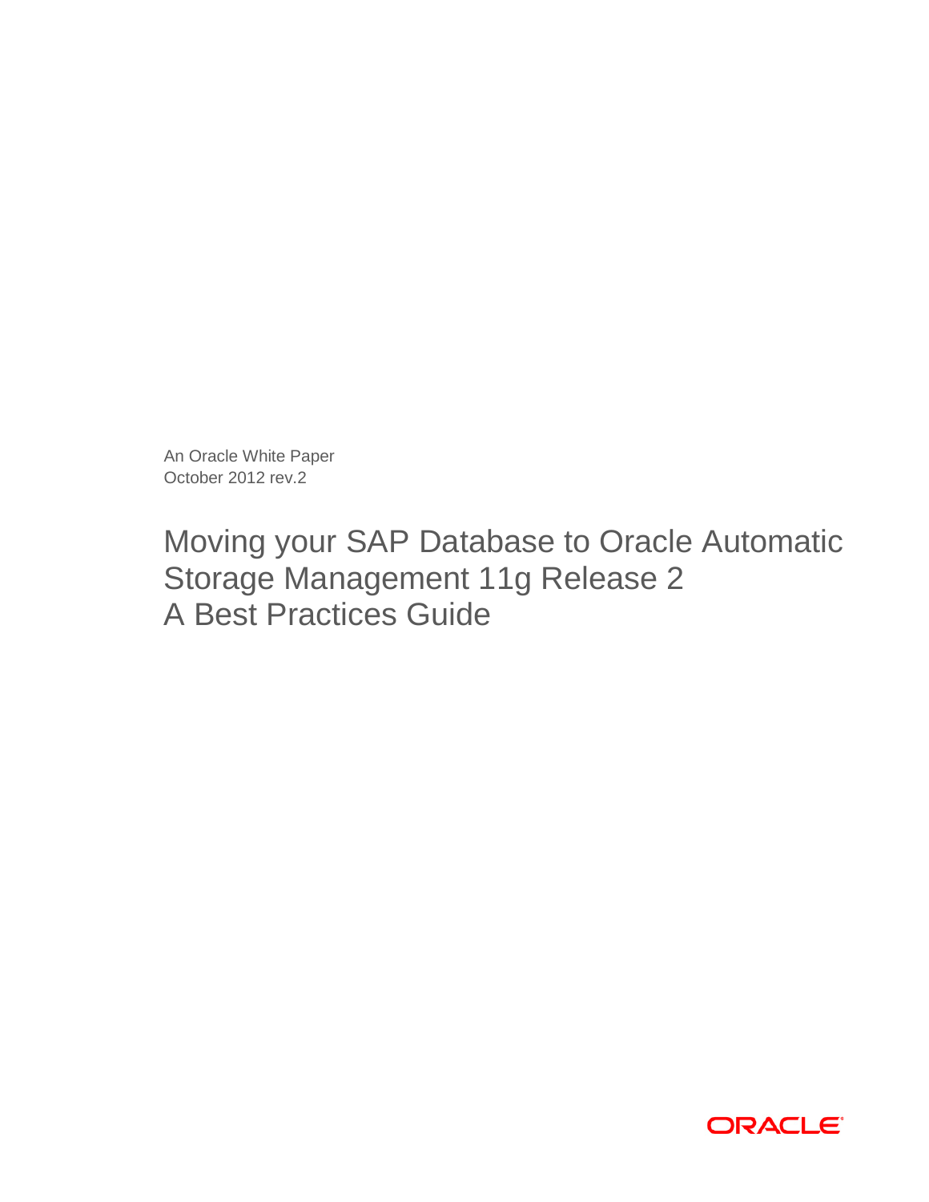An Oracle White Paper
October 2012 rev.2

# Moving your SAP Database to Oracle Automatic Storage Management 11g Release 2
# A Best Practices Guide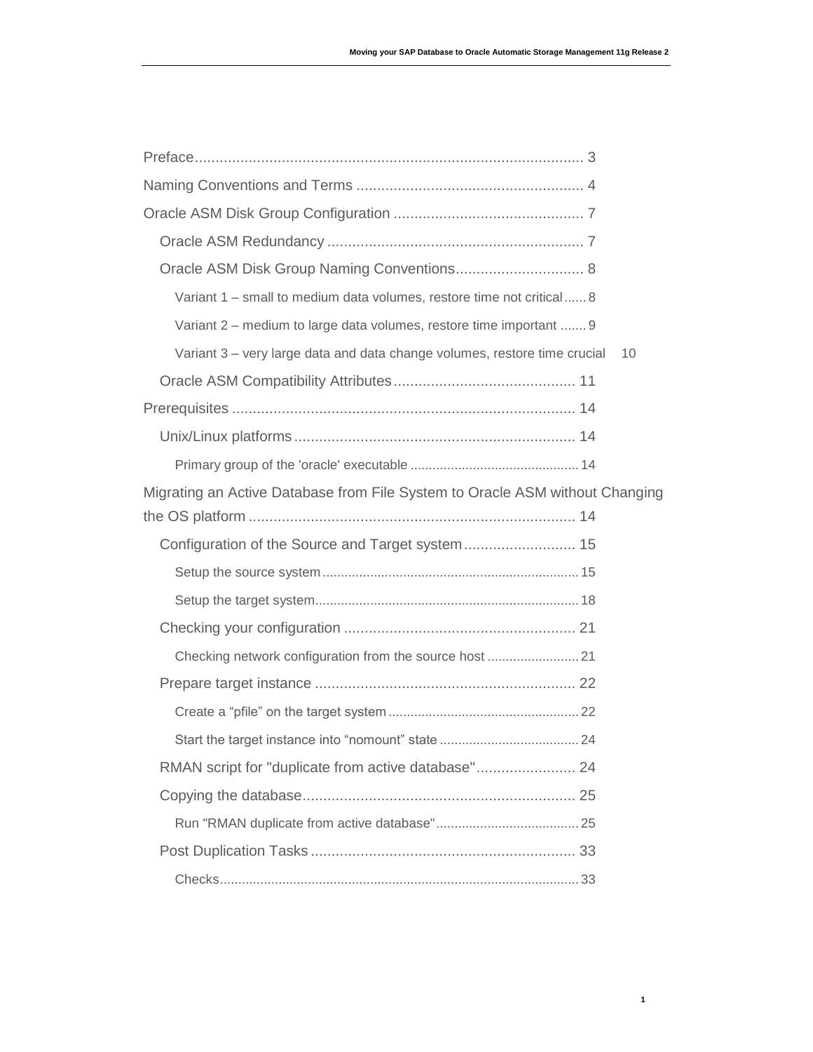Preface ............................................................................................ 3

Naming Conventions and Terms ...................................................... 4

Oracle ASM Disk Group Configuration ............................................. 7

  Oracle ASM Redundancy ............................................................. 7

  Oracle ASM Disk Group Naming Conventions ............................... 8

    Variant 1 – small to medium data volumes, restore time not critical ...... 8

    Variant 2 – medium to large data volumes, restore time important ....... 9

    Variant 3 – very large data and data change volumes, restore time crucial 10

  Oracle ASM Compatibility Attributes ........................................... 11

Prerequisites .................................................................................. 14

  Unix/Linux platforms ................................................................... 14

    Primary group of the 'oracle' executable .............................................. 14

Migrating an Active Database from File System to Oracle ASM without Changing the OS platform .............................................................................. 14

  Configuration of the Source and Target system ........................... 15

    Setup the source system ...................................................................... 15

    Setup the target system ........................................................................ 18

  Checking your configuration ....................................................... 21

    Checking network configuration from the source host ......................... 21

  Prepare target instance .............................................................. 22

    Create a "pfile" on the target system .................................................... 22

    Start the target instance into "nomount" state ...................................... 24

  RMAN script for "duplicate from active database" ........................ 24

  Copying the database ................................................................. 25

    Run "RMAN duplicate from active database" ....................................... 25

  Post Duplication Tasks ................................................................ 33

    Checks ................................................................................................. 33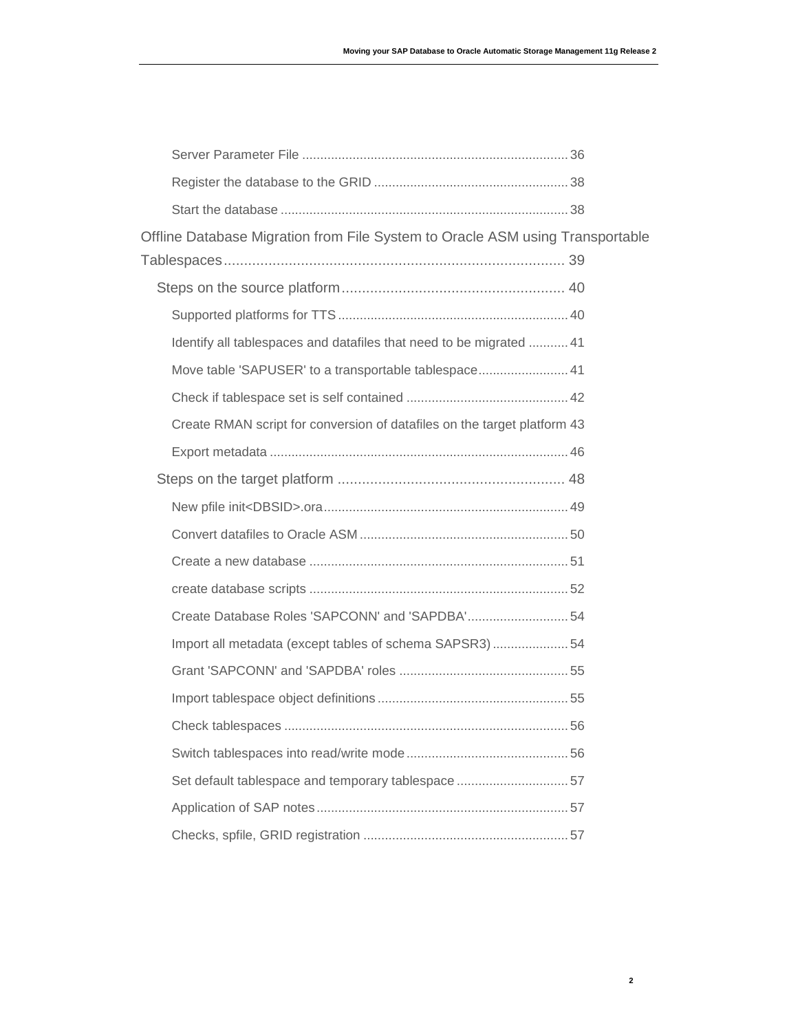Server Parameter File ........................................................................ 36

Register the database to the GRID ..................................................... 38

Start the database .............................................................................. 38

Offline Database Migration from File System to Oracle ASM using Transportable Tablespaces.................................................................................... 39

Steps on the source platform....................................................... 40

Supported platforms for TTS.............................................................. 40

Identify all tablespaces and datafiles that need to be migrated ........... 41

Move table 'SAPUSER' to a transportable tablespace......................... 41

Check if tablespace set is self contained ............................................ 42

Create RMAN script for conversion of datafiles on the target platform 43

Export metadata .................................................................................. 46

Steps on the target platform ........................................................ 48

New pfile init<DBSID>.ora................................................................... 49

Convert datafiles to Oracle ASM ......................................................... 50

Create a new database ....................................................................... 51

create database scripts ....................................................................... 52

Create Database Roles 'SAPCONN' and 'SAPDBA'............................ 54

Import all metadata (except tables of schema SAPSR3) ..................... 54

Grant 'SAPCONN' and 'SAPDBA' roles .............................................. 55

Import tablespace object definitions.................................................... 55

Check tablespaces .............................................................................. 56

Switch tablespaces into read/write mode ............................................ 56

Set default tablespace and temporary tablespace ............................... 57

Application of SAP notes..................................................................... 57

Checks, spfile, GRID registration ........................................................ 57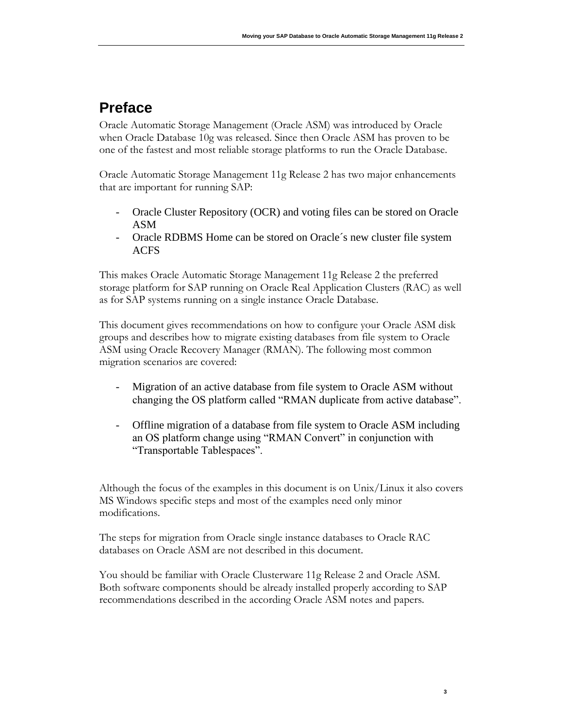# Preface

Oracle Automatic Storage Management (Oracle ASM) was introduced by Oracle when Oracle Database 10g was released. Since then Oracle ASM has proven to be one of the fastest and most reliable storage platforms to run the Oracle Database.

Oracle Automatic Storage Management 11g Release 2 has two major enhancements that are important for running SAP:

- Oracle Cluster Repository (OCR) and voting files can be stored on Oracle ASM
- Oracle RDBMS Home can be stored on Oracle´s new cluster file system ACFS

This makes Oracle Automatic Storage Management 11g Release 2 the preferred storage platform for SAP running on Oracle Real Application Clusters (RAC) as well as for SAP systems running on a single instance Oracle Database.

This document gives recommendations on how to configure your Oracle ASM disk groups and describes how to migrate existing databases from file system to Oracle ASM using Oracle Recovery Manager (RMAN). The following most common migration scenarios are covered:

- Migration of an active database from file system to Oracle ASM without changing the OS platform called “RMAN duplicate from active database”.

- Offline migration of a database from file system to Oracle ASM including an OS platform change using “RMAN Convert” in conjunction with “Transportable Tablespaces”.

Although the focus of the examples in this document is on Unix/Linux it also covers MS Windows specific steps and most of the examples need only minor modifications.

The steps for migration from Oracle single instance databases to Oracle RAC databases on Oracle ASM are not described in this document.

You should be familiar with Oracle Clusterware 11g Release 2 and Oracle ASM. Both software components should be already installed properly according to SAP recommendations described in the according Oracle ASM notes and papers.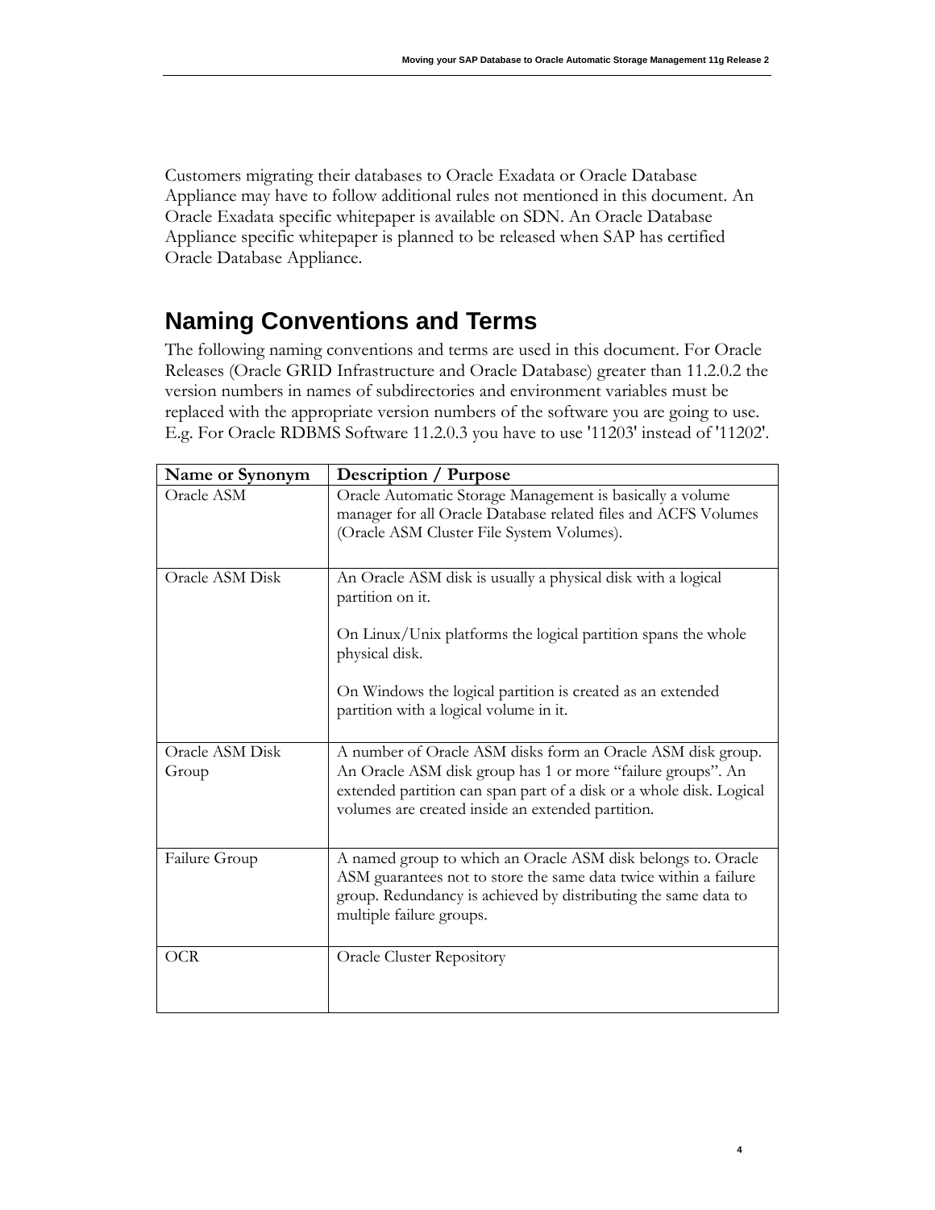Customers migrating their databases to Oracle Exadata or Oracle Database Appliance may have to follow additional rules not mentioned in this document. An Oracle Exadata specific whitepaper is available on SDN. An Oracle Database Appliance specific whitepaper is planned to be released when SAP has certified Oracle Database Appliance.

## Naming Conventions and Terms

The following naming conventions and terms are used in this document. For Oracle Releases (Oracle GRID Infrastructure and Oracle Database) greater than 11.2.0.2 the version numbers in names of subdirectories and environment variables must be replaced with the appropriate version numbers of the software you are going to use. E.g. For Oracle RDBMS Software 11.2.0.3 you have to use '11203' instead of '11202'.

| Name or Synonym | Description / Purpose |
|---|---|
| Oracle ASM | Oracle Automatic Storage Management is basically a volume manager for all Oracle Database related files and ACFS Volumes (Oracle ASM Cluster File System Volumes). |
| Oracle ASM Disk | An Oracle ASM disk is usually a physical disk with a logical partition on it.<br><br>On Linux/Unix platforms the logical partition spans the whole physical disk.<br><br>On Windows the logical partition is created as an extended partition with a logical volume in it. |
| Oracle ASM Disk Group | A number of Oracle ASM disks form an Oracle ASM disk group. An Oracle ASM disk group has 1 or more "failure groups". An extended partition can span part of a disk or a whole disk. Logical volumes are created inside an extended partition. |
| Failure Group | A named group to which an Oracle ASM disk belongs to. Oracle ASM guarantees not to store the same data twice within a failure group. Redundancy is achieved by distributing the same data to multiple failure groups. |
| OCR | Oracle Cluster Repository |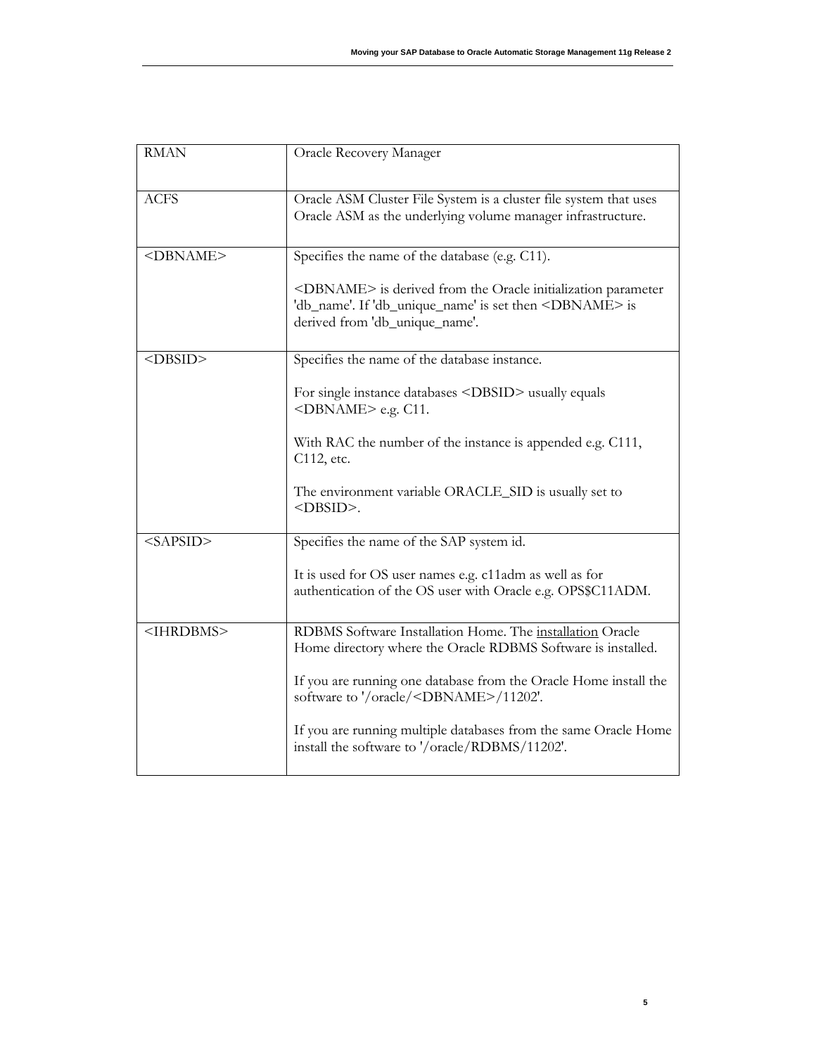| | |
|---|---|
| RMAN | Oracle Recovery Manager |
| ACFS | Oracle ASM Cluster File System is a cluster file system that uses Oracle ASM as the underlying volume manager infrastructure. |
| <DBNAME> | Specifies the name of the database (e.g. C11).<br><br><DBNAME> is derived from the Oracle initialization parameter 'db_name'. If 'db_unique_name' is set then <DBNAME> is derived from 'db_unique_name'. |
| <DBSID> | Specifies the name of the database instance.<br><br>For single instance databases <DBSID> usually equals <DBNAME> e.g. C11.<br><br>With RAC the number of the instance is appended e.g. C111, C112, etc.<br><br>The environment variable ORACLE_SID is usually set to <DBSID>. |
| <SAPSID> | Specifies the name of the SAP system id.<br><br>It is used for OS user names e.g. c11adm as well as for authentication of the OS user with Oracle e.g. OPS$C11ADM. |
| <IHRDBMS> | RDBMS Software Installation Home. The installation Oracle Home directory where the Oracle RDBMS Software is installed.<br><br>If you are running one database from the Oracle Home install the software to '/oracle/<DBNAME>/11202'.<br><br>If you are running multiple databases from the same Oracle Home install the software to '/oracle/RDBMS/11202'. |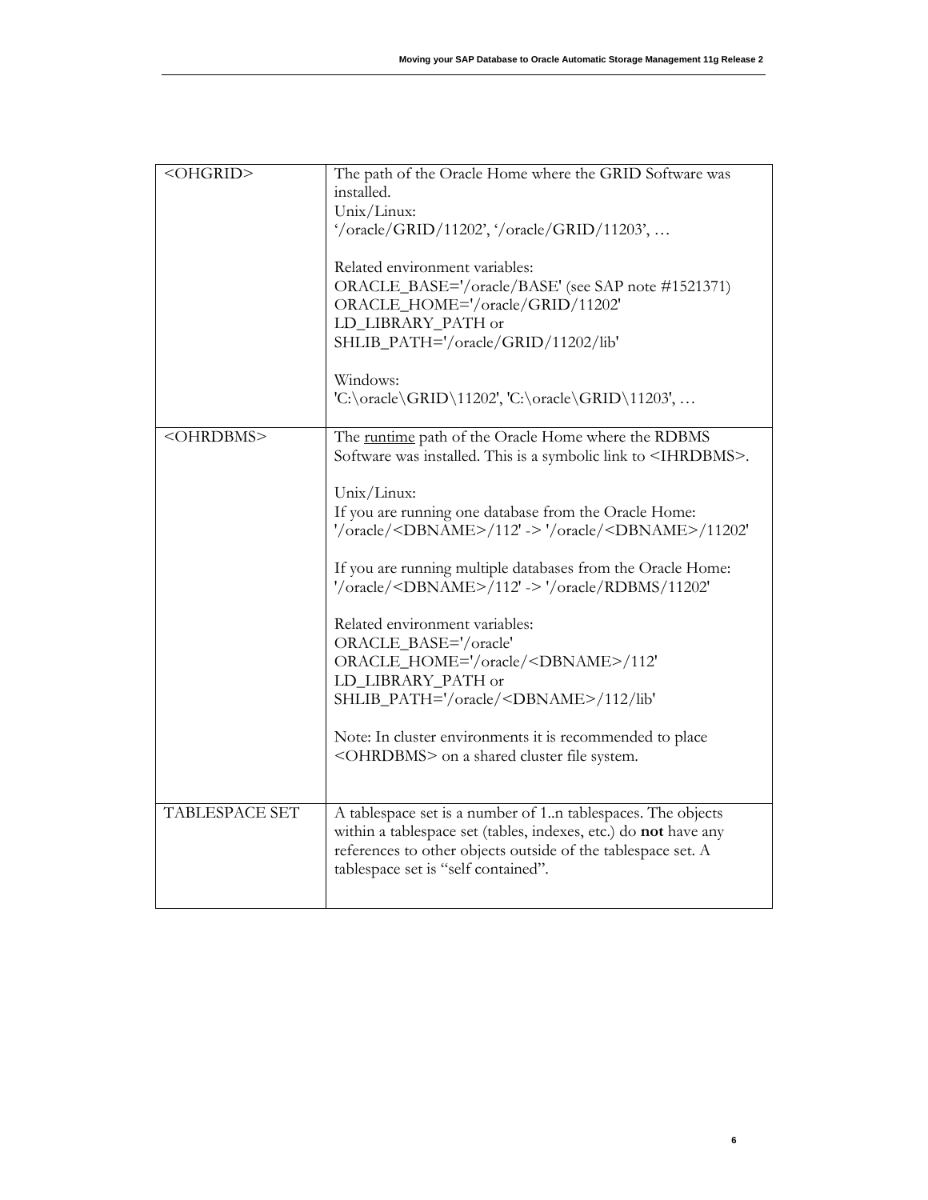| | |
|---|---|
| <OHGRID> | The path of the Oracle Home where the GRID Software was installed.<br>Unix/Linux:<br>'/oracle/GRID/11202', '/oracle/GRID/11203', …<br><br>Related environment variables:<br>ORACLE_BASE='/oracle/BASE' (see SAP note #1521371)<br>ORACLE_HOME='/oracle/GRID/11202'<br>LD_LIBRARY_PATH or<br>SHLIB_PATH='/oracle/GRID/11202/lib'<br><br>Windows:<br>'C:\oracle\GRID\11202', 'C:\oracle\GRID\11203', … |
| <OHRDBMS> | The <u>runtime</u> path of the Oracle Home where the RDBMS Software was installed. This is a symbolic link to <IHRDBMS>.<br><br>Unix/Linux:<br>If you are running one database from the Oracle Home:<br>'/oracle/<DBNAME>/112' -> '/oracle/<DBNAME>/11202'<br><br>If you are running multiple databases from the Oracle Home:<br>'/oracle/<DBNAME>/112' -> '/oracle/RDBMS/11202'<br><br>Related environment variables:<br>ORACLE_BASE='/oracle'<br>ORACLE_HOME='/oracle/<DBNAME>/112'<br>LD_LIBRARY_PATH or<br>SHLIB_PATH='/oracle/<DBNAME>/112/lib'<br><br>Note: In cluster environments it is recommended to place <OHRDBMS> on a shared cluster file system. |
| TABLESPACE SET | A tablespace set is a number of 1..n tablespaces. The objects within a tablespace set (tables, indexes, etc.) do **not** have any references to other objects outside of the tablespace set. A tablespace set is "self contained". |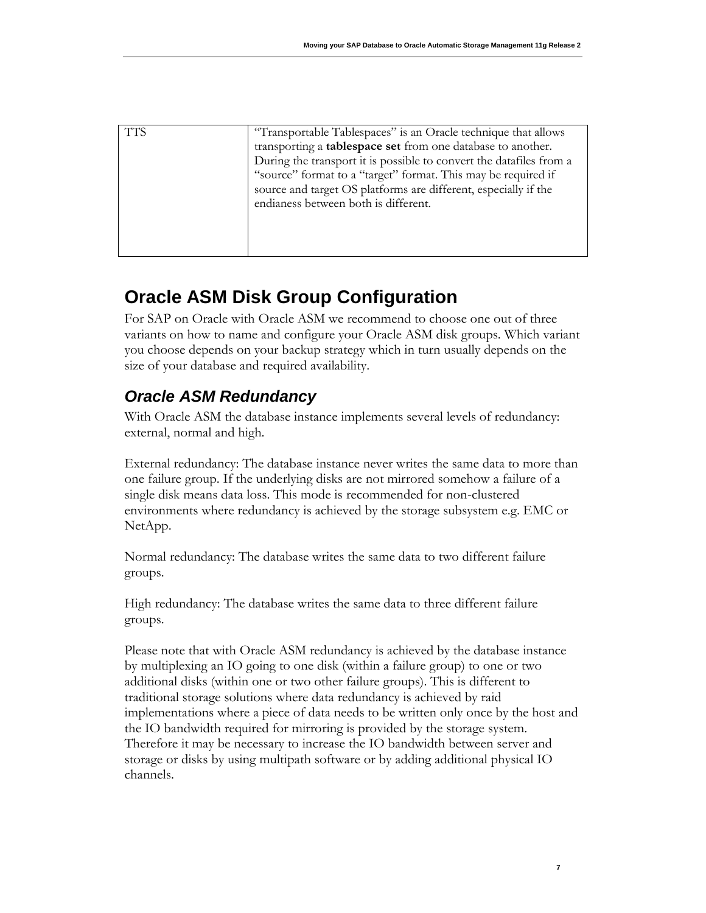| TTS | "Transportable Tablespaces" is an Oracle technique that allows transporting a **tablespace set** from one database to another. During the transport it is possible to convert the datafiles from a "source" format to a "target" format. This may be required if source and target OS platforms are different, especially if the endianess between both is different. |
|---|---|

# Oracle ASM Disk Group Configuration

For SAP on Oracle with Oracle ASM we recommend to choose one out of three variants on how to name and configure your Oracle ASM disk groups. Which variant you choose depends on your backup strategy which in turn usually depends on the size of your database and required availability.

## *Oracle ASM Redundancy*

With Oracle ASM the database instance implements several levels of redundancy: external, normal and high.

External redundancy: The database instance never writes the same data to more than one failure group. If the underlying disks are not mirrored somehow a failure of a single disk means data loss. This mode is recommended for non-clustered environments where redundancy is achieved by the storage subsystem e.g. EMC or NetApp.

Normal redundancy: The database writes the same data to two different failure groups.

High redundancy: The database writes the same data to three different failure groups.

Please note that with Oracle ASM redundancy is achieved by the database instance by multiplexing an IO going to one disk (within a failure group) to one or two additional disks (within one or two other failure groups). This is different to traditional storage solutions where data redundancy is achieved by raid implementations where a piece of data needs to be written only once by the host and the IO bandwidth required for mirroring is provided by the storage system. Therefore it may be necessary to increase the IO bandwidth between server and storage or disks by using multipath software or by adding additional physical IO channels.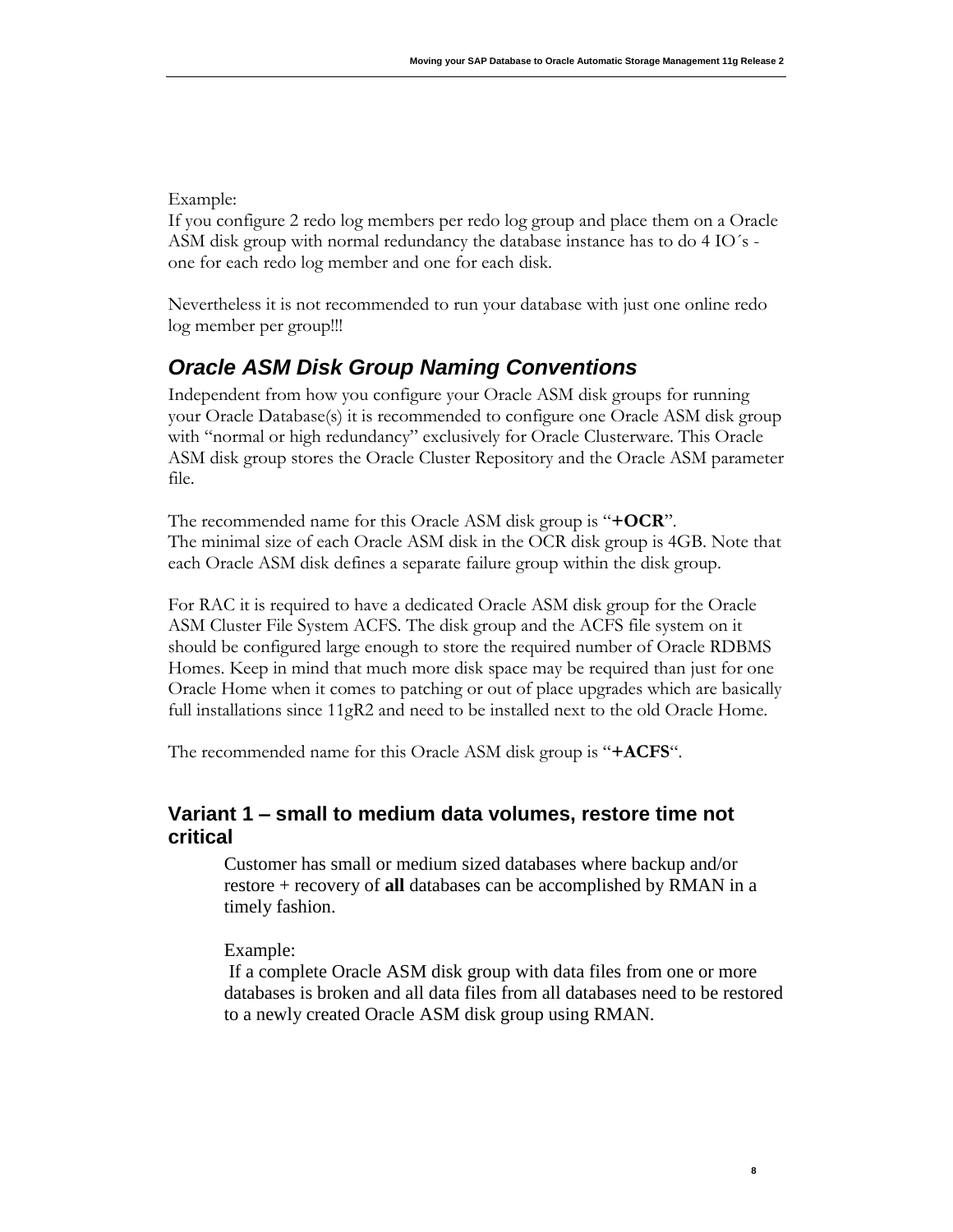Example:
If you configure 2 redo log members per redo log group and place them on a Oracle ASM disk group with normal redundancy the database instance has to do 4 IO´s - one for each redo log member and one for each disk.

Nevertheless it is not recommended to run your database with just one online redo log member per group!!!

## Oracle ASM Disk Group Naming Conventions

Independent from how you configure your Oracle ASM disk groups for running your Oracle Database(s) it is recommended to configure one Oracle ASM disk group with “normal or high redundancy” exclusively for Oracle Clusterware. This Oracle ASM disk group stores the Oracle Cluster Repository and the Oracle ASM parameter file.

The recommended name for this Oracle ASM disk group is “**+OCR**”.
The minimal size of each Oracle ASM disk in the OCR disk group is 4GB. Note that each Oracle ASM disk defines a separate failure group within the disk group.

For RAC it is required to have a dedicated Oracle ASM disk group for the Oracle ASM Cluster File System ACFS. The disk group and the ACFS file system on it should be configured large enough to store the required number of Oracle RDBMS Homes. Keep in mind that much more disk space may be required than just for one Oracle Home when it comes to patching or out of place upgrades which are basically full installations since 11gR2 and need to be installed next to the old Oracle Home.

The recommended name for this Oracle ASM disk group is “**+ACFS**“.

### Variant 1 – small to medium data volumes, restore time not critical

Customer has small or medium sized databases where backup and/or restore + recovery of **all** databases can be accomplished by RMAN in a timely fashion.

Example:
If a complete Oracle ASM disk group with data files from one or more databases is broken and all data files from all databases need to be restored to a newly created Oracle ASM disk group using RMAN.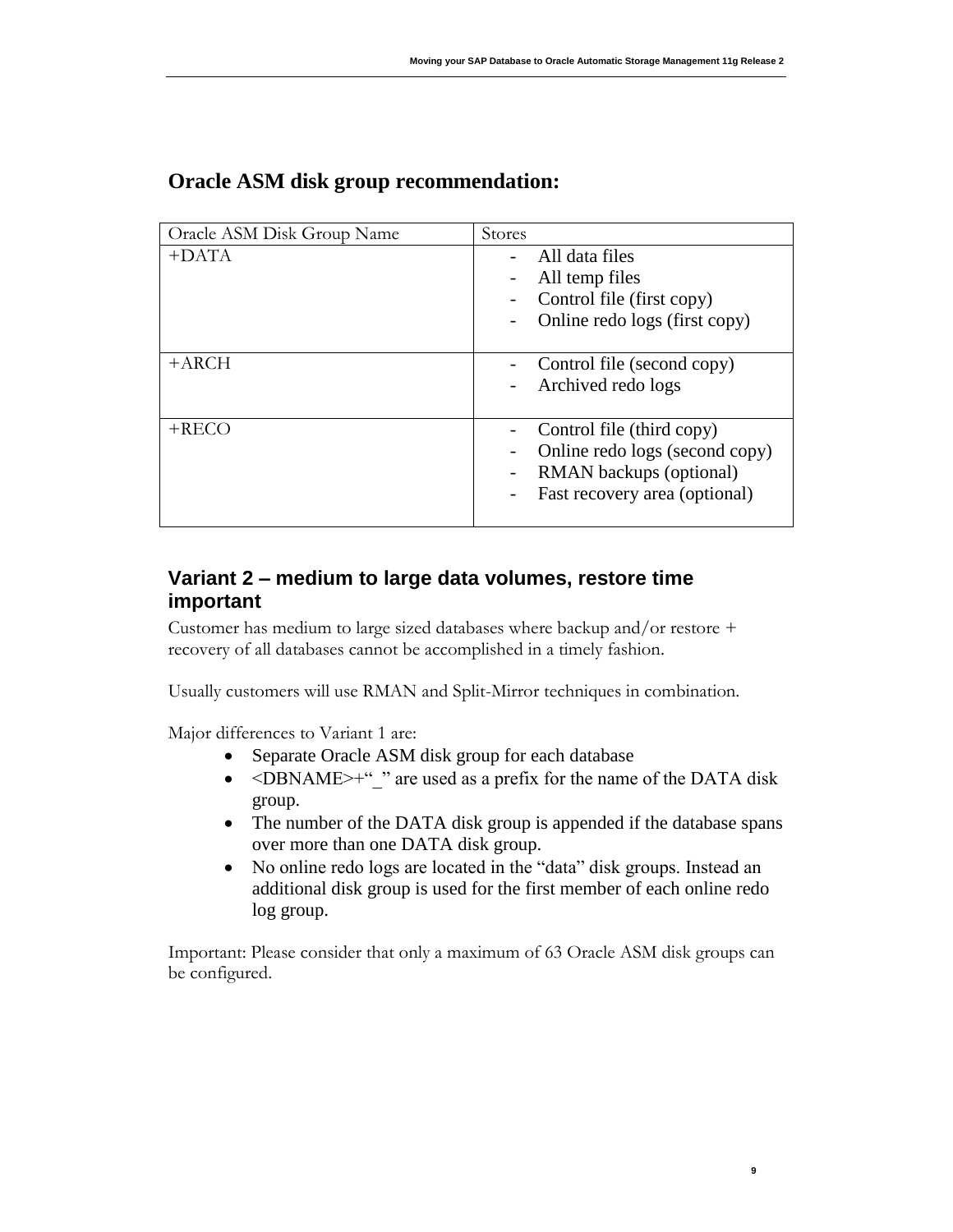## Oracle ASM disk group recommendation:

| Oracle ASM Disk Group Name | Stores |
|---|---|
| +DATA | - All data files<br>- All temp files<br>- Control file (first copy)<br>- Online redo logs (first copy) |
| +ARCH | - Control file (second copy)<br>- Archived redo logs |
| +RECO | - Control file (third copy)<br>- Online redo logs (second copy)<br>- RMAN backups (optional)<br>- Fast recovery area (optional) |

### Variant 2 – medium to large data volumes, restore time important

Customer has medium to large sized databases where backup and/or restore + recovery of all databases cannot be accomplished in a timely fashion.

Usually customers will use RMAN and Split-Mirror techniques in combination.

Major differences to Variant 1 are:

- Separate Oracle ASM disk group for each database
- <DBNAME>+"_" are used as a prefix for the name of the DATA disk group.
- The number of the DATA disk group is appended if the database spans over more than one DATA disk group.
- No online redo logs are located in the "data" disk groups. Instead an additional disk group is used for the first member of each online redo log group.

Important: Please consider that only a maximum of 63 Oracle ASM disk groups can be configured.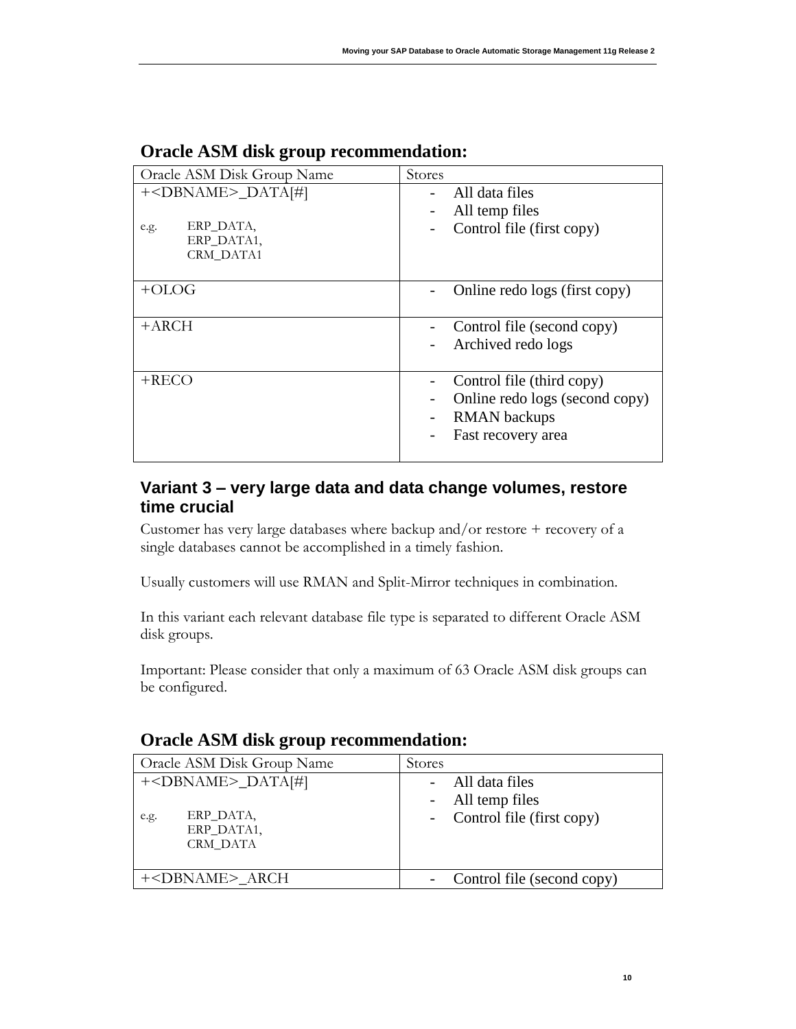## Oracle ASM disk group recommendation:

| Oracle ASM Disk Group Name | Stores |
|---|---|
| +<DBNAME>_DATA[#]<br><br>e.g. ERP_DATA,<br>ERP_DATA1,<br>CRM_DATA1 | - All data files<br>- All temp files<br>- Control file (first copy) |
| +OLOG | - Online redo logs (first copy) |
| +ARCH | - Control file (second copy)<br>- Archived redo logs |
| +RECO | - Control file (third copy)<br>- Online redo logs (second copy)<br>- RMAN backups<br>- Fast recovery area |

### Variant 3 – very large data and data change volumes, restore time crucial

Customer has very large databases where backup and/or restore + recovery of a single databases cannot be accomplished in a timely fashion.

Usually customers will use RMAN and Split-Mirror techniques in combination.

In this variant each relevant database file type is separated to different Oracle ASM disk groups.

Important: Please consider that only a maximum of 63 Oracle ASM disk groups can be configured.

## Oracle ASM disk group recommendation:

| Oracle ASM Disk Group Name | Stores |
|---|---|
| +<DBNAME>_DATA[#]<br><br>e.g. ERP_DATA,<br>ERP_DATA1,<br>CRM_DATA | - All data files<br>- All temp files<br>- Control file (first copy) |
| +<DBNAME>_ARCH | - Control file (second copy) |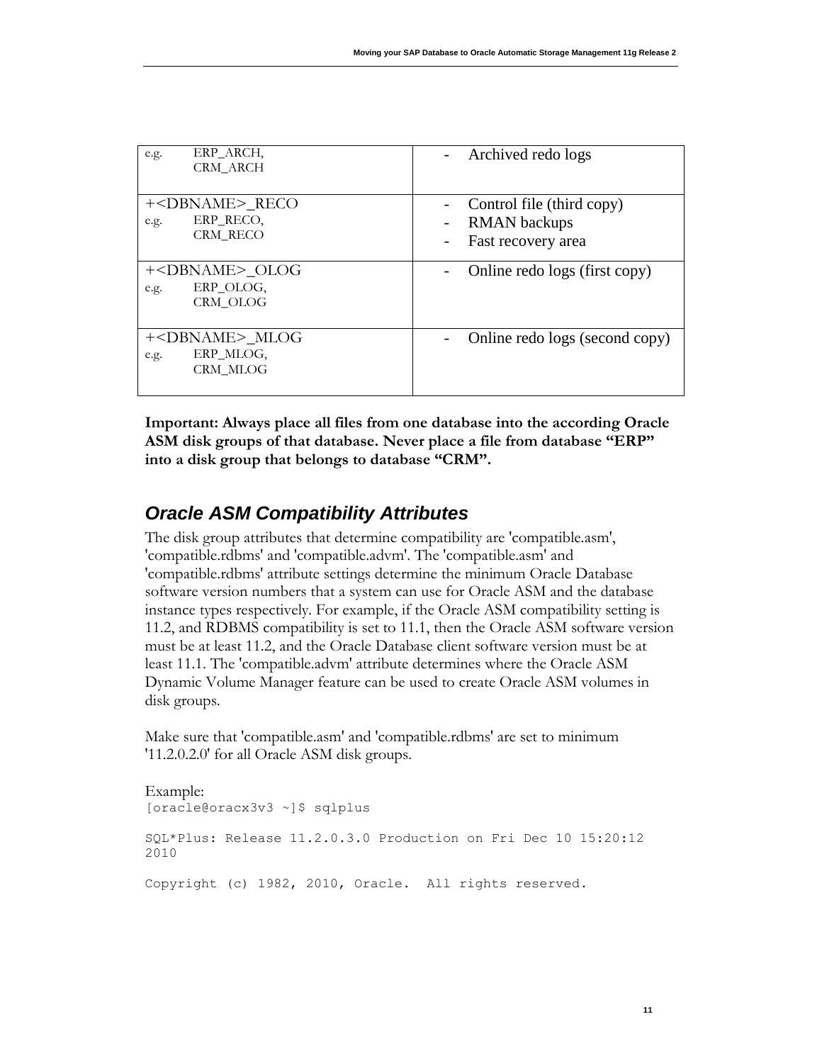| | |
|---|---|
| e.g. ERP_ARCH, CRM_ARCH | - Archived redo logs |
| +<DBNAME>_RECO<br>e.g. ERP_RECO, CRM_RECO | - Control file (third copy)<br>- RMAN backups<br>- Fast recovery area |
| +<DBNAME>_OLOG<br>e.g. ERP_OLOG, CRM_OLOG | - Online redo logs (first copy) |
| +<DBNAME>_MLOG<br>e.g. ERP_MLOG, CRM_MLOG | - Online redo logs (second copy) |

**Important: Always place all files from one database into the according Oracle ASM disk groups of that database. Never place a file from database "ERP" into a disk group that belongs to database "CRM".**

## *Oracle ASM Compatibility Attributes*

The disk group attributes that determine compatibility are 'compatible.asm', 'compatible.rdbms' and 'compatible.advm'. The 'compatible.asm' and 'compatible.rdbms' attribute settings determine the minimum Oracle Database software version numbers that a system can use for Oracle ASM and the database instance types respectively. For example, if the Oracle ASM compatibility setting is 11.2, and RDBMS compatibility is set to 11.1, then the Oracle ASM software version must be at least 11.2, and the Oracle Database client software version must be at least 11.1. The 'compatible.advm' attribute determines where the Oracle ASM Dynamic Volume Manager feature can be used to create Oracle ASM volumes in disk groups.

Make sure that 'compatible.asm' and 'compatible.rdbms' are set to minimum '11.2.0.2.0' for all Oracle ASM disk groups.

Example:

```
[oracle@oracx3v3 ~]$ sqlplus

SQL*Plus: Release 11.2.0.3.0 Production on Fri Dec 10 15:20:12
2010

Copyright (c) 1982, 2010, Oracle.  All rights reserved.
```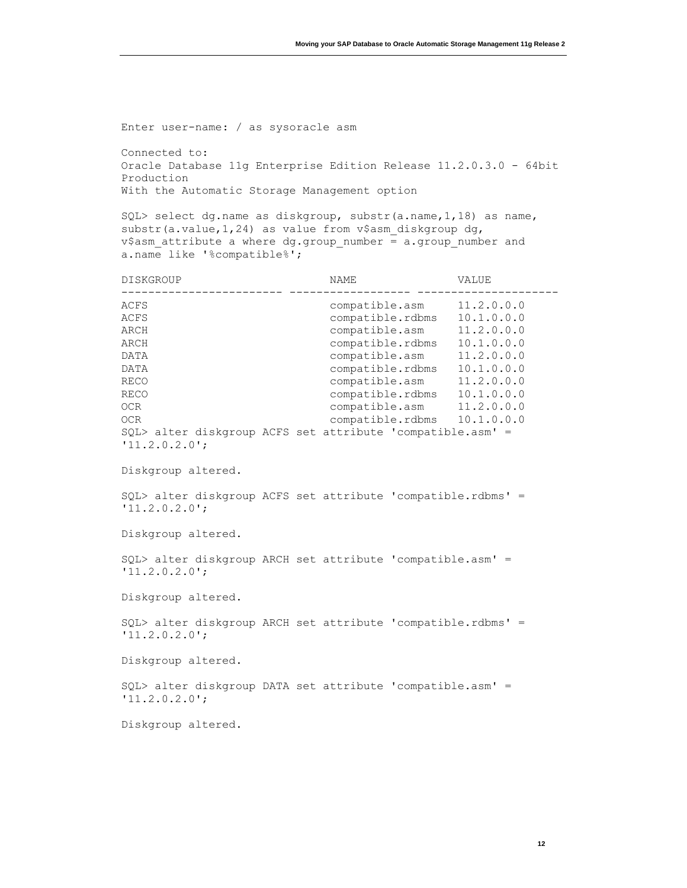```
Enter user-name: / as sysoracle asm

Connected to:
Oracle Database 11g Enterprise Edition Release 11.2.0.3.0 - 64bit
Production
With the Automatic Storage Management option

SQL> select dg.name as diskgroup, substr(a.name,1,18) as name,
substr(a.value,1,24) as value from v$asm_diskgroup dg,
v$asm_attribute a where dg.group_number = a.group_number and
a.name like '%compatible%';

DISKGROUP                      NAME               VALUE
------------------------ ------------------ ---------------------
ACFS                           compatible.asm     11.2.0.0.0
ACFS                           compatible.rdbms   10.1.0.0.0
ARCH                           compatible.asm     11.2.0.0.0
ARCH                           compatible.rdbms   10.1.0.0.0
DATA                           compatible.asm     11.2.0.0.0
DATA                           compatible.rdbms   10.1.0.0.0
RECO                           compatible.asm     11.2.0.0.0
RECO                           compatible.rdbms   10.1.0.0.0
OCR                            compatible.asm     11.2.0.0.0
OCR                            compatible.rdbms   10.1.0.0.0
SQL> alter diskgroup ACFS set attribute 'compatible.asm' =
'11.2.0.2.0';

Diskgroup altered.

SQL> alter diskgroup ACFS set attribute 'compatible.rdbms' =
'11.2.0.2.0';

Diskgroup altered.

SQL> alter diskgroup ARCH set attribute 'compatible.asm' =
'11.2.0.2.0';

Diskgroup altered.

SQL> alter diskgroup ARCH set attribute 'compatible.rdbms' =
'11.2.0.2.0';

Diskgroup altered.

SQL> alter diskgroup DATA set attribute 'compatible.asm' =
'11.2.0.2.0';

Diskgroup altered.
```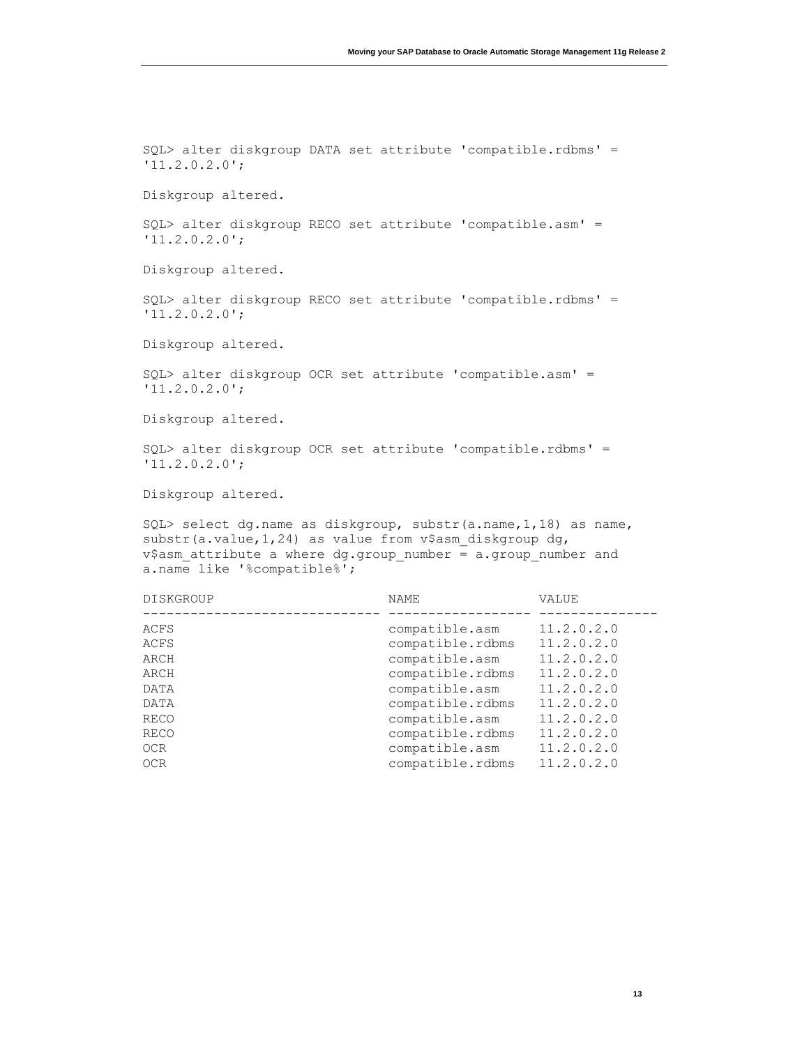```
SQL> alter diskgroup DATA set attribute 'compatible.rdbms' =
'11.2.0.2.0';

Diskgroup altered.

SQL> alter diskgroup RECO set attribute 'compatible.asm' =
'11.2.0.2.0';

Diskgroup altered.

SQL> alter diskgroup RECO set attribute 'compatible.rdbms' =
'11.2.0.2.0';

Diskgroup altered.

SQL> alter diskgroup OCR set attribute 'compatible.asm' =
'11.2.0.2.0';

Diskgroup altered.

SQL> alter diskgroup OCR set attribute 'compatible.rdbms' =
'11.2.0.2.0';

Diskgroup altered.

SQL> select dg.name as diskgroup, substr(a.name,1,18) as name,
substr(a.value,1,24) as value from v$asm_diskgroup dg,
v$asm_attribute a where dg.group_number = a.group_number and
a.name like '%compatible%';

DISKGROUP                      NAME               VALUE
------------------------------ ------------------ ---------------
ACFS                           compatible.asm     11.2.0.2.0
ACFS                           compatible.rdbms   11.2.0.2.0
ARCH                           compatible.asm     11.2.0.2.0
ARCH                           compatible.rdbms   11.2.0.2.0
DATA                           compatible.asm     11.2.0.2.0
DATA                           compatible.rdbms   11.2.0.2.0
RECO                           compatible.asm     11.2.0.2.0
RECO                           compatible.rdbms   11.2.0.2.0
OCR                            compatible.asm     11.2.0.2.0
OCR                            compatible.rdbms   11.2.0.2.0
```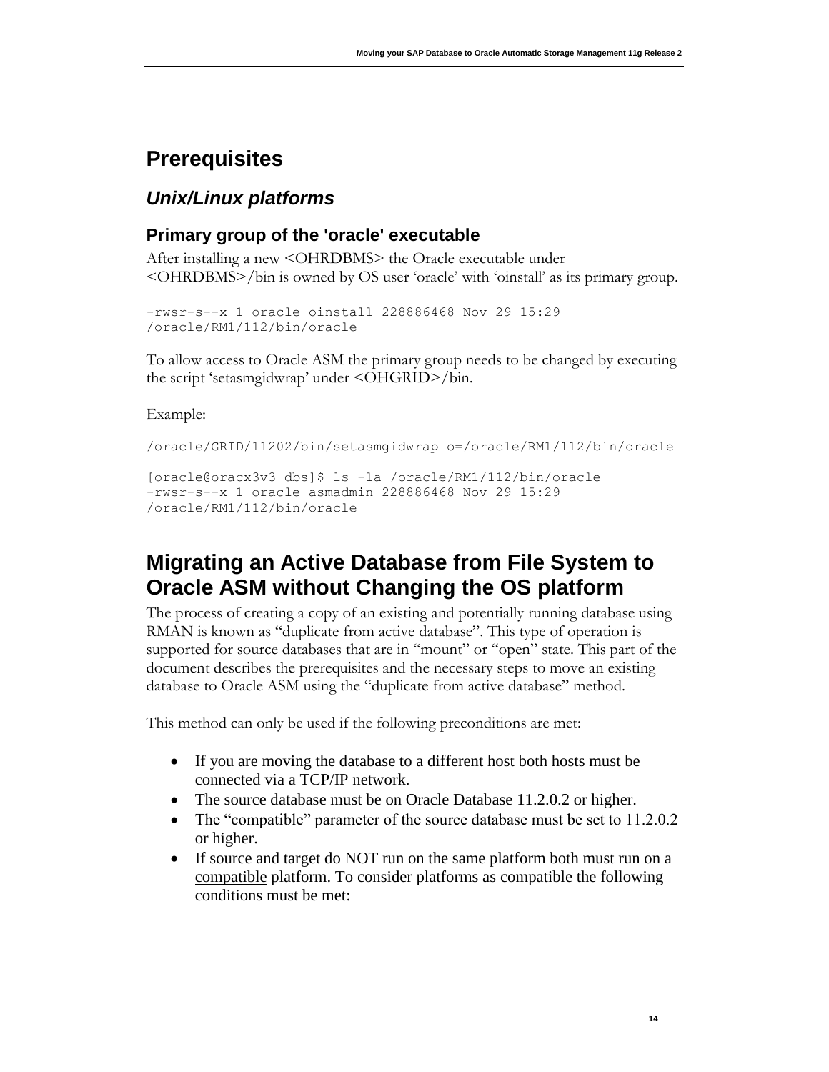# Prerequisites

## *Unix/Linux platforms*

### Primary group of the 'oracle' executable

After installing a new <OHRDBMS> the Oracle executable under <OHRDBMS>/bin is owned by OS user 'oracle' with 'oinstall' as its primary group.

```
-rwsr-s--x 1 oracle oinstall 228886468 Nov 29 15:29
/oracle/RM1/112/bin/oracle
```

To allow access to Oracle ASM the primary group needs to be changed by executing the script 'setasmgidwrap' under <OHGRID>/bin.

Example:

```
/oracle/GRID/11202/bin/setasmgidwrap o=/oracle/RM1/112/bin/oracle
```

```
[oracle@oracx3v3 dbs]$ ls -la /oracle/RM1/112/bin/oracle
-rwsr-s--x 1 oracle asmadmin 228886468 Nov 29 15:29
/oracle/RM1/112/bin/oracle
```

# Migrating an Active Database from File System to Oracle ASM without Changing the OS platform

The process of creating a copy of an existing and potentially running database using RMAN is known as "duplicate from active database". This type of operation is supported for source databases that are in "mount" or "open" state. This part of the document describes the prerequisites and the necessary steps to move an existing database to Oracle ASM using the "duplicate from active database" method.

This method can only be used if the following preconditions are met:

- If you are moving the database to a different host both hosts must be connected via a TCP/IP network.
- The source database must be on Oracle Database 11.2.0.2 or higher.
- The "compatible" parameter of the source database must be set to 11.2.0.2 or higher.
- If source and target do NOT run on the same platform both must run on a compatible platform. To consider platforms as compatible the following conditions must be met: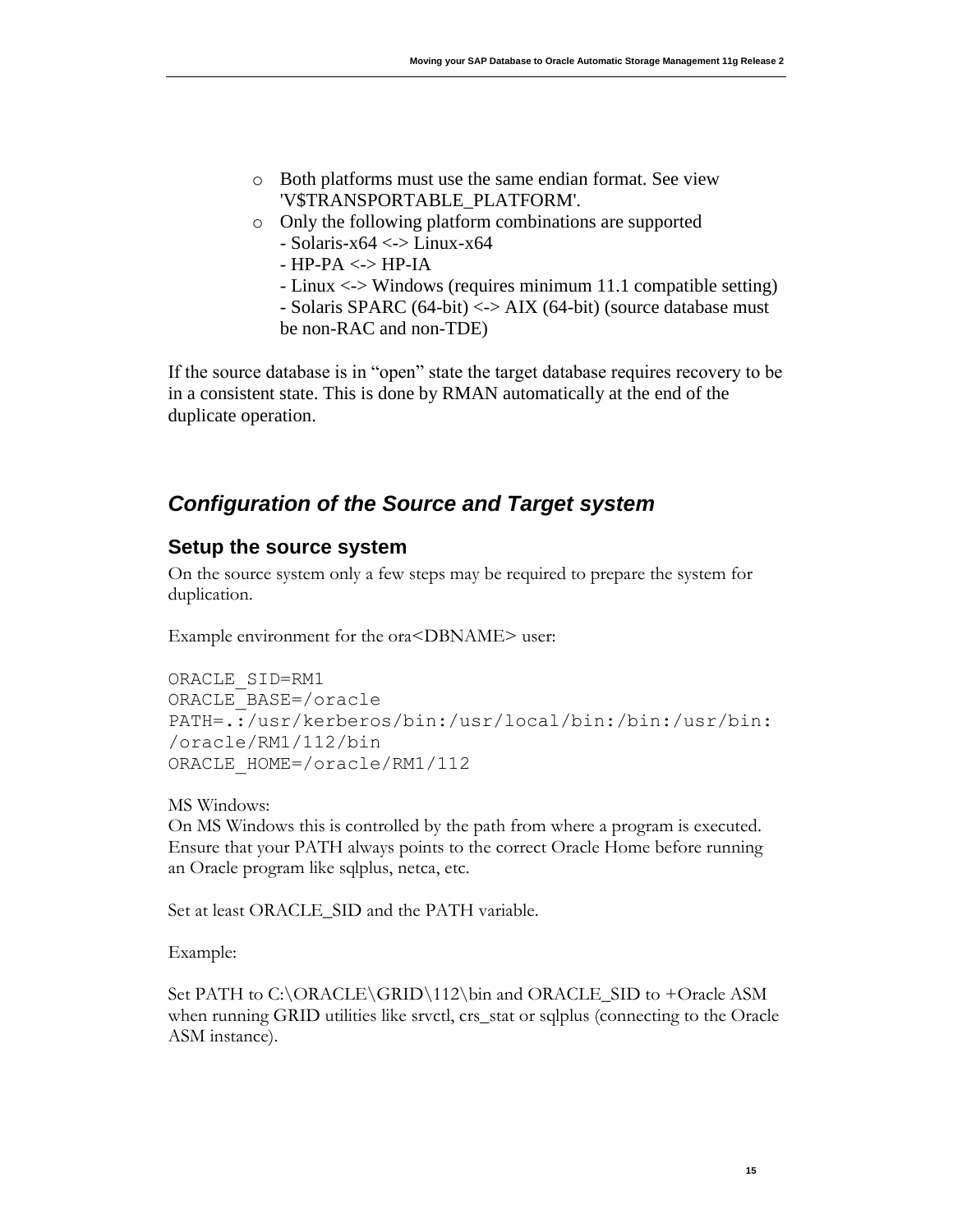- Both platforms must use the same endian format. See view 'V$TRANSPORTABLE_PLATFORM'.
- Only the following platform combinations are supported
  - Solaris-x64 <-> Linux-x64
  - HP-PA <-> HP-IA
  - Linux <-> Windows (requires minimum 11.1 compatible setting)
  - Solaris SPARC (64-bit) <-> AIX (64-bit) (source database must be non-RAC and non-TDE)

If the source database is in “open” state the target database requires recovery to be in a consistent state. This is done by RMAN automatically at the end of the duplicate operation.

## *Configuration of the Source and Target system*

### Setup the source system

On the source system only a few steps may be required to prepare the system for duplication.

Example environment for the ora<DBNAME> user:

```
ORACLE_SID=RM1
ORACLE_BASE=/oracle
PATH=.:/usr/kerberos/bin:/usr/local/bin:/bin:/usr/bin:
/oracle/RM1/112/bin
ORACLE_HOME=/oracle/RM1/112
```

MS Windows:
On MS Windows this is controlled by the path from where a program is executed. Ensure that your PATH always points to the correct Oracle Home before running an Oracle program like sqlplus, netca, etc.

Set at least ORACLE_SID and the PATH variable.

Example:

Set PATH to C:\ORACLE\GRID\112\bin and ORACLE_SID to +Oracle ASM when running GRID utilities like srvctl, crs_stat or sqlplus (connecting to the Oracle ASM instance).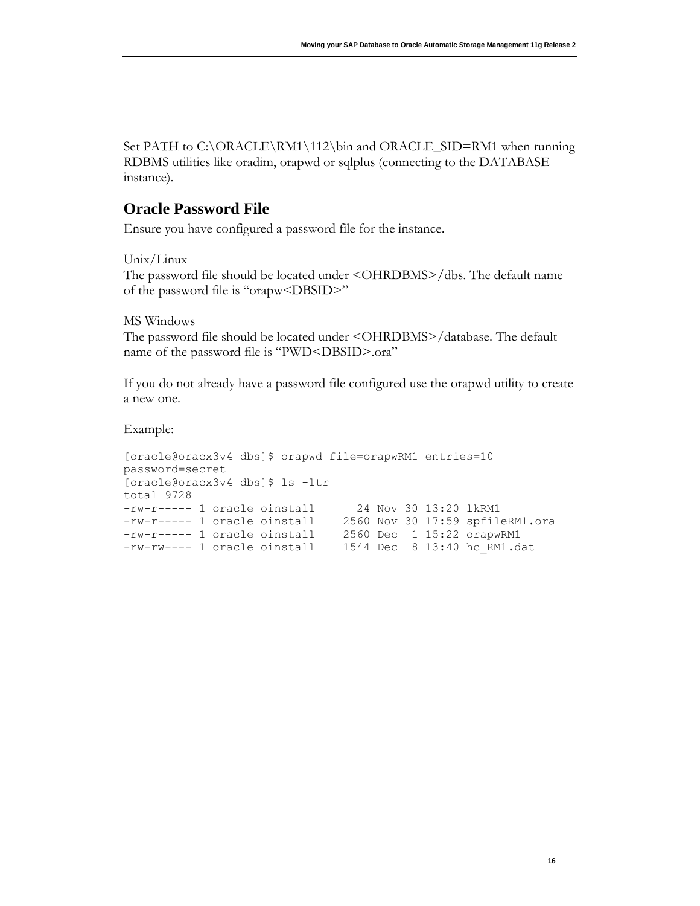Set PATH to C:\ORACLE\RM1\112\bin and ORACLE_SID=RM1 when running RDBMS utilities like oradim, orapwd or sqlplus (connecting to the DATABASE instance).

## Oracle Password File

Ensure you have configured a password file for the instance.

Unix/Linux
The password file should be located under <OHRDBMS>/dbs. The default name of the password file is "orapw<DBSID>"

MS Windows
The password file should be located under <OHRDBMS>/database. The default name of the password file is "PWD<DBSID>.ora"

If you do not already have a password file configured use the orapwd utility to create a new one.

Example:

```
[oracle@oracx3v4 dbs]$ orapwd file=orapwRM1 entries=10
password=secret
[oracle@oracx3v4 dbs]$ ls -ltr
total 9728
-rw-r----- 1 oracle oinstall      24 Nov 30 13:20 lkRM1
-rw-r----- 1 oracle oinstall    2560 Nov 30 17:59 spfileRM1.ora
-rw-r----- 1 oracle oinstall    2560 Dec  1 15:22 orapwRM1
-rw-rw---- 1 oracle oinstall    1544 Dec  8 13:40 hc_RM1.dat
```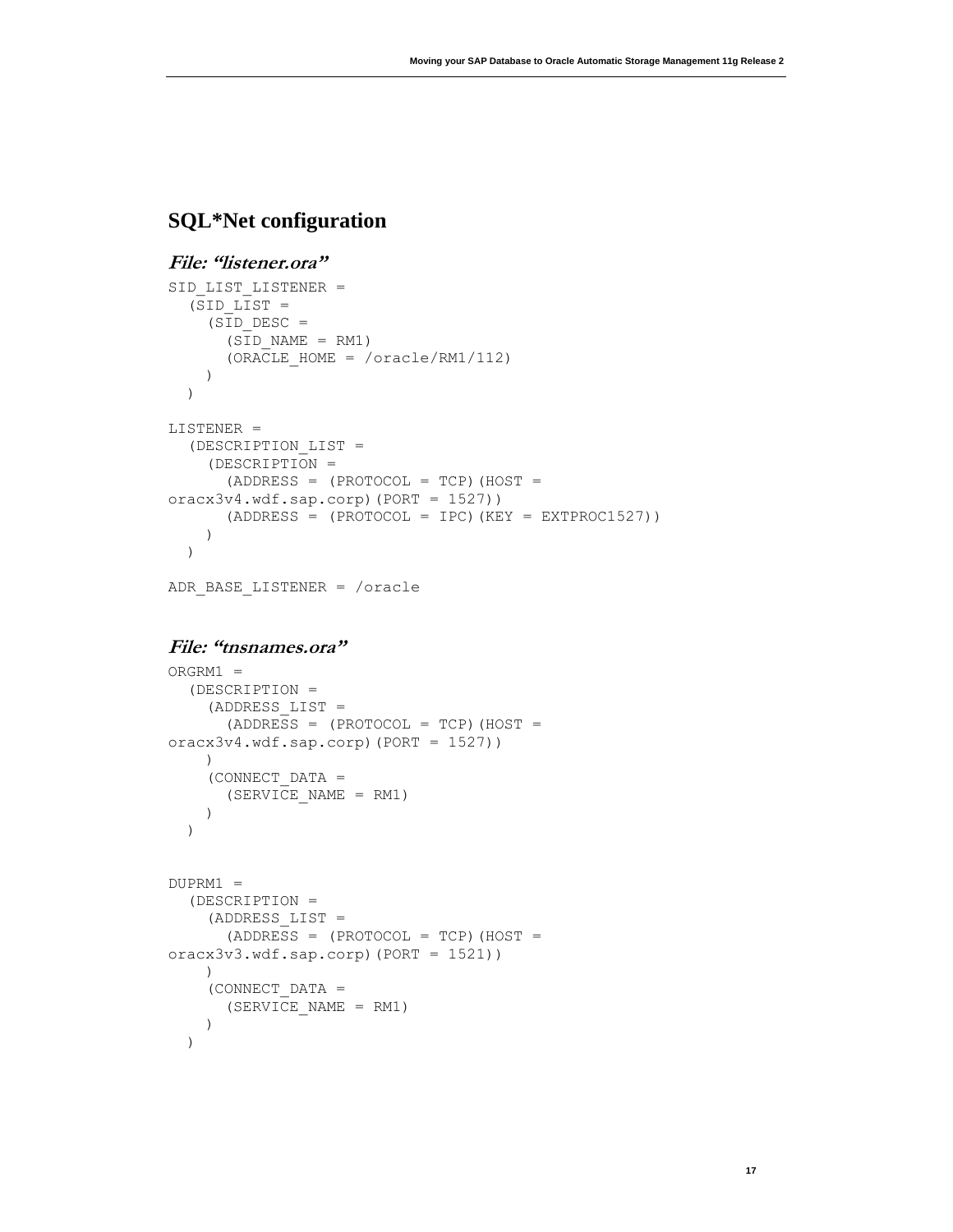## SQL*Net configuration

### *File: "listener.ora"*

```
SID_LIST_LISTENER =
  (SID_LIST =
    (SID_DESC =
      (SID_NAME = RM1)
      (ORACLE_HOME = /oracle/RM1/112)
    )
  )

LISTENER =
  (DESCRIPTION_LIST =
    (DESCRIPTION =
      (ADDRESS = (PROTOCOL = TCP)(HOST =
oracx3v4.wdf.sap.corp)(PORT = 1527))
      (ADDRESS = (PROTOCOL = IPC)(KEY = EXTPROC1527))
    )
  )

ADR_BASE_LISTENER = /oracle
```

### *File: "tnsnames.ora"*

```
ORGRM1 =
  (DESCRIPTION =
    (ADDRESS_LIST =
      (ADDRESS = (PROTOCOL = TCP)(HOST =
oracx3v4.wdf.sap.corp)(PORT = 1527))
    )
    (CONNECT_DATA =
      (SERVICE_NAME = RM1)
    )
  )


DUPRM1 =
  (DESCRIPTION =
    (ADDRESS_LIST =
      (ADDRESS = (PROTOCOL = TCP)(HOST =
oracx3v3.wdf.sap.corp)(PORT = 1521))
    )
    (CONNECT_DATA =
      (SERVICE_NAME = RM1)
    )
  )
```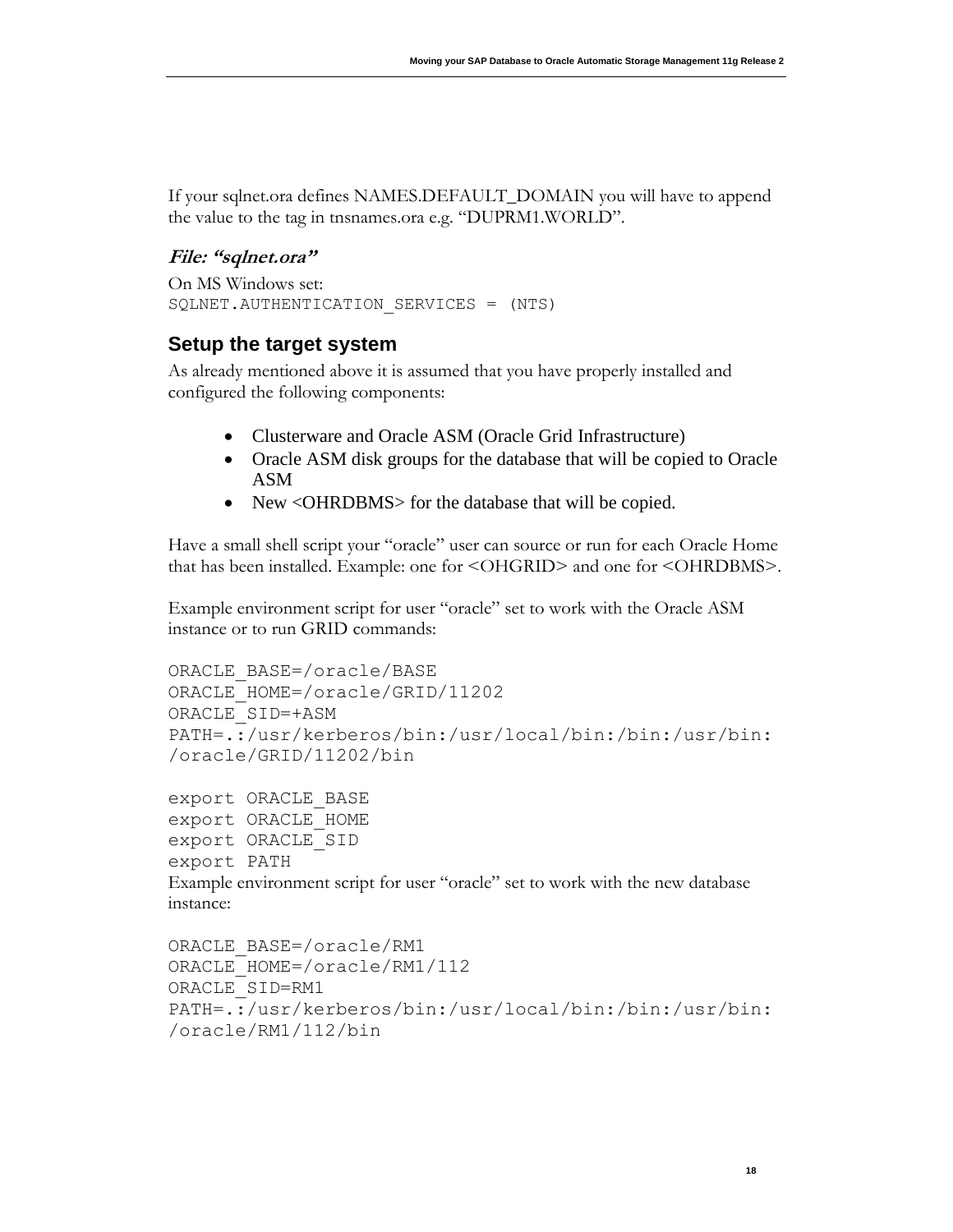If your sqlnet.ora defines NAMES.DEFAULT_DOMAIN you will have to append the value to the tag in tnsnames.ora e.g. "DUPRM1.WORLD".

### *File: "sqlnet.ora"*

On MS Windows set:

```
SQLNET.AUTHENTICATION_SERVICES = (NTS)
```

## Setup the target system

As already mentioned above it is assumed that you have properly installed and configured the following components:

- Clusterware and Oracle ASM (Oracle Grid Infrastructure)
- Oracle ASM disk groups for the database that will be copied to Oracle ASM
- New <OHRDBMS> for the database that will be copied.

Have a small shell script your "oracle" user can source or run for each Oracle Home that has been installed. Example: one for <OHGRID> and one for <OHRDBMS>.

Example environment script for user "oracle" set to work with the Oracle ASM instance or to run GRID commands:

```
ORACLE_BASE=/oracle/BASE
ORACLE_HOME=/oracle/GRID/11202
ORACLE_SID=+ASM
PATH=.:/usr/kerberos/bin:/usr/local/bin:/bin:/usr/bin:
/oracle/GRID/11202/bin

export ORACLE_BASE
export ORACLE_HOME
export ORACLE_SID
export PATH
```

Example environment script for user "oracle" set to work with the new database instance:

```
ORACLE_BASE=/oracle/RM1
ORACLE_HOME=/oracle/RM1/112
ORACLE_SID=RM1
PATH=.:/usr/kerberos/bin:/usr/local/bin:/bin:/usr/bin:
/oracle/RM1/112/bin
```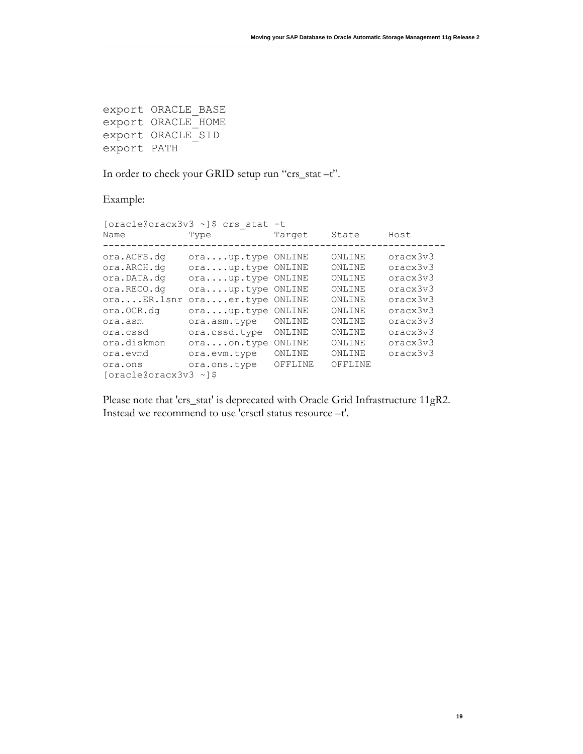```
export ORACLE_BASE
export ORACLE_HOME
export ORACLE_SID
export PATH
```

In order to check your GRID setup run "crs_stat –t".

Example:

```
[oracle@oracx3v3 ~]$ crs_stat -t
Name           Type           Target    State     Host
------------------------------------------------------------
ora.ACFS.dg    ora....up.type ONLINE    ONLINE    oracx3v3
ora.ARCH.dg    ora....up.type ONLINE    ONLINE    oracx3v3
ora.DATA.dg    ora....up.type ONLINE    ONLINE    oracx3v3
ora.RECO.dg    ora....up.type ONLINE    ONLINE    oracx3v3
ora....ER.lsnr ora....er.type ONLINE    ONLINE    oracx3v3
ora.OCR.dg     ora....up.type ONLINE    ONLINE    oracx3v3
ora.asm        ora.asm.type   ONLINE    ONLINE    oracx3v3
ora.cssd       ora.cssd.type  ONLINE    ONLINE    oracx3v3
ora.diskmon    ora....on.type ONLINE    ONLINE    oracx3v3
ora.evmd       ora.evm.type   ONLINE    ONLINE    oracx3v3
ora.ons        ora.ons.type   OFFLINE   OFFLINE
[oracle@oracx3v3 ~]$
```

Please note that 'crs_stat' is deprecated with Oracle Grid Infrastructure 11gR2. Instead we recommend to use 'crsctl status resource –t'.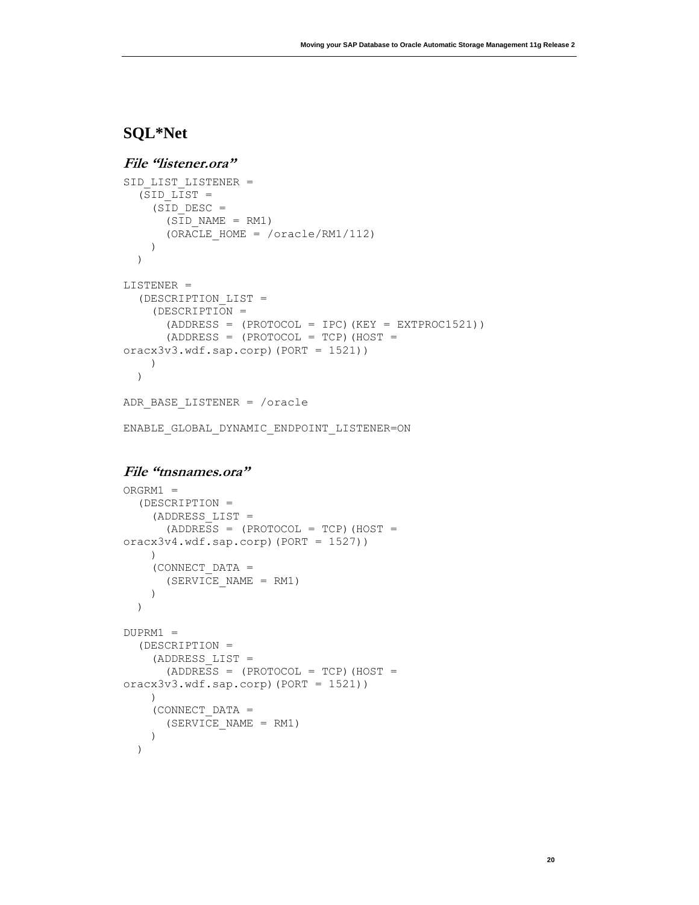## SQL*Net

### *File "listener.ora"*

```
SID_LIST_LISTENER =
  (SID_LIST =
    (SID_DESC =
      (SID_NAME = RM1)
      (ORACLE_HOME = /oracle/RM1/112)
    )
  )

LISTENER =
  (DESCRIPTION_LIST =
    (DESCRIPTION =
      (ADDRESS = (PROTOCOL = IPC)(KEY = EXTPROC1521))
      (ADDRESS = (PROTOCOL = TCP)(HOST = 
oracx3v3.wdf.sap.corp)(PORT = 1521))
    )
  )

ADR_BASE_LISTENER = /oracle

ENABLE_GLOBAL_DYNAMIC_ENDPOINT_LISTENER=ON
```

### *File "tnsnames.ora"*

```
ORGRM1 =
  (DESCRIPTION =
    (ADDRESS_LIST =
      (ADDRESS = (PROTOCOL = TCP)(HOST = 
oracx3v4.wdf.sap.corp)(PORT = 1527))
    )
    (CONNECT_DATA =
      (SERVICE_NAME = RM1)
    )
  )

DUPRM1 =
  (DESCRIPTION =
    (ADDRESS_LIST =
      (ADDRESS = (PROTOCOL = TCP)(HOST = 
oracx3v3.wdf.sap.corp)(PORT = 1521))
    )
    (CONNECT_DATA =
      (SERVICE_NAME = RM1)
    )
  )
```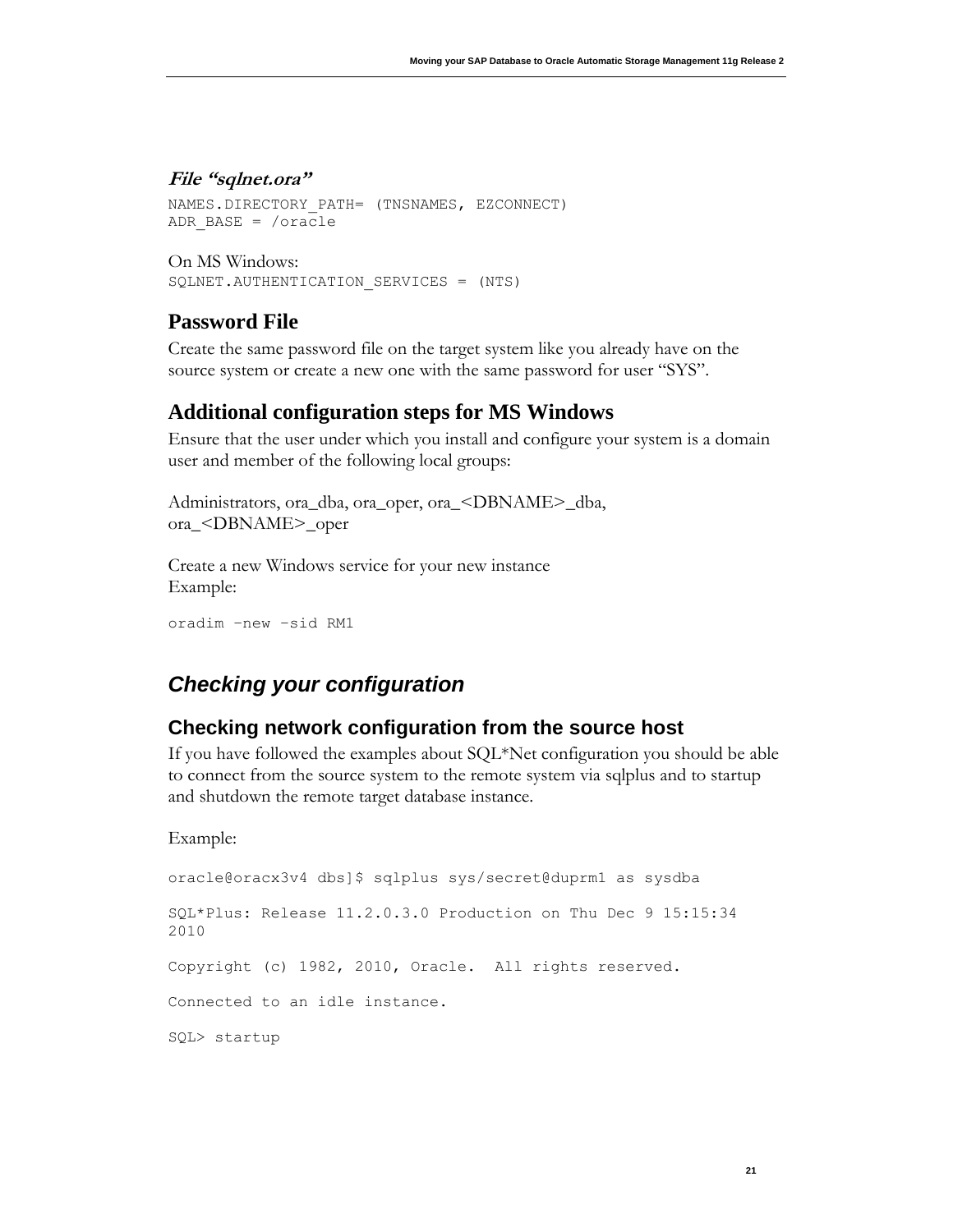#### *File "sqlnet.ora"*

```
NAMES.DIRECTORY_PATH= (TNSNAMES, EZCONNECT)
ADR_BASE = /oracle
```

On MS Windows:

```
SQLNET.AUTHENTICATION_SERVICES = (NTS)
```

### Password File

Create the same password file on the target system like you already have on the source system or create a new one with the same password for user "SYS".

### Additional configuration steps for MS Windows

Ensure that the user under which you install and configure your system is a domain user and member of the following local groups:

Administrators, ora_dba, ora_oper, ora_<DBNAME>_dba, ora_<DBNAME>_oper

Create a new Windows service for your new instance
Example:

```
oradim –new –sid RM1
```

## *Checking your configuration*

### Checking network configuration from the source host

If you have followed the examples about SQL*Net configuration you should be able to connect from the source system to the remote system via sqlplus and to startup and shutdown the remote target database instance.

Example:

```
oracle@oracx3v4 dbs]$ sqlplus sys/secret@duprm1 as sysdba

SQL*Plus: Release 11.2.0.3.0 Production on Thu Dec 9 15:15:34
2010

Copyright (c) 1982, 2010, Oracle.  All rights reserved.

Connected to an idle instance.

SQL> startup
```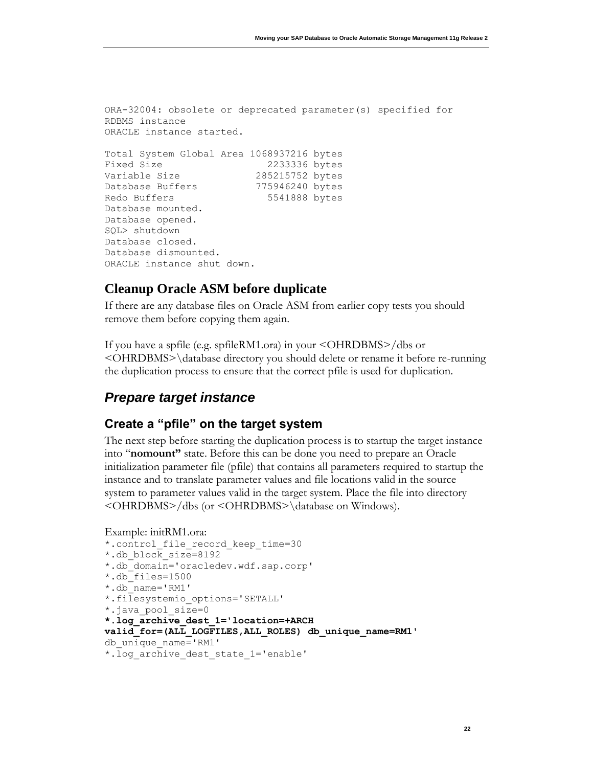```
ORA-32004: obsolete or deprecated parameter(s) specified for
RDBMS instance
ORACLE instance started.

Total System Global Area 1068937216 bytes
Fixed Size                  2233336 bytes
Variable Size             285215752 bytes
Database Buffers          775946240 bytes
Redo Buffers                5541888 bytes
Database mounted.
Database opened.
SQL> shutdown
Database closed.
Database dismounted.
ORACLE instance shut down.
```

## Cleanup Oracle ASM before duplicate

If there are any database files on Oracle ASM from earlier copy tests you should remove them before copying them again.

If you have a spfile (e.g. spfileRM1.ora) in your <OHRDBMS>/dbs or <OHRDBMS>\database directory you should delete or rename it before re-running the duplication process to ensure that the correct pfile is used for duplication.

## *Prepare target instance*

### Create a "pfile" on the target system

The next step before starting the duplication process is to startup the target instance into "**nomount"** state. Before this can be done you need to prepare an Oracle initialization parameter file (pfile) that contains all parameters required to startup the instance and to translate parameter values and file locations valid in the source system to parameter values valid in the target system. Place the file into directory <OHRDBMS>/dbs (or <OHRDBMS>\database on Windows).

Example: initRM1.ora:

```
*.control_file_record_keep_time=30
*.db_block_size=8192
*.db_domain='oracledev.wdf.sap.corp'
*.db_files=1500
*.db_name='RM1'
*.filesystemio_options='SETALL'
*.java_pool_size=0
*.log_archive_dest_1='location=+ARCH
valid_for=(ALL_LOGFILES,ALL_ROLES) db_unique_name=RM1'
db_unique_name='RM1'
*.log_archive_dest_state_1='enable'
```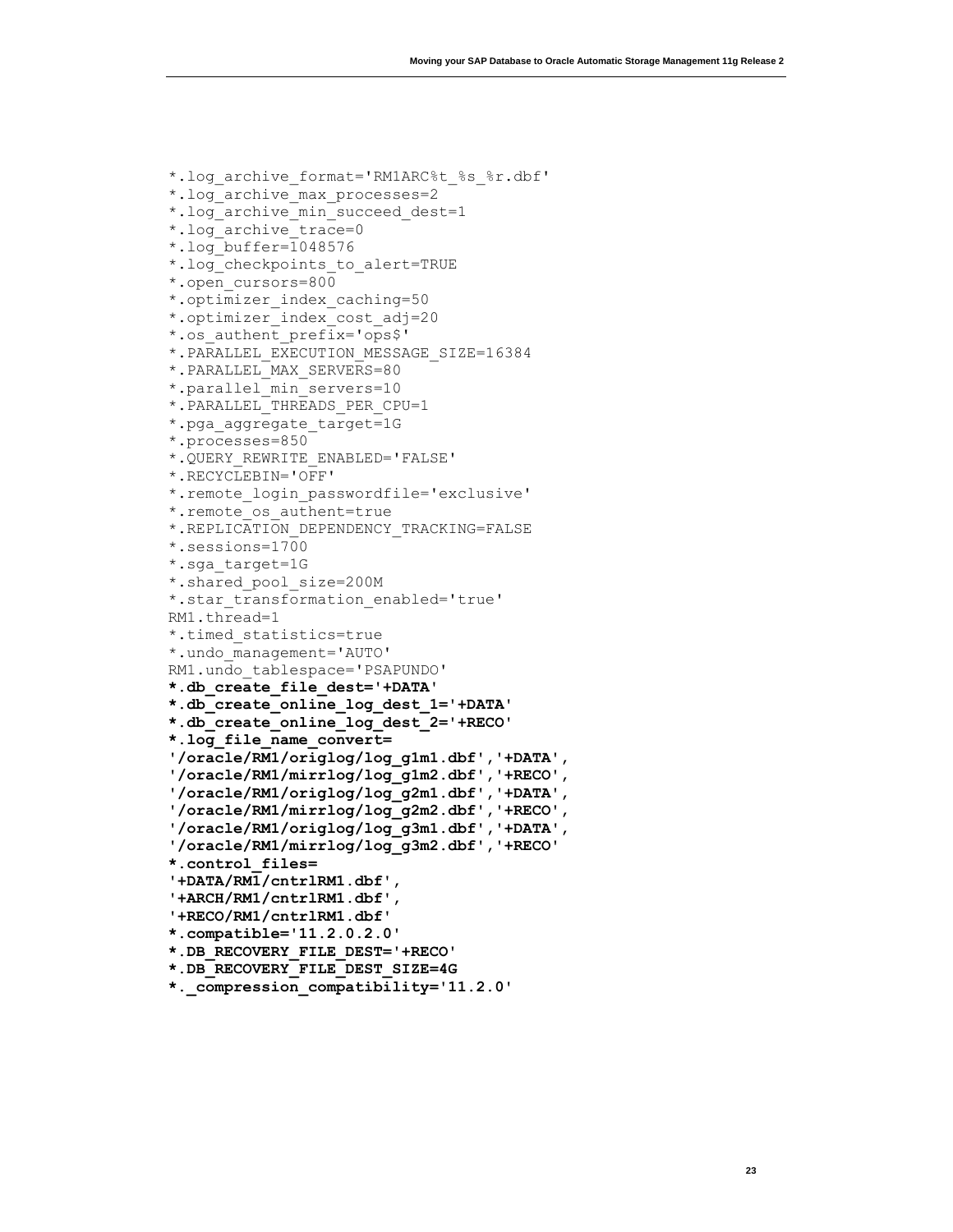```
*.log_archive_format='RM1ARC%t_%s_%r.dbf'
*.log_archive_max_processes=2
*.log_archive_min_succeed_dest=1
*.log_archive_trace=0
*.log_buffer=1048576
*.log_checkpoints_to_alert=TRUE
*.open_cursors=800
*.optimizer_index_caching=50
*.optimizer_index_cost_adj=20
*.os_authent_prefix='ops$'
*.PARALLEL_EXECUTION_MESSAGE_SIZE=16384
*.PARALLEL_MAX_SERVERS=80
*.parallel_min_servers=10
*.PARALLEL_THREADS_PER_CPU=1
*.pga_aggregate_target=1G
*.processes=850
*.QUERY_REWRITE_ENABLED='FALSE'
*.RECYCLEBIN='OFF'
*.remote_login_passwordfile='exclusive'
*.remote_os_authent=true
*.REPLICATION_DEPENDENCY_TRACKING=FALSE
*.sessions=1700
*.sga_target=1G
*.shared_pool_size=200M
*.star_transformation_enabled='true'
RM1.thread=1
*.timed_statistics=true
*.undo_management='AUTO'
RM1.undo_tablespace='PSAPUNDO'
*.db_create_file_dest='+DATA'
*.db_create_online_log_dest_1='+DATA'
*.db_create_online_log_dest_2='+RECO'
*.log_file_name_convert=
'/oracle/RM1/origlog/log_g1m1.dbf','+DATA',
'/oracle/RM1/mirrlog/log_g1m2.dbf','+RECO',
'/oracle/RM1/origlog/log_g2m1.dbf','+DATA',
'/oracle/RM1/mirrlog/log_g2m2.dbf','+RECO',
'/oracle/RM1/origlog/log_g3m1.dbf','+DATA',
'/oracle/RM1/mirrlog/log_g3m2.dbf','+RECO'
*.control_files=
'+DATA/RM1/cntrlRM1.dbf',
'+ARCH/RM1/cntrlRM1.dbf',
'+RECO/RM1/cntrlRM1.dbf'
*.compatible='11.2.0.2.0'
*.DB_RECOVERY_FILE_DEST='+RECO'
*.DB_RECOVERY_FILE_DEST_SIZE=4G
*._compression_compatibility='11.2.0'
```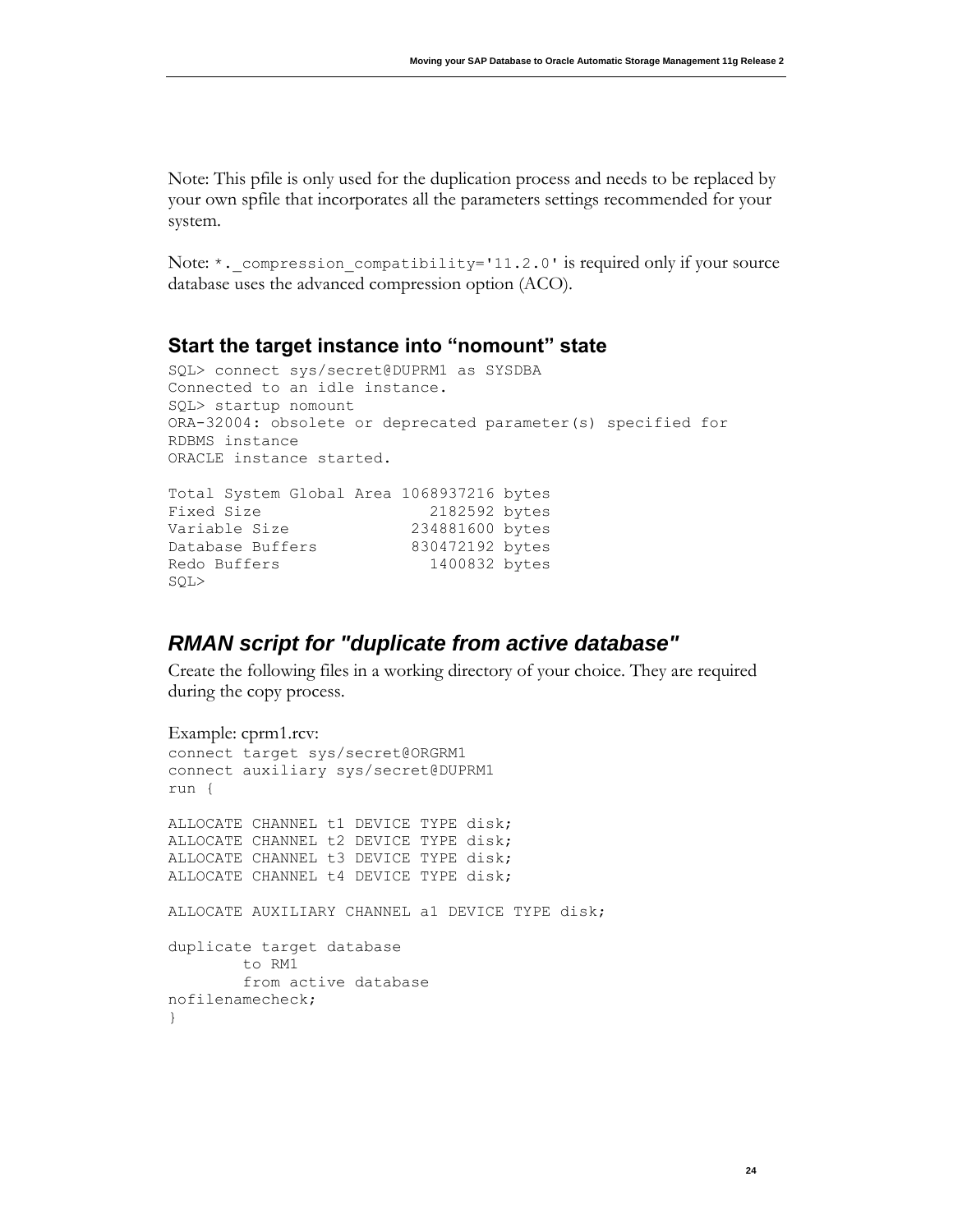Note: This pfile is only used for the duplication process and needs to be replaced by your own spfile that incorporates all the parameters settings recommended for your system.

Note: `*._compression_compatibility='11.2.0'` is required only if your source database uses the advanced compression option (ACO).

### Start the target instance into "nomount" state

```
SQL> connect sys/secret@DUPRM1 as SYSDBA
Connected to an idle instance.
SQL> startup nomount
ORA-32004: obsolete or deprecated parameter(s) specified for
RDBMS instance
ORACLE instance started.

Total System Global Area 1068937216 bytes
Fixed Size                  2182592 bytes
Variable Size             234881600 bytes
Database Buffers          830472192 bytes
Redo Buffers                1400832 bytes
SQL>
```

## *RMAN script for "duplicate from active database"*

Create the following files in a working directory of your choice. They are required during the copy process.

Example: cprm1.rcv:

```
connect target sys/secret@ORGRM1
connect auxiliary sys/secret@DUPRM1
run {

ALLOCATE CHANNEL t1 DEVICE TYPE disk;
ALLOCATE CHANNEL t2 DEVICE TYPE disk;
ALLOCATE CHANNEL t3 DEVICE TYPE disk;
ALLOCATE CHANNEL t4 DEVICE TYPE disk;

ALLOCATE AUXILIARY CHANNEL a1 DEVICE TYPE disk;

duplicate target database
        to RM1
        from active database
nofilenamecheck;
}
```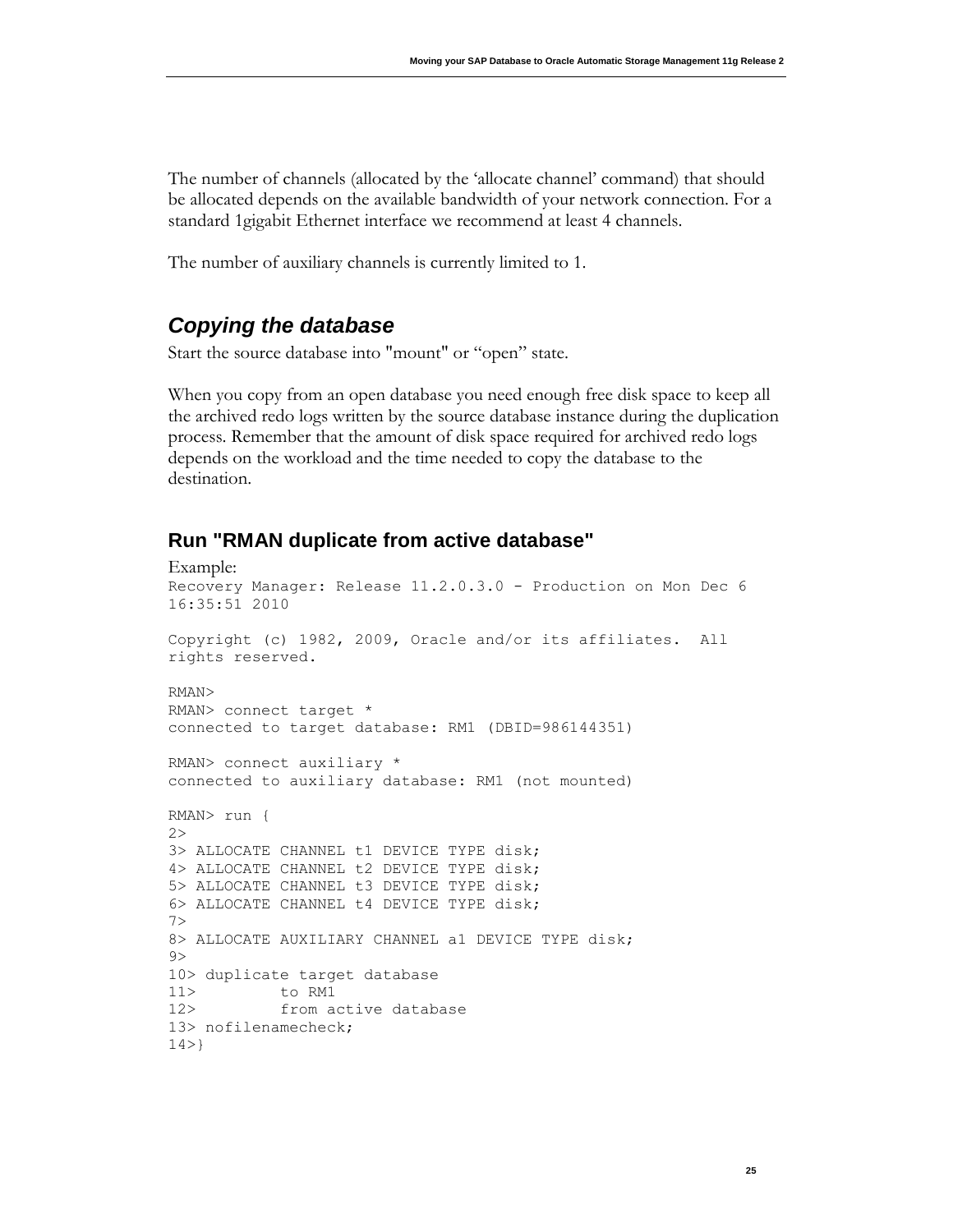The number of channels (allocated by the 'allocate channel' command) that should be allocated depends on the available bandwidth of your network connection. For a standard 1gigabit Ethernet interface we recommend at least 4 channels.

The number of auxiliary channels is currently limited to 1.

## *Copying the database*

Start the source database into "mount" or "open" state.

When you copy from an open database you need enough free disk space to keep all the archived redo logs written by the source database instance during the duplication process. Remember that the amount of disk space required for archived redo logs depends on the workload and the time needed to copy the database to the destination.

### Run "RMAN duplicate from active database"

Example:

```
Recovery Manager: Release 11.2.0.3.0 - Production on Mon Dec 6
16:35:51 2010

Copyright (c) 1982, 2009, Oracle and/or its affiliates.  All
rights reserved.

RMAN>
RMAN> connect target *
connected to target database: RM1 (DBID=986144351)

RMAN> connect auxiliary *
connected to auxiliary database: RM1 (not mounted)

RMAN> run {
2>
3> ALLOCATE CHANNEL t1 DEVICE TYPE disk;
4> ALLOCATE CHANNEL t2 DEVICE TYPE disk;
5> ALLOCATE CHANNEL t3 DEVICE TYPE disk;
6> ALLOCATE CHANNEL t4 DEVICE TYPE disk;
7>
8> ALLOCATE AUXILIARY CHANNEL a1 DEVICE TYPE disk;
9>
10> duplicate target database
11>         to RM1
12>         from active database
13> nofilenamecheck;
14>}
```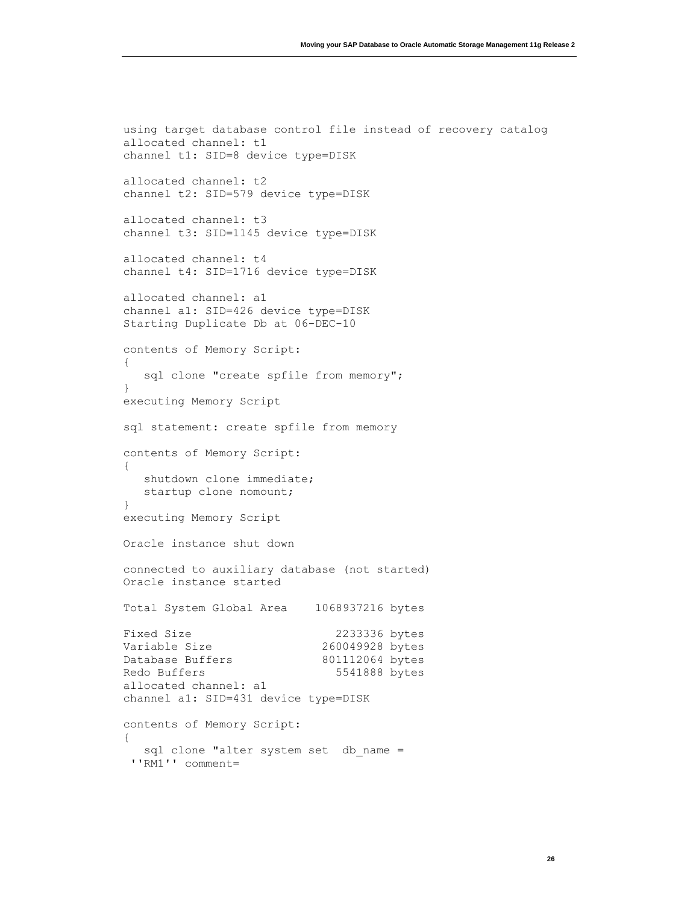```
using target database control file instead of recovery catalog
allocated channel: t1
channel t1: SID=8 device type=DISK

allocated channel: t2
channel t2: SID=579 device type=DISK

allocated channel: t3
channel t3: SID=1145 device type=DISK

allocated channel: t4
channel t4: SID=1716 device type=DISK

allocated channel: a1
channel a1: SID=426 device type=DISK
Starting Duplicate Db at 06-DEC-10

contents of Memory Script:
{
   sql clone "create spfile from memory";
}
executing Memory Script

sql statement: create spfile from memory

contents of Memory Script:
{
   shutdown clone immediate;
   startup clone nomount;
}
executing Memory Script

Oracle instance shut down

connected to auxiliary database (not started)
Oracle instance started

Total System Global Area    1068937216 bytes

Fixed Size                     2233336 bytes
Variable Size                260049928 bytes
Database Buffers             801112064 bytes
Redo Buffers                   5541888 bytes
allocated channel: a1
channel a1: SID=431 device type=DISK

contents of Memory Script:
{
   sql clone "alter system set  db_name =
 ''RM1'' comment=
```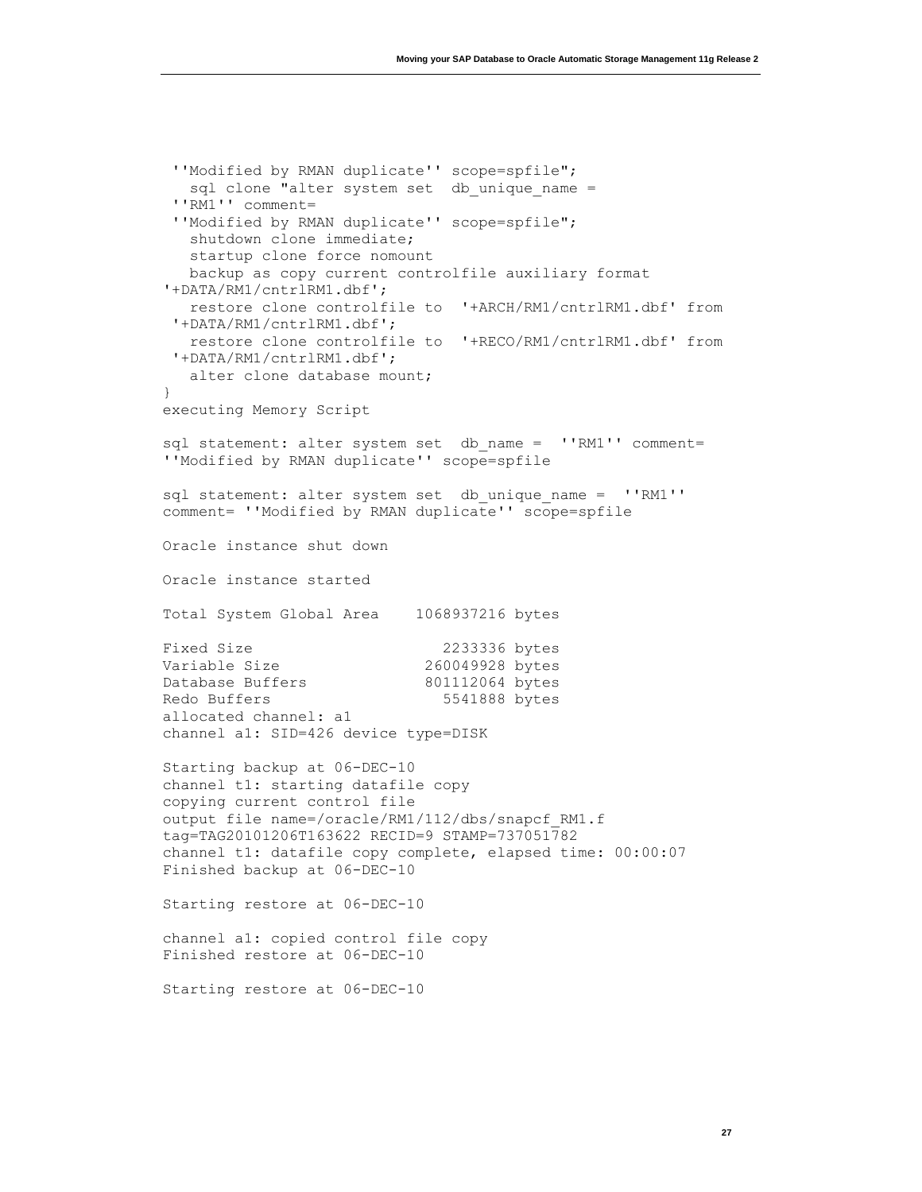```
 ''Modified by RMAN duplicate'' scope=spfile";
   sql clone "alter system set  db_unique_name =
 ''RM1'' comment=
 ''Modified by RMAN duplicate'' scope=spfile";
   shutdown clone immediate;
   startup clone force nomount
   backup as copy current controlfile auxiliary format
'+DATA/RM1/cntrlRM1.dbf';
   restore clone controlfile to  '+ARCH/RM1/cntrlRM1.dbf' from
 '+DATA/RM1/cntrlRM1.dbf';
   restore clone controlfile to  '+RECO/RM1/cntrlRM1.dbf' from
 '+DATA/RM1/cntrlRM1.dbf';
   alter clone database mount;
}
executing Memory Script

sql statement: alter system set  db_name =  ''RM1'' comment=
''Modified by RMAN duplicate'' scope=spfile

sql statement: alter system set  db_unique_name =  ''RM1''
comment= ''Modified by RMAN duplicate'' scope=spfile

Oracle instance shut down

Oracle instance started

Total System Global Area    1068937216 bytes

Fixed Size                     2233336 bytes
Variable Size                260049928 bytes
Database Buffers             801112064 bytes
Redo Buffers                   5541888 bytes
allocated channel: a1
channel a1: SID=426 device type=DISK

Starting backup at 06-DEC-10
channel t1: starting datafile copy
copying current control file
output file name=/oracle/RM1/112/dbs/snapcf_RM1.f
tag=TAG20101206T163622 RECID=9 STAMP=737051782
channel t1: datafile copy complete, elapsed time: 00:00:07
Finished backup at 06-DEC-10

Starting restore at 06-DEC-10

channel a1: copied control file copy
Finished restore at 06-DEC-10

Starting restore at 06-DEC-10
```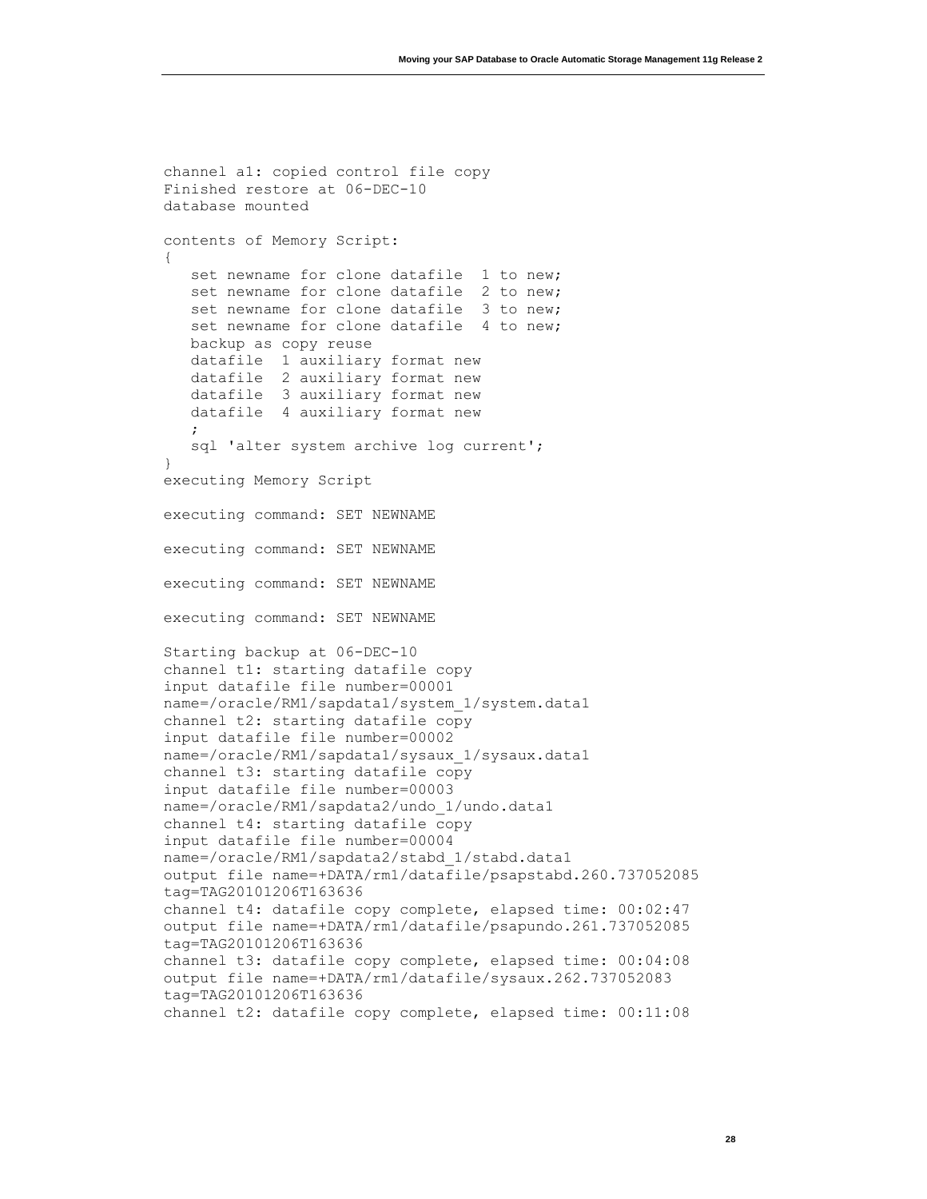```
channel a1: copied control file copy
Finished restore at 06-DEC-10
database mounted

contents of Memory Script:
{
   set newname for clone datafile  1 to new;
   set newname for clone datafile  2 to new;
   set newname for clone datafile  3 to new;
   set newname for clone datafile  4 to new;
   backup as copy reuse
   datafile  1 auxiliary format new
   datafile  2 auxiliary format new
   datafile  3 auxiliary format new
   datafile  4 auxiliary format new
   ;
   sql 'alter system archive log current';
}
executing Memory Script

executing command: SET NEWNAME

executing command: SET NEWNAME

executing command: SET NEWNAME

executing command: SET NEWNAME

Starting backup at 06-DEC-10
channel t1: starting datafile copy
input datafile file number=00001
name=/oracle/RM1/sapdata1/system_1/system.data1
channel t2: starting datafile copy
input datafile file number=00002
name=/oracle/RM1/sapdata1/sysaux_1/sysaux.data1
channel t3: starting datafile copy
input datafile file number=00003
name=/oracle/RM1/sapdata2/undo_1/undo.data1
channel t4: starting datafile copy
input datafile file number=00004
name=/oracle/RM1/sapdata2/stabd_1/stabd.data1
output file name=+DATA/rm1/datafile/psapstabd.260.737052085
tag=TAG20101206T163636
channel t4: datafile copy complete, elapsed time: 00:02:47
output file name=+DATA/rm1/datafile/psapundo.261.737052085
tag=TAG20101206T163636
channel t3: datafile copy complete, elapsed time: 00:04:08
output file name=+DATA/rm1/datafile/sysaux.262.737052083
tag=TAG20101206T163636
channel t2: datafile copy complete, elapsed time: 00:11:08
```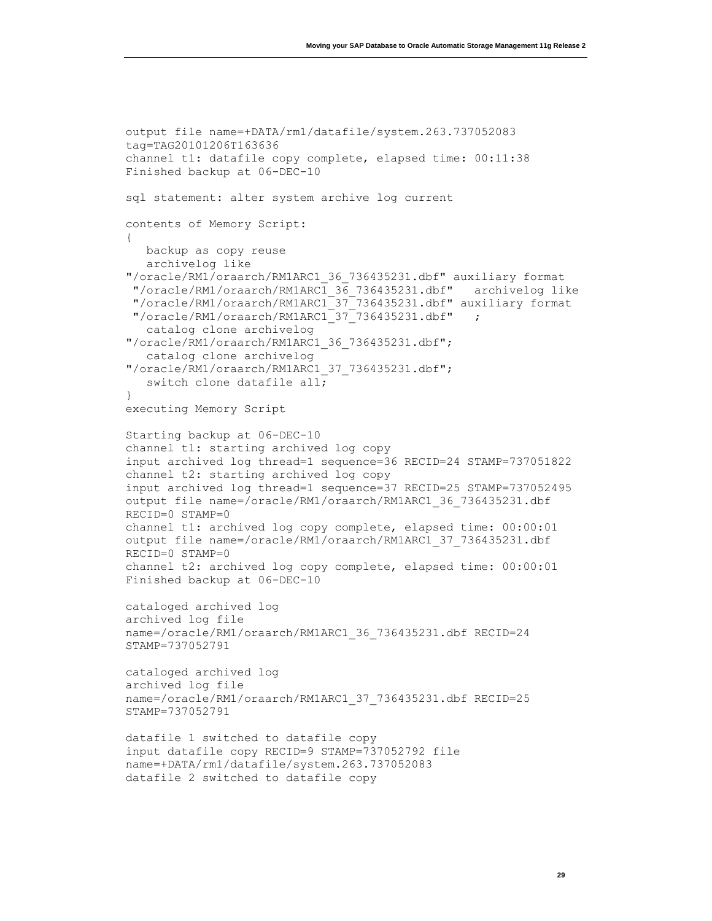```
output file name=+DATA/rm1/datafile/system.263.737052083
tag=TAG20101206T163636
channel t1: datafile copy complete, elapsed time: 00:11:38
Finished backup at 06-DEC-10

sql statement: alter system archive log current

contents of Memory Script:
{
   backup as copy reuse
   archivelog like
"/oracle/RM1/oraarch/RM1ARC1_36_736435231.dbf" auxiliary format
 "/oracle/RM1/oraarch/RM1ARC1_36_736435231.dbf"   archivelog like
 "/oracle/RM1/oraarch/RM1ARC1_37_736435231.dbf" auxiliary format
 "/oracle/RM1/oraarch/RM1ARC1_37_736435231.dbf"   ;
   catalog clone archivelog
"/oracle/RM1/oraarch/RM1ARC1_36_736435231.dbf";
   catalog clone archivelog
"/oracle/RM1/oraarch/RM1ARC1_37_736435231.dbf";
   switch clone datafile all;
}
executing Memory Script

Starting backup at 06-DEC-10
channel t1: starting archived log copy
input archived log thread=1 sequence=36 RECID=24 STAMP=737051822
channel t2: starting archived log copy
input archived log thread=1 sequence=37 RECID=25 STAMP=737052495
output file name=/oracle/RM1/oraarch/RM1ARC1_36_736435231.dbf
RECID=0 STAMP=0
channel t1: archived log copy complete, elapsed time: 00:00:01
output file name=/oracle/RM1/oraarch/RM1ARC1_37_736435231.dbf
RECID=0 STAMP=0
channel t2: archived log copy complete, elapsed time: 00:00:01
Finished backup at 06-DEC-10

cataloged archived log
archived log file
name=/oracle/RM1/oraarch/RM1ARC1_36_736435231.dbf RECID=24
STAMP=737052791

cataloged archived log
archived log file
name=/oracle/RM1/oraarch/RM1ARC1_37_736435231.dbf RECID=25
STAMP=737052791

datafile 1 switched to datafile copy
input datafile copy RECID=9 STAMP=737052792 file
name=+DATA/rm1/datafile/system.263.737052083
datafile 2 switched to datafile copy
```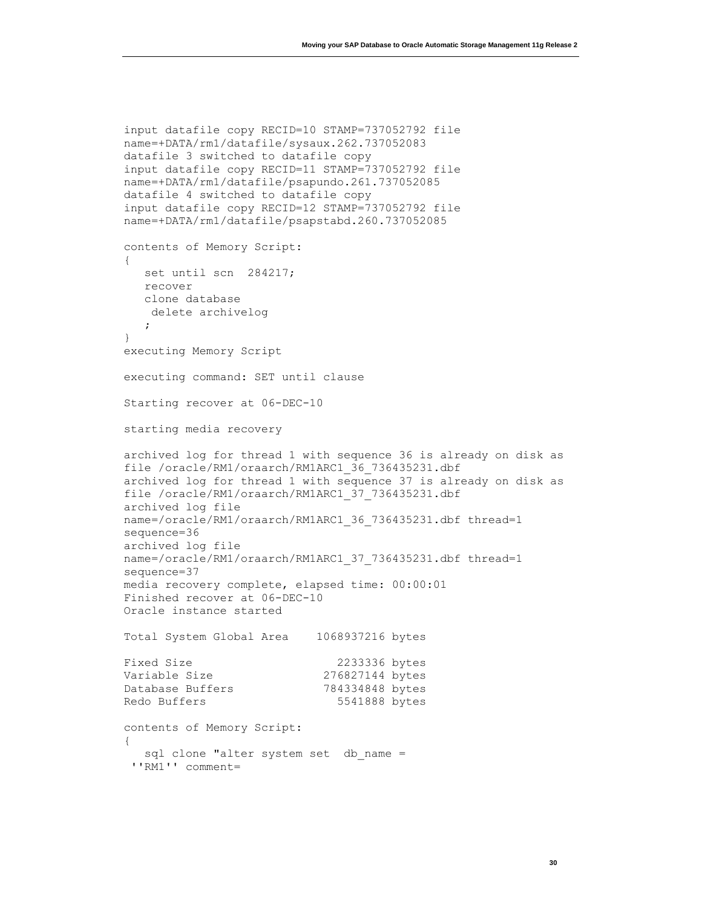```
input datafile copy RECID=10 STAMP=737052792 file
name=+DATA/rm1/datafile/sysaux.262.737052083
datafile 3 switched to datafile copy
input datafile copy RECID=11 STAMP=737052792 file
name=+DATA/rm1/datafile/psapundo.261.737052085
datafile 4 switched to datafile copy
input datafile copy RECID=12 STAMP=737052792 file
name=+DATA/rm1/datafile/psapstabd.260.737052085

contents of Memory Script:
{
   set until scn  284217;
   recover
   clone database
    delete archivelog
   ;
}
executing Memory Script

executing command: SET until clause

Starting recover at 06-DEC-10

starting media recovery

archived log for thread 1 with sequence 36 is already on disk as
file /oracle/RM1/oraarch/RM1ARC1_36_736435231.dbf
archived log for thread 1 with sequence 37 is already on disk as
file /oracle/RM1/oraarch/RM1ARC1_37_736435231.dbf
archived log file
name=/oracle/RM1/oraarch/RM1ARC1_36_736435231.dbf thread=1
sequence=36
archived log file
name=/oracle/RM1/oraarch/RM1ARC1_37_736435231.dbf thread=1
sequence=37
media recovery complete, elapsed time: 00:00:01
Finished recover at 06-DEC-10
Oracle instance started

Total System Global Area    1068937216 bytes

Fixed Size                     2233336 bytes
Variable Size                276827144 bytes
Database Buffers             784334848 bytes
Redo Buffers                   5541888 bytes

contents of Memory Script:
{
   sql clone "alter system set  db_name =
 ''RM1'' comment=
```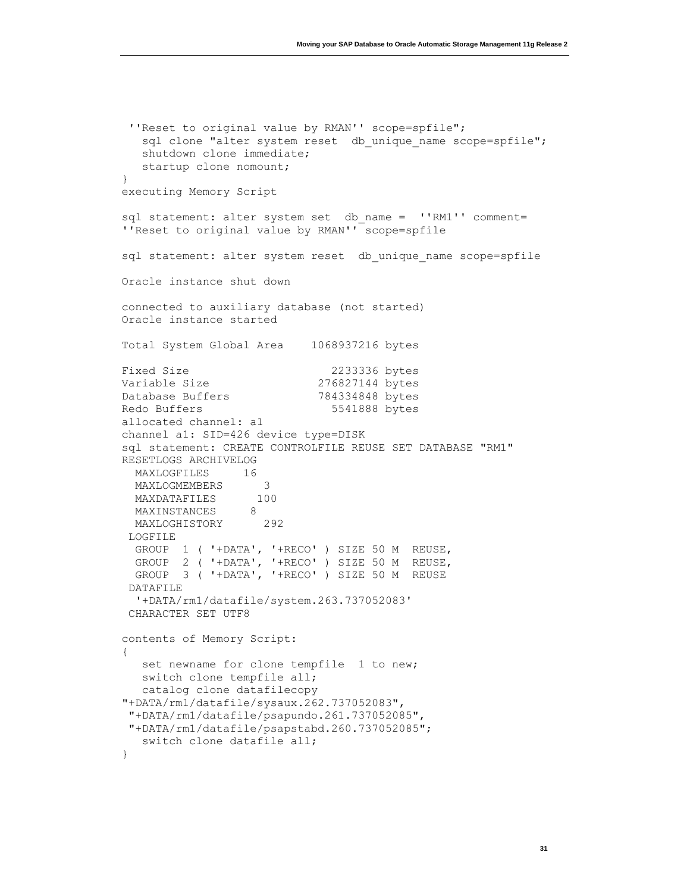```
 ''Reset to original value by RMAN'' scope=spfile";
   sql clone "alter system reset  db_unique_name scope=spfile";
   shutdown clone immediate;
   startup clone nomount;
}
executing Memory Script

sql statement: alter system set  db_name =  ''RM1'' comment=
''Reset to original value by RMAN'' scope=spfile

sql statement: alter system reset  db_unique_name scope=spfile

Oracle instance shut down

connected to auxiliary database (not started)
Oracle instance started

Total System Global Area    1068937216 bytes

Fixed Size                     2233336 bytes
Variable Size                276827144 bytes
Database Buffers             784334848 bytes
Redo Buffers                   5541888 bytes
allocated channel: a1
channel a1: SID=426 device type=DISK
sql statement: CREATE CONTROLFILE REUSE SET DATABASE "RM1"
RESETLOGS ARCHIVELOG
  MAXLOGFILES     16
  MAXLOGMEMBERS      3
  MAXDATAFILES      100
  MAXINSTANCES     8
  MAXLOGHISTORY      292
 LOGFILE
  GROUP  1 ( '+DATA', '+RECO' ) SIZE 50 M  REUSE,
  GROUP  2 ( '+DATA', '+RECO' ) SIZE 50 M  REUSE,
  GROUP  3 ( '+DATA', '+RECO' ) SIZE 50 M  REUSE
 DATAFILE
  '+DATA/rm1/datafile/system.263.737052083'
 CHARACTER SET UTF8

contents of Memory Script:
{
   set newname for clone tempfile  1 to new;
   switch clone tempfile all;
   catalog clone datafilecopy
"+DATA/rm1/datafile/sysaux.262.737052083",
 "+DATA/rm1/datafile/psapundo.261.737052085",
 "+DATA/rm1/datafile/psapstabd.260.737052085";
   switch clone datafile all;
}
```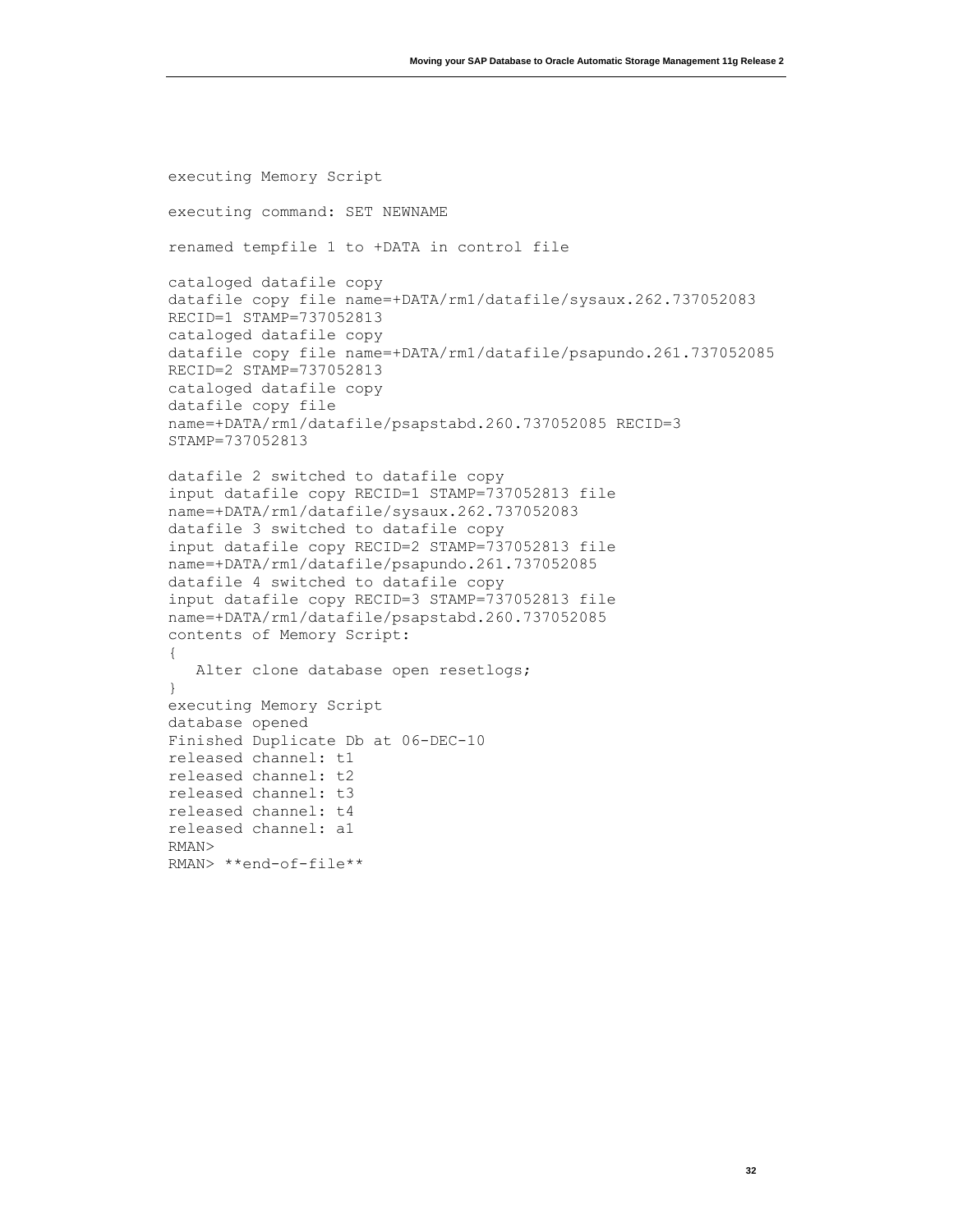```
executing Memory Script

executing command: SET NEWNAME

renamed tempfile 1 to +DATA in control file

cataloged datafile copy
datafile copy file name=+DATA/rm1/datafile/sysaux.262.737052083
RECID=1 STAMP=737052813
cataloged datafile copy
datafile copy file name=+DATA/rm1/datafile/psapundo.261.737052085
RECID=2 STAMP=737052813
cataloged datafile copy
datafile copy file
name=+DATA/rm1/datafile/psapstabd.260.737052085 RECID=3
STAMP=737052813

datafile 2 switched to datafile copy
input datafile copy RECID=1 STAMP=737052813 file
name=+DATA/rm1/datafile/sysaux.262.737052083
datafile 3 switched to datafile copy
input datafile copy RECID=2 STAMP=737052813 file
name=+DATA/rm1/datafile/psapundo.261.737052085
datafile 4 switched to datafile copy
input datafile copy RECID=3 STAMP=737052813 file
name=+DATA/rm1/datafile/psapstabd.260.737052085
contents of Memory Script:
{
   Alter clone database open resetlogs;
}
executing Memory Script
database opened
Finished Duplicate Db at 06-DEC-10
released channel: t1
released channel: t2
released channel: t3
released channel: t4
released channel: a1
RMAN>
RMAN> **end-of-file**
```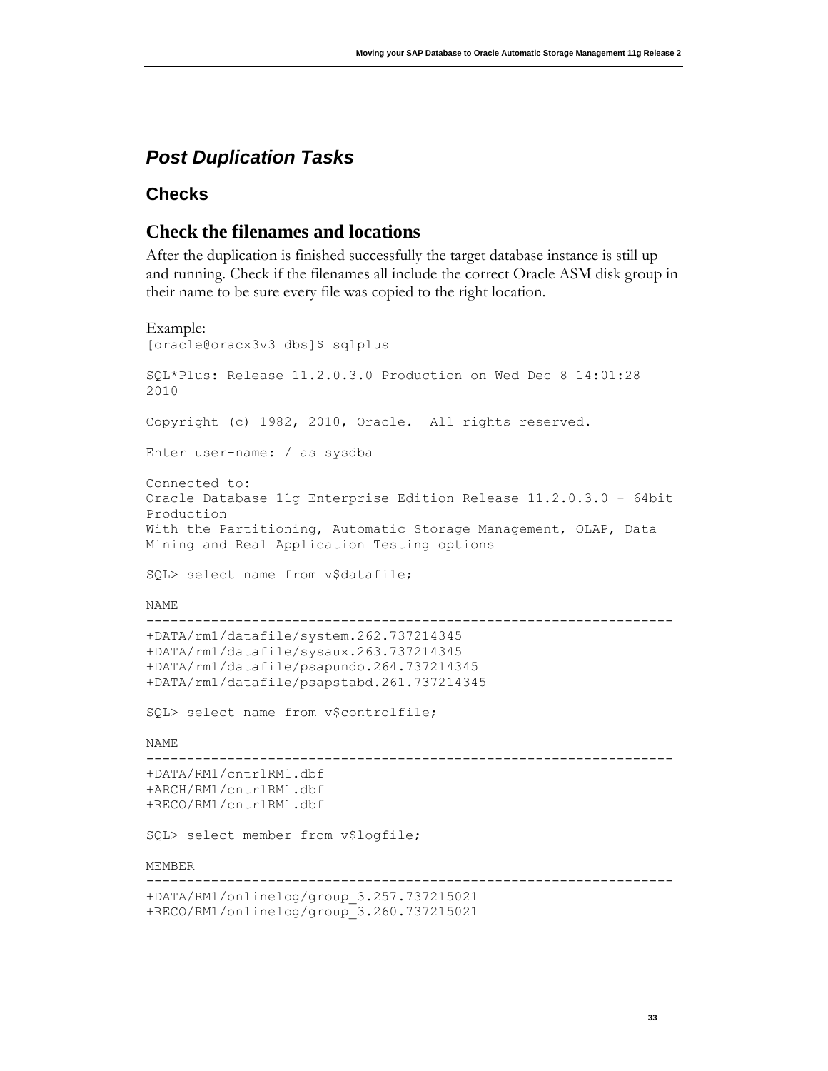## *Post Duplication Tasks*

### Checks

### Check the filenames and locations

After the duplication is finished successfully the target database instance is still up and running. Check if the filenames all include the correct Oracle ASM disk group in their name to be sure every file was copied to the right location.

Example:

```
[oracle@oracx3v3 dbs]$ sqlplus

SQL*Plus: Release 11.2.0.3.0 Production on Wed Dec 8 14:01:28
2010

Copyright (c) 1982, 2010, Oracle.  All rights reserved.

Enter user-name: / as sysdba

Connected to:
Oracle Database 11g Enterprise Edition Release 11.2.0.3.0 - 64bit
Production
With the Partitioning, Automatic Storage Management, OLAP, Data
Mining and Real Application Testing options

SQL> select name from v$datafile;

NAME
-----------------------------------------------------------------
+DATA/rm1/datafile/system.262.737214345
+DATA/rm1/datafile/sysaux.263.737214345
+DATA/rm1/datafile/psapundo.264.737214345
+DATA/rm1/datafile/psapstabd.261.737214345

SQL> select name from v$controlfile;

NAME
-----------------------------------------------------------------
+DATA/RM1/cntrlRM1.dbf
+ARCH/RM1/cntrlRM1.dbf
+RECO/RM1/cntrlRM1.dbf

SQL> select member from v$logfile;

MEMBER
-----------------------------------------------------------------
+DATA/RM1/onlinelog/group_3.257.737215021
+RECO/RM1/onlinelog/group_3.260.737215021
```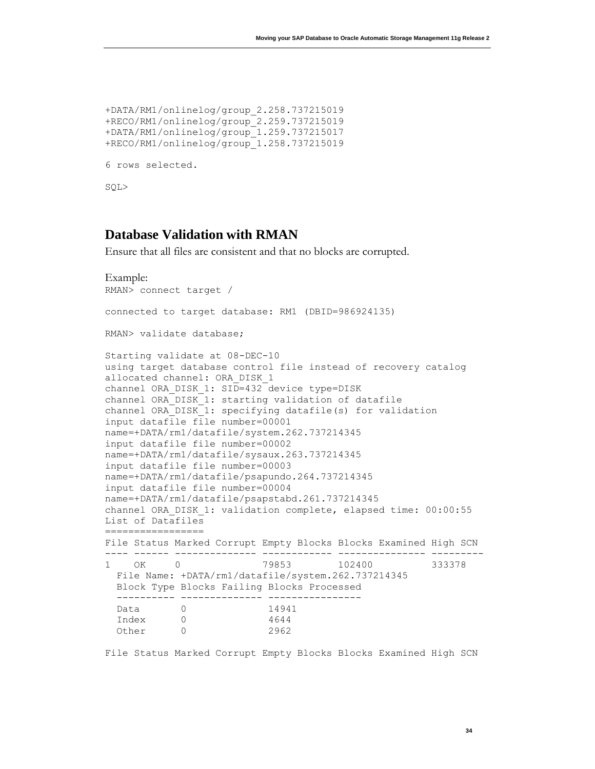```
+DATA/RM1/onlinelog/group_2.258.737215019
+RECO/RM1/onlinelog/group_2.259.737215019
+DATA/RM1/onlinelog/group_1.259.737215017
+RECO/RM1/onlinelog/group_1.258.737215019

6 rows selected.

SQL>
```

## Database Validation with RMAN

Ensure that all files are consistent and that no blocks are corrupted.

Example:

```
RMAN> connect target /

connected to target database: RM1 (DBID=986924135)

RMAN> validate database;

Starting validate at 08-DEC-10
using target database control file instead of recovery catalog
allocated channel: ORA_DISK_1
channel ORA_DISK_1: SID=432 device type=DISK
channel ORA_DISK_1: starting validation of datafile
channel ORA_DISK_1: specifying datafile(s) for validation
input datafile file number=00001
name=+DATA/rm1/datafile/system.262.737214345
input datafile file number=00002
name=+DATA/rm1/datafile/sysaux.263.737214345
input datafile file number=00003
name=+DATA/rm1/datafile/psapundo.264.737214345
input datafile file number=00004
name=+DATA/rm1/datafile/psapstabd.261.737214345
channel ORA_DISK_1: validation complete, elapsed time: 00:00:55
List of Datafiles
=================
File Status Marked Corrupt Empty Blocks Blocks Examined High SCN
---- ------ -------------- ------------ --------------- ---------
1    OK     0              79853        102400          333378
  File Name: +DATA/rm1/datafile/system.262.737214345
  Block Type Blocks Failing Blocks Processed
  ---------- -------------- ----------------
  Data       0              14941
  Index      0              4644
  Other      0              2962

File Status Marked Corrupt Empty Blocks Blocks Examined High SCN
```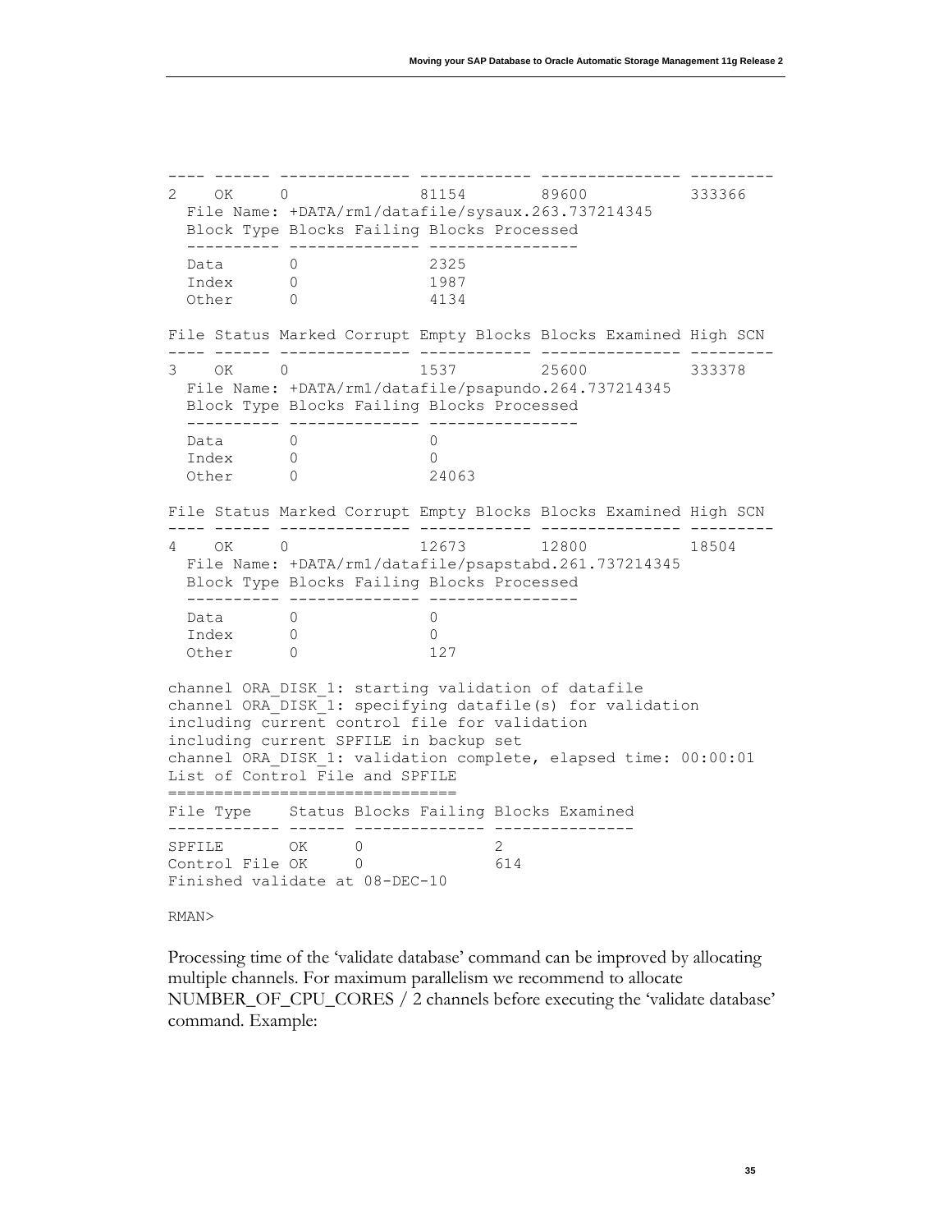```
---- ------ -------------- ------------ --------------- ---------
2    OK     0              81154        89600           333366
  File Name: +DATA/rm1/datafile/sysaux.263.737214345
  Block Type Blocks Failing Blocks Processed
  ---------- -------------- ----------------
  Data       0              2325
  Index      0              1987
  Other      0              4134

File Status Marked Corrupt Empty Blocks Blocks Examined High SCN
---- ------ -------------- ------------ --------------- ---------
3    OK     0              1537         25600           333378
  File Name: +DATA/rm1/datafile/psapundo.264.737214345
  Block Type Blocks Failing Blocks Processed
  ---------- -------------- ----------------
  Data       0              0
  Index      0              0
  Other      0              24063

File Status Marked Corrupt Empty Blocks Blocks Examined High SCN
---- ------ -------------- ------------ --------------- ---------
4    OK     0              12673        12800           18504
  File Name: +DATA/rm1/datafile/psapstabd.261.737214345
  Block Type Blocks Failing Blocks Processed
  ---------- -------------- ----------------
  Data       0              0
  Index      0              0
  Other      0              127

channel ORA_DISK_1: starting validation of datafile
channel ORA_DISK_1: specifying datafile(s) for validation
including current control file for validation
including current SPFILE in backup set
channel ORA_DISK_1: validation complete, elapsed time: 00:00:01
List of Control File and SPFILE
===============================
File Type    Status Blocks Failing Blocks Examined
------------ ------ -------------- ---------------
SPFILE       OK     0              2
Control File OK     0              614
Finished validate at 08-DEC-10

RMAN>
```

Processing time of the 'validate database' command can be improved by allocating multiple channels. For maximum parallelism we recommend to allocate NUMBER_OF_CPU_CORES / 2 channels before executing the 'validate database' command. Example: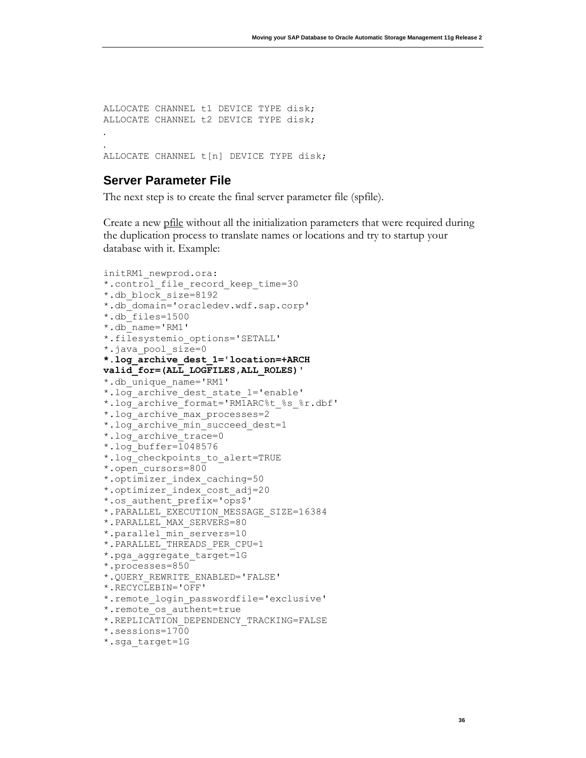```
ALLOCATE CHANNEL t1 DEVICE TYPE disk;
ALLOCATE CHANNEL t2 DEVICE TYPE disk;
.
.
ALLOCATE CHANNEL t[n] DEVICE TYPE disk;
```

## Server Parameter File

The next step is to create the final server parameter file (spfile).

Create a new pfile without all the initialization parameters that were required during the duplication process to translate names or locations and try to startup your database with it. Example:

```
initRM1_newprod.ora:
*.control_file_record_keep_time=30
*.db_block_size=8192
*.db_domain='oracledev.wdf.sap.corp'
*.db_files=1500
*.db_name='RM1'
*.filesystemio_options='SETALL'
*.java_pool_size=0
*.log_archive_dest_1='location=+ARCH
valid_for=(ALL_LOGFILES,ALL_ROLES)'
*.db_unique_name='RM1'
*.log_archive_dest_state_1='enable'
*.log_archive_format='RM1ARC%t_%s_%r.dbf'
*.log_archive_max_processes=2
*.log_archive_min_succeed_dest=1
*.log_archive_trace=0
*.log_buffer=1048576
*.log_checkpoints_to_alert=TRUE
*.open_cursors=800
*.optimizer_index_caching=50
*.optimizer_index_cost_adj=20
*.os_authent_prefix='ops$'
*.PARALLEL_EXECUTION_MESSAGE_SIZE=16384
*.PARALLEL_MAX_SERVERS=80
*.parallel_min_servers=10
*.PARALLEL_THREADS_PER_CPU=1
*.pga_aggregate_target=1G
*.processes=850
*.QUERY_REWRITE_ENABLED='FALSE'
*.RECYCLEBIN='OFF'
*.remote_login_passwordfile='exclusive'
*.remote_os_authent=true
*.REPLICATION_DEPENDENCY_TRACKING=FALSE
*.sessions=1700
*.sga_target=1G
```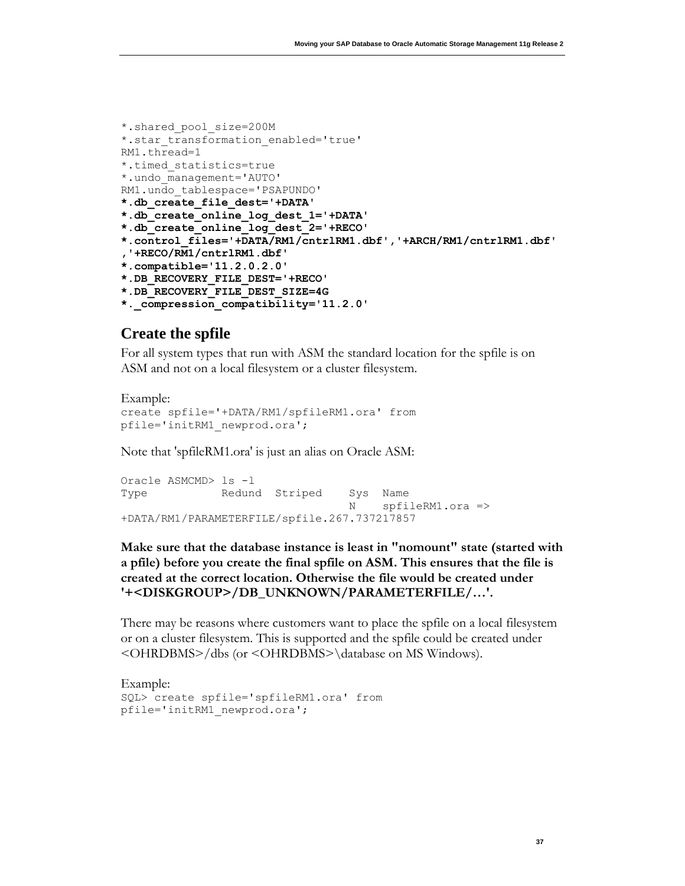```
*.shared_pool_size=200M
*.star_transformation_enabled='true'
RM1.thread=1
*.timed_statistics=true
*.undo_management='AUTO'
RM1.undo_tablespace='PSAPUNDO'
*.db_create_file_dest='+DATA'
*.db_create_online_log_dest_1='+DATA'
*.db_create_online_log_dest_2='+RECO'
*.control_files='+DATA/RM1/cntrlRM1.dbf','+ARCH/RM1/cntrlRM1.dbf'
,'+RECO/RM1/cntrlRM1.dbf'
*.compatible='11.2.0.2.0'
*.DB_RECOVERY_FILE_DEST='+RECO'
*.DB_RECOVERY_FILE_DEST_SIZE=4G
*._compression_compatibility='11.2.0'
```

## Create the spfile

For all system types that run with ASM the standard location for the spfile is on ASM and not on a local filesystem or a cluster filesystem.

Example:

```
create spfile='+DATA/RM1/spfileRM1.ora' from
pfile='initRM1_newprod.ora';
```

Note that 'spfileRM1.ora' is just an alias on Oracle ASM:

```
Oracle ASMCMD> ls -l
Type           Redund  Striped    Sys  Name
                                  N    spfileRM1.ora =>
+DATA/RM1/PARAMETERFILE/spfile.267.737217857
```

**Make sure that the database instance is least in "nomount" state (started with a pfile) before you create the final spfile on ASM. This ensures that the file is created at the correct location. Otherwise the file would be created under '+<DISKGROUP>/DB_UNKNOWN/PARAMETERFILE/…'.**

There may be reasons where customers want to place the spfile on a local filesystem or on a cluster filesystem. This is supported and the spfile could be created under <OHRDBMS>/dbs (or <OHRDBMS>\database on MS Windows).

Example:

```
SQL> create spfile='spfileRM1.ora' from
pfile='initRM1_newprod.ora';
```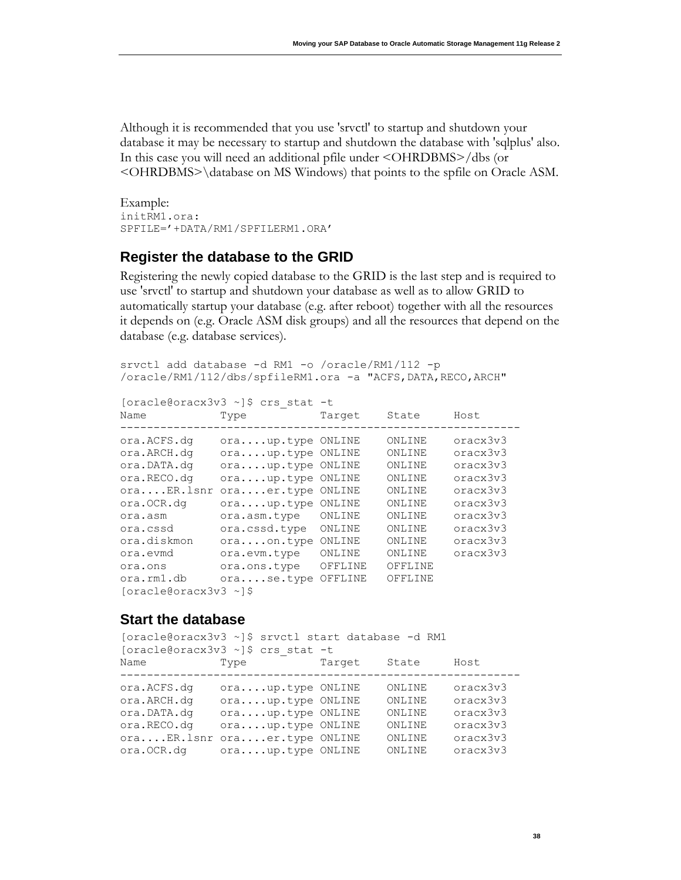Although it is recommended that you use 'srvctl' to startup and shutdown your database it may be necessary to startup and shutdown the database with 'sqlplus' also. In this case you will need an additional pfile under <OHRDBMS>/dbs (or <OHRDBMS>\database on MS Windows) that points to the spfile on Oracle ASM.

Example:

```
initRM1.ora:
SPFILE='+DATA/RM1/SPFILERM1.ORA'
```

## Register the database to the GRID

Registering the newly copied database to the GRID is the last step and is required to use 'srvctl' to startup and shutdown your database as well as to allow GRID to automatically startup your database (e.g. after reboot) together with all the resources it depends on (e.g. Oracle ASM disk groups) and all the resources that depend on the database (e.g. database services).

```
srvctl add database -d RM1 -o /oracle/RM1/112 -p
/oracle/RM1/112/dbs/spfileRM1.ora -a "ACFS,DATA,RECO,ARCH"

[oracle@oracx3v3 ~]$ crs_stat -t
Name           Type           Target    State     Host
------------------------------------------------------------
ora.ACFS.dg    ora....up.type ONLINE    ONLINE    oracx3v3
ora.ARCH.dg    ora....up.type ONLINE    ONLINE    oracx3v3
ora.DATA.dg    ora....up.type ONLINE    ONLINE    oracx3v3
ora.RECO.dg    ora....up.type ONLINE    ONLINE    oracx3v3
ora....ER.lsnr ora....er.type ONLINE    ONLINE    oracx3v3
ora.OCR.dg     ora....up.type ONLINE    ONLINE    oracx3v3
ora.asm        ora.asm.type   ONLINE    ONLINE    oracx3v3
ora.cssd       ora.cssd.type  ONLINE    ONLINE    oracx3v3
ora.diskmon    ora....on.type ONLINE    ONLINE    oracx3v3
ora.evmd       ora.evm.type   ONLINE    ONLINE    oracx3v3
ora.ons        ora.ons.type   OFFLINE   OFFLINE
ora.rm1.db     ora....se.type OFFLINE   OFFLINE
[oracle@oracx3v3 ~]$
```

## Start the database

```
[oracle@oracx3v3 ~]$ srvctl start database -d RM1
[oracle@oracx3v3 ~]$ crs_stat -t
Name           Type           Target    State     Host
------------------------------------------------------------
ora.ACFS.dg    ora....up.type ONLINE    ONLINE    oracx3v3
ora.ARCH.dg    ora....up.type ONLINE    ONLINE    oracx3v3
ora.DATA.dg    ora....up.type ONLINE    ONLINE    oracx3v3
ora.RECO.dg    ora....up.type ONLINE    ONLINE    oracx3v3
ora....ER.lsnr ora....er.type ONLINE    ONLINE    oracx3v3
ora.OCR.dg     ora....up.type ONLINE    ONLINE    oracx3v3
```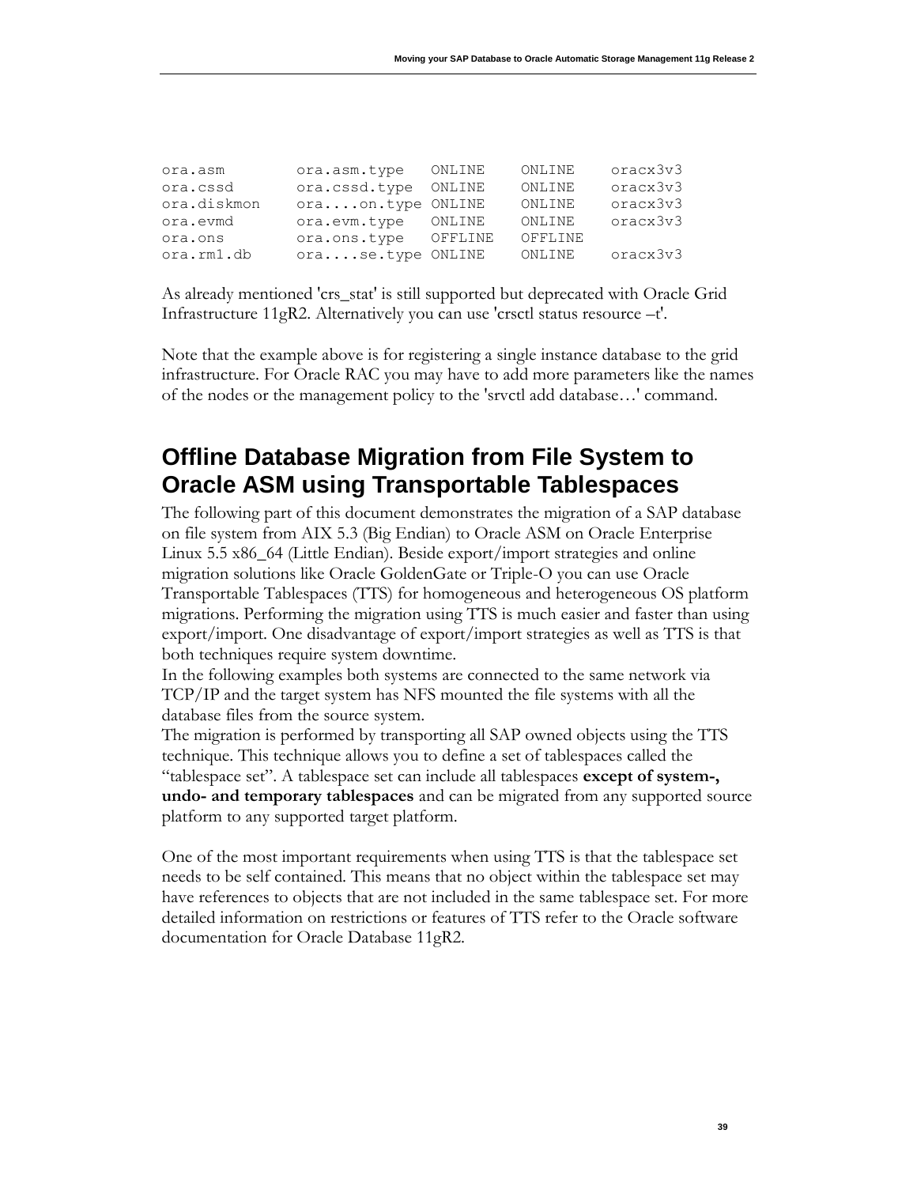```
ora.asm        ora.asm.type   ONLINE    ONLINE    oracx3v3
ora.cssd       ora.cssd.type  ONLINE    ONLINE    oracx3v3
ora.diskmon    ora....on.type ONLINE    ONLINE    oracx3v3
ora.evmd       ora.evm.type   ONLINE    ONLINE    oracx3v3
ora.ons        ora.ons.type   OFFLINE   OFFLINE
ora.rm1.db     ora....se.type ONLINE    ONLINE    oracx3v3
```

As already mentioned 'crs_stat' is still supported but deprecated with Oracle Grid Infrastructure 11gR2. Alternatively you can use 'crsctl status resource –t'.

Note that the example above is for registering a single instance database to the grid infrastructure. For Oracle RAC you may have to add more parameters like the names of the nodes or the management policy to the 'srvctl add database…' command.

## Offline Database Migration from File System to Oracle ASM using Transportable Tablespaces

The following part of this document demonstrates the migration of a SAP database on file system from AIX 5.3 (Big Endian) to Oracle ASM on Oracle Enterprise Linux 5.5 x86_64 (Little Endian). Beside export/import strategies and online migration solutions like Oracle GoldenGate or Triple-O you can use Oracle Transportable Tablespaces (TTS) for homogeneous and heterogeneous OS platform migrations. Performing the migration using TTS is much easier and faster than using export/import. One disadvantage of export/import strategies as well as TTS is that both techniques require system downtime.
In the following examples both systems are connected to the same network via TCP/IP and the target system has NFS mounted the file systems with all the database files from the source system.
The migration is performed by transporting all SAP owned objects using the TTS technique. This technique allows you to define a set of tablespaces called the "tablespace set". A tablespace set can include all tablespaces **except of system-, undo- and temporary tablespaces** and can be migrated from any supported source platform to any supported target platform.

One of the most important requirements when using TTS is that the tablespace set needs to be self contained. This means that no object within the tablespace set may have references to objects that are not included in the same tablespace set. For more detailed information on restrictions or features of TTS refer to the Oracle software documentation for Oracle Database 11gR2.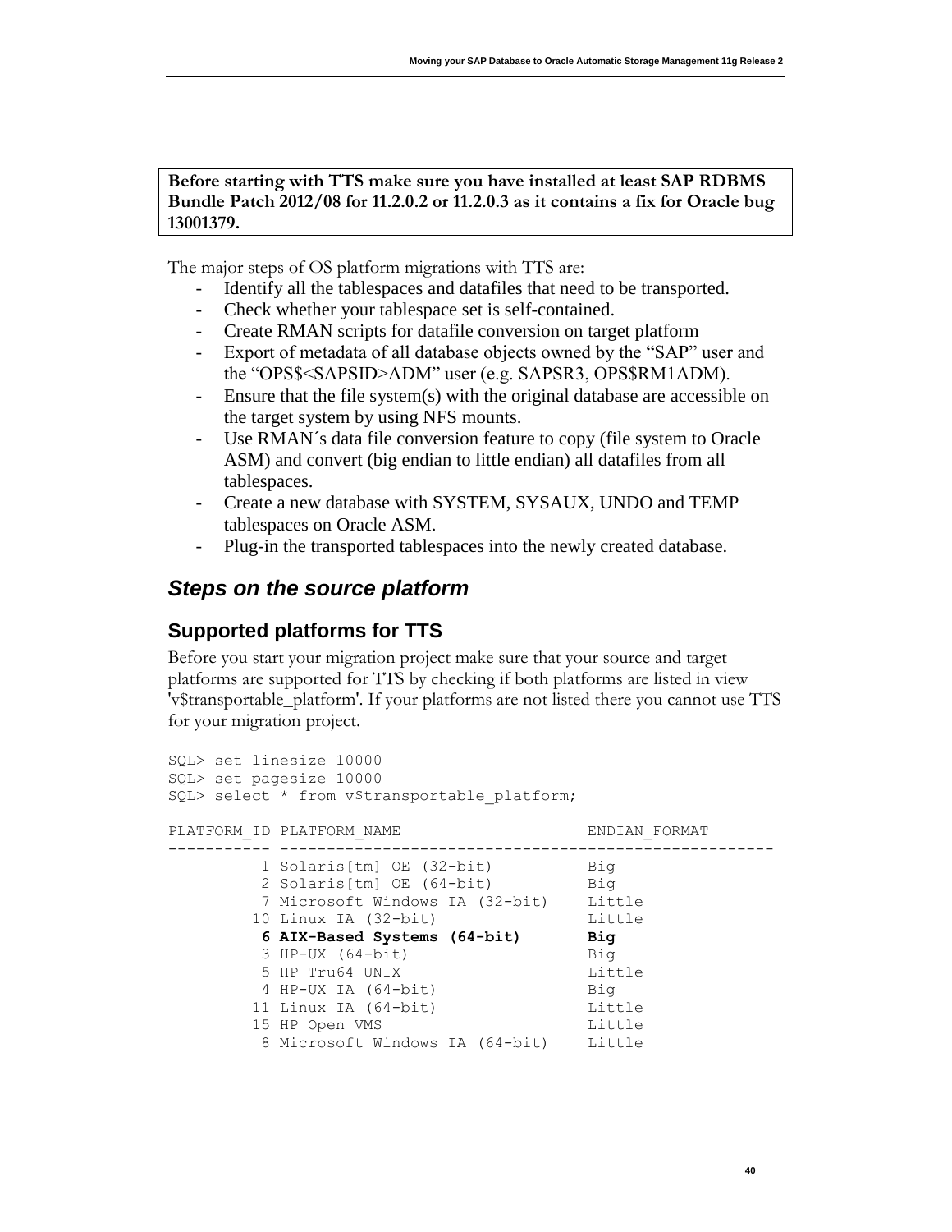**Before starting with TTS make sure you have installed at least SAP RDBMS Bundle Patch 2012/08 for 11.2.0.2 or 11.2.0.3 as it contains a fix for Oracle bug 13001379.**

The major steps of OS platform migrations with TTS are:

- Identify all the tablespaces and datafiles that need to be transported.
- Check whether your tablespace set is self-contained.
- Create RMAN scripts for datafile conversion on target platform
- Export of metadata of all database objects owned by the "SAP" user and the "OPS$<SAPSID>ADM" user (e.g. SAPSR3, OPS$RM1ADM).
- Ensure that the file system(s) with the original database are accessible on the target system by using NFS mounts.
- Use RMAN´s data file conversion feature to copy (file system to Oracle ASM) and convert (big endian to little endian) all datafiles from all tablespaces.
- Create a new database with SYSTEM, SYSAUX, UNDO and TEMP tablespaces on Oracle ASM.
- Plug-in the transported tablespaces into the newly created database.

## *Steps on the source platform*

### Supported platforms for TTS

Before you start your migration project make sure that your source and target platforms are supported for TTS by checking if both platforms are listed in view 'v$transportable_platform'. If your platforms are not listed there you cannot use TTS for your migration project.

```
SQL> set linesize 10000
SQL> set pagesize 10000
SQL> select * from v$transportable_platform;

PLATFORM_ID PLATFORM_NAME                       ENDIAN_FORMAT
----------- ---------------------------------------------------
          1 Solaris[tm] OE (32-bit)             Big
          2 Solaris[tm] OE (64-bit)             Big
          7 Microsoft Windows IA (32-bit)       Little
         10 Linux IA (32-bit)                   Little
          6 AIX-Based Systems (64-bit)          Big
          3 HP-UX (64-bit)                      Big
          5 HP Tru64 UNIX                       Little
          4 HP-UX IA (64-bit)                   Big
         11 Linux IA (64-bit)                   Little
         15 HP Open VMS                         Little
          8 Microsoft Windows IA (64-bit)       Little
```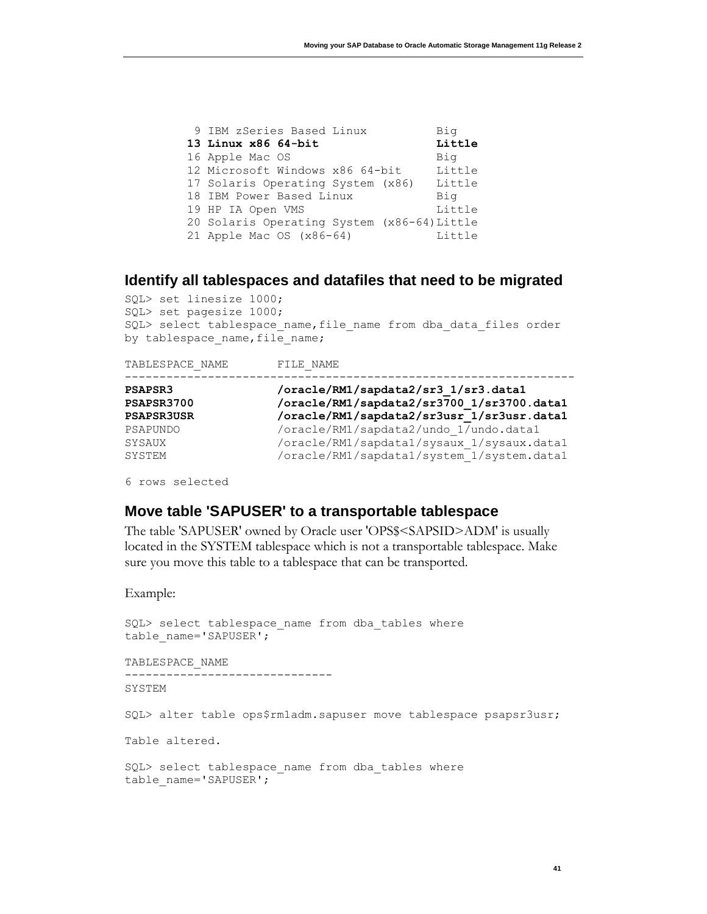```
 9 IBM zSeries Based Linux          Big
13 Linux x86 64-bit                 Little
16 Apple Mac OS                     Big
12 Microsoft Windows x86 64-bit     Little
17 Solaris Operating System (x86)   Little
18 IBM Power Based Linux            Big
19 HP IA Open VMS                   Little
20 Solaris Operating System (x86-64)Little
21 Apple Mac OS (x86-64)            Little
```

### Identify all tablespaces and datafiles that need to be migrated

```
SQL> set linesize 1000;
SQL> set pagesize 1000;
SQL> select tablespace_name,file_name from dba_data_files order
by tablespace_name,file_name;

TABLESPACE_NAME       FILE_NAME
------------------------------------------------------------------
PSAPSR3               /oracle/RM1/sapdata2/sr3_1/sr3.data1
PSAPSR3700            /oracle/RM1/sapdata2/sr3700_1/sr3700.data1
PSAPSR3USR            /oracle/RM1/sapdata2/sr3usr_1/sr3usr.data1
PSAPUNDO              /oracle/RM1/sapdata2/undo_1/undo.data1
SYSAUX                /oracle/RM1/sapdata1/sysaux_1/sysaux.data1
SYSTEM                /oracle/RM1/sapdata1/system_1/system.data1

6 rows selected
```

### Move table 'SAPUSER' to a transportable tablespace

The table 'SAPUSER' owned by Oracle user 'OPS$<SAPSID>ADM' is usually located in the SYSTEM tablespace which is not a transportable tablespace. Make sure you move this table to a tablespace that can be transported.

Example:

```
SQL> select tablespace_name from dba_tables where
table_name='SAPUSER';

TABLESPACE_NAME
------------------------------
SYSTEM

SQL> alter table ops$rm1adm.sapuser move tablespace psapsr3usr;

Table altered.

SQL> select tablespace_name from dba_tables where
table_name='SAPUSER';
```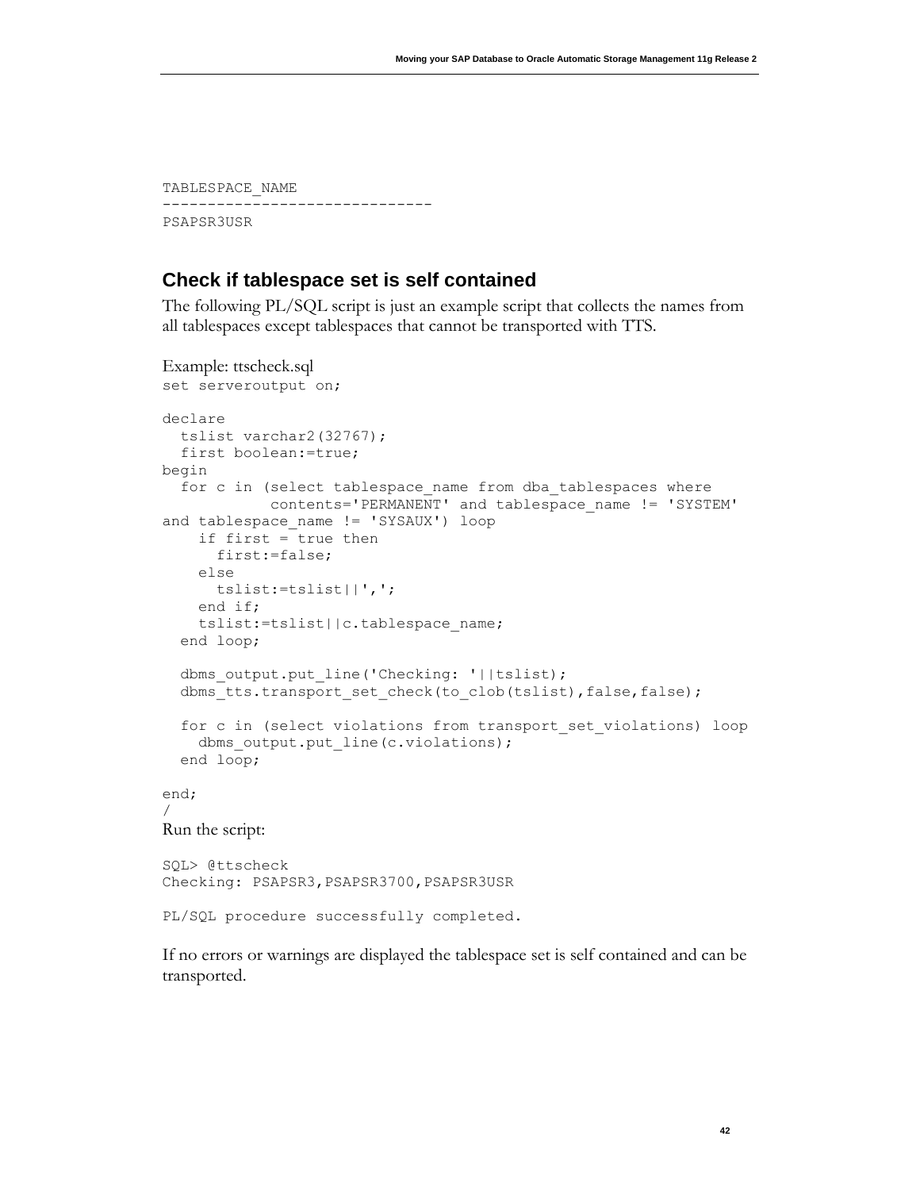```
TABLESPACE_NAME
------------------------------
PSAPSR3USR
```

## Check if tablespace set is self contained

The following PL/SQL script is just an example script that collects the names from all tablespaces except tablespaces that cannot be transported with TTS.

Example: ttscheck.sql

```
set serveroutput on;

declare
  tslist varchar2(32767);
  first boolean:=true;
begin
  for c in (select tablespace_name from dba_tablespaces where
           contents='PERMANENT' and tablespace_name != 'SYSTEM'
and tablespace_name != 'SYSAUX') loop
    if first = true then
      first:=false;
    else
      tslist:=tslist||',';
    end if;
    tslist:=tslist||c.tablespace_name;
  end loop;

  dbms_output.put_line('Checking: '||tslist);
  dbms_tts.transport_set_check(to_clob(tslist),false,false);

  for c in (select violations from transport_set_violations) loop
    dbms_output.put_line(c.violations);
  end loop;

end;
/
```

Run the script:

```
SQL> @ttscheck
Checking: PSAPSR3,PSAPSR3700,PSAPSR3USR

PL/SQL procedure successfully completed.
```

If no errors or warnings are displayed the tablespace set is self contained and can be transported.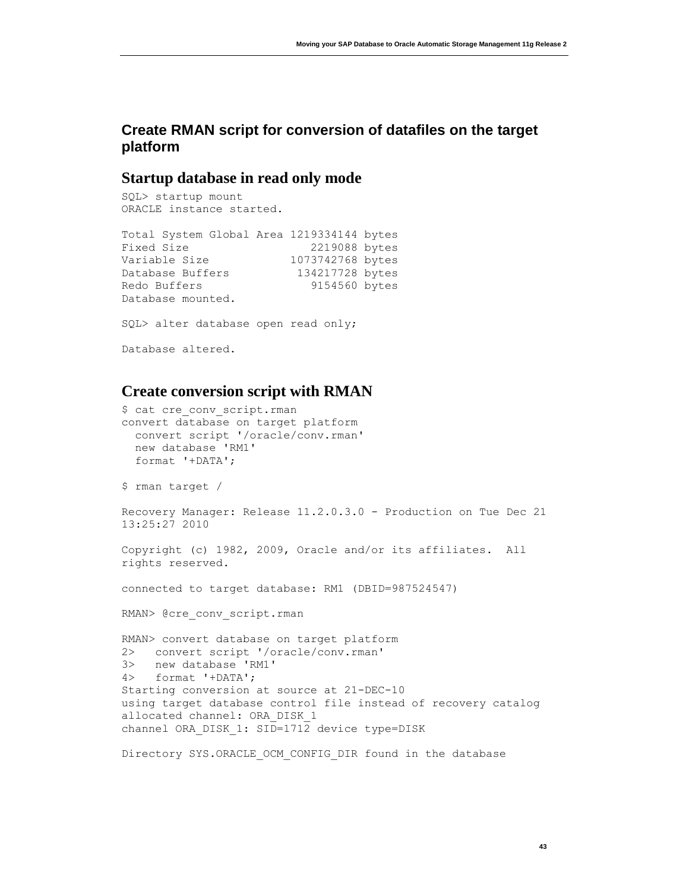## Create RMAN script for conversion of datafiles on the target platform

### Startup database in read only mode

```
SQL> startup mount
ORACLE instance started.

Total System Global Area 1219334144 bytes
Fixed Size                  2219088 bytes
Variable Size            1073742768 bytes
Database Buffers          134217728 bytes
Redo Buffers                9154560 bytes
Database mounted.

SQL> alter database open read only;

Database altered.
```

### Create conversion script with RMAN

```
$ cat cre_conv_script.rman
convert database on target platform
  convert script '/oracle/conv.rman'
  new database 'RM1'
  format '+DATA';

$ rman target /

Recovery Manager: Release 11.2.0.3.0 - Production on Tue Dec 21
13:25:27 2010

Copyright (c) 1982, 2009, Oracle and/or its affiliates.  All
rights reserved.

connected to target database: RM1 (DBID=987524547)

RMAN> @cre_conv_script.rman

RMAN> convert database on target platform
2>   convert script '/oracle/conv.rman'
3>   new database 'RM1'
4>   format '+DATA';
Starting conversion at source at 21-DEC-10
using target database control file instead of recovery catalog
allocated channel: ORA_DISK_1
channel ORA_DISK_1: SID=1712 device type=DISK

Directory SYS.ORACLE_OCM_CONFIG_DIR found in the database
```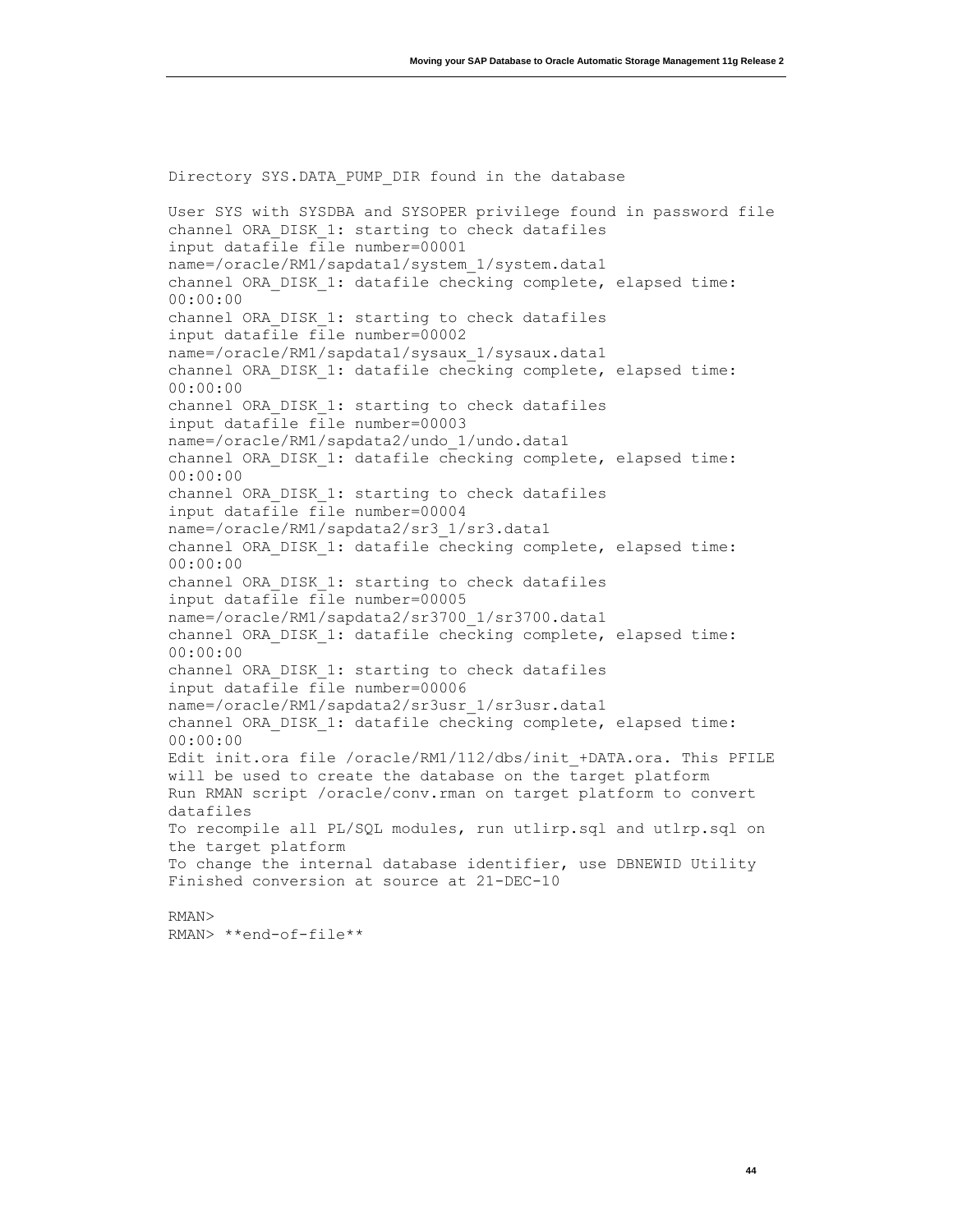```
Directory SYS.DATA_PUMP_DIR found in the database

User SYS with SYSDBA and SYSOPER privilege found in password file
channel ORA_DISK_1: starting to check datafiles
input datafile file number=00001
name=/oracle/RM1/sapdata1/system_1/system.data1
channel ORA_DISK_1: datafile checking complete, elapsed time:
00:00:00
channel ORA_DISK_1: starting to check datafiles
input datafile file number=00002
name=/oracle/RM1/sapdata1/sysaux_1/sysaux.data1
channel ORA_DISK_1: datafile checking complete, elapsed time:
00:00:00
channel ORA_DISK_1: starting to check datafiles
input datafile file number=00003
name=/oracle/RM1/sapdata2/undo_1/undo.data1
channel ORA_DISK_1: datafile checking complete, elapsed time:
00:00:00
channel ORA_DISK_1: starting to check datafiles
input datafile file number=00004
name=/oracle/RM1/sapdata2/sr3_1/sr3.data1
channel ORA_DISK_1: datafile checking complete, elapsed time:
00:00:00
channel ORA_DISK_1: starting to check datafiles
input datafile file number=00005
name=/oracle/RM1/sapdata2/sr3700_1/sr3700.data1
channel ORA_DISK_1: datafile checking complete, elapsed time:
00:00:00
channel ORA_DISK_1: starting to check datafiles
input datafile file number=00006
name=/oracle/RM1/sapdata2/sr3usr_1/sr3usr.data1
channel ORA_DISK_1: datafile checking complete, elapsed time:
00:00:00
Edit init.ora file /oracle/RM1/112/dbs/init_+DATA.ora. This PFILE
will be used to create the database on the target platform
Run RMAN script /oracle/conv.rman on target platform to convert
datafiles
To recompile all PL/SQL modules, run utlirp.sql and utlrp.sql on
the target platform
To change the internal database identifier, use DBNEWID Utility
Finished conversion at source at 21-DEC-10

RMAN>
RMAN> **end-of-file**
```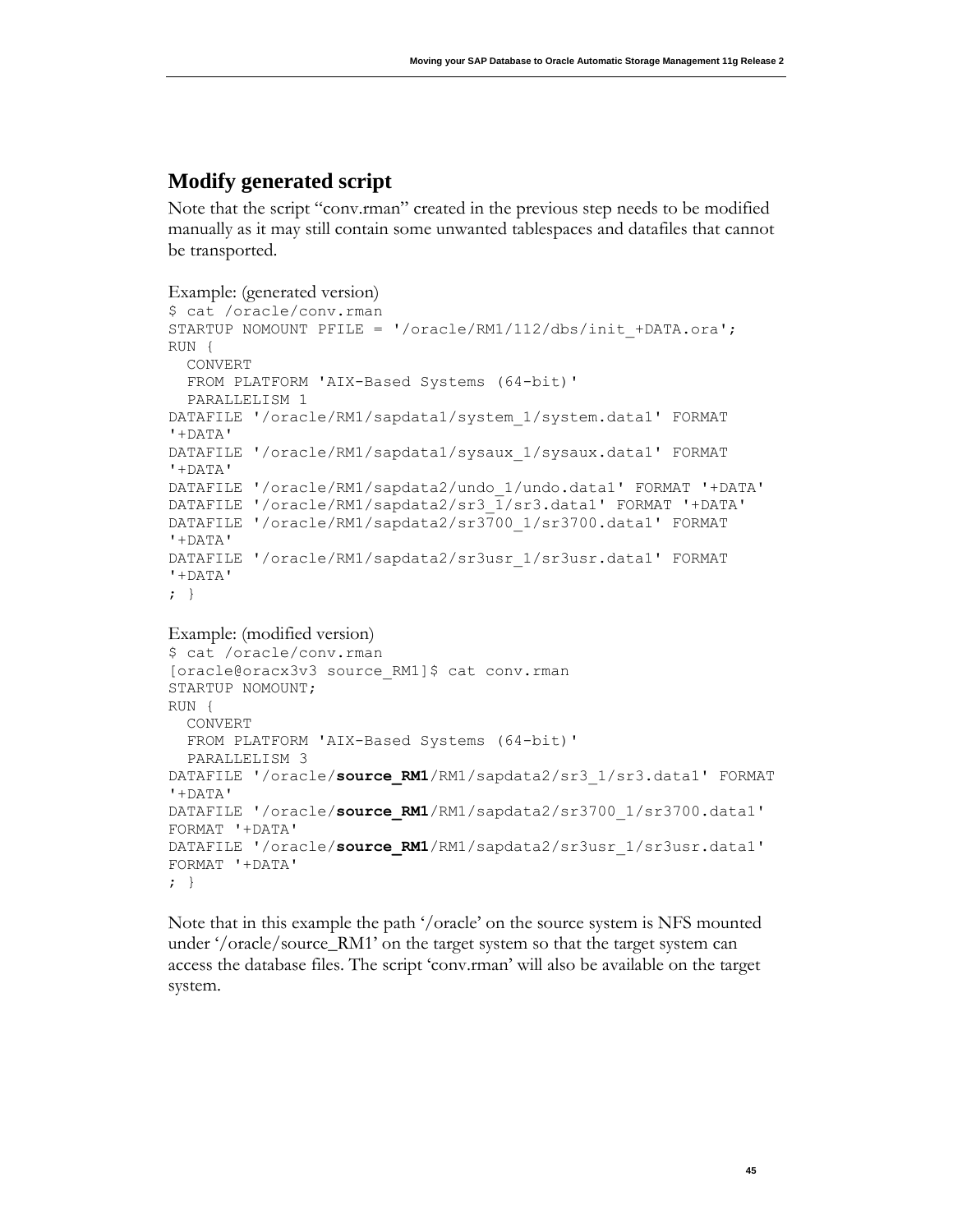## Modify generated script

Note that the script "conv.rman" created in the previous step needs to be modified manually as it may still contain some unwanted tablespaces and datafiles that cannot be transported.

Example: (generated version)

```
$ cat /oracle/conv.rman
STARTUP NOMOUNT PFILE = '/oracle/RM1/112/dbs/init_+DATA.ora';
RUN {
  CONVERT
  FROM PLATFORM 'AIX-Based Systems (64-bit)'
  PARALLELISM 1
DATAFILE '/oracle/RM1/sapdata1/system_1/system.data1' FORMAT
'+DATA'
DATAFILE '/oracle/RM1/sapdata1/sysaux_1/sysaux.data1' FORMAT
'+DATA'
DATAFILE '/oracle/RM1/sapdata2/undo_1/undo.data1' FORMAT '+DATA'
DATAFILE '/oracle/RM1/sapdata2/sr3_1/sr3.data1' FORMAT '+DATA'
DATAFILE '/oracle/RM1/sapdata2/sr3700_1/sr3700.data1' FORMAT
'+DATA'
DATAFILE '/oracle/RM1/sapdata2/sr3usr_1/sr3usr.data1' FORMAT
'+DATA'
; }
```

Example: (modified version)

```
$ cat /oracle/conv.rman
[oracle@oracx3v3 source_RM1]$ cat conv.rman
STARTUP NOMOUNT;
RUN {
  CONVERT
  FROM PLATFORM 'AIX-Based Systems (64-bit)'
  PARALLELISM 3
DATAFILE '/oracle/source_RM1/RM1/sapdata2/sr3_1/sr3.data1' FORMAT
'+DATA'
DATAFILE '/oracle/source_RM1/RM1/sapdata2/sr3700_1/sr3700.data1'
FORMAT '+DATA'
DATAFILE '/oracle/source_RM1/RM1/sapdata2/sr3usr_1/sr3usr.data1'
FORMAT '+DATA'
; }
```

Note that in this example the path '/oracle' on the source system is NFS mounted under '/oracle/source_RM1' on the target system so that the target system can access the database files. The script 'conv.rman' will also be available on the target system.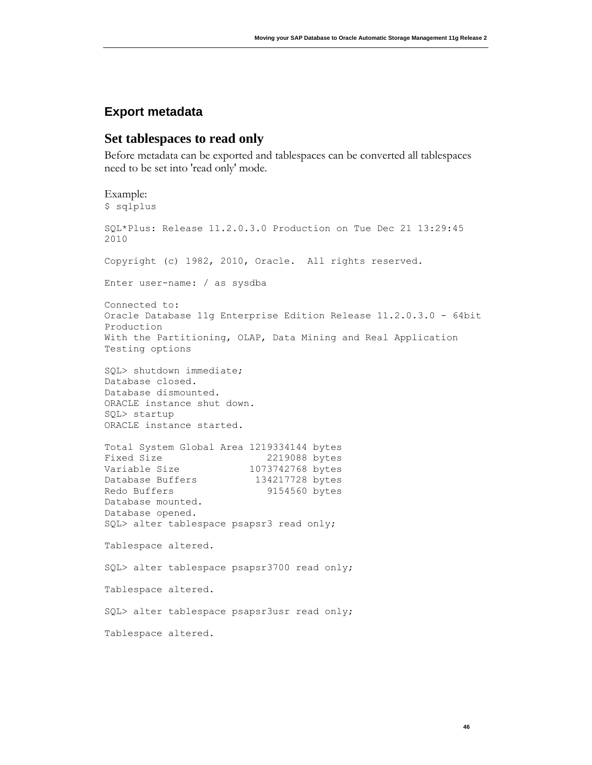## Export metadata

### Set tablespaces to read only

Before metadata can be exported and tablespaces can be converted all tablespaces need to be set into 'read only' mode.

Example:

```
$ sqlplus

SQL*Plus: Release 11.2.0.3.0 Production on Tue Dec 21 13:29:45
2010

Copyright (c) 1982, 2010, Oracle.  All rights reserved.

Enter user-name: / as sysdba

Connected to:
Oracle Database 11g Enterprise Edition Release 11.2.0.3.0 - 64bit
Production
With the Partitioning, OLAP, Data Mining and Real Application
Testing options

SQL> shutdown immediate;
Database closed.
Database dismounted.
ORACLE instance shut down.
SQL> startup
ORACLE instance started.

Total System Global Area 1219334144 bytes
Fixed Size                  2219088 bytes
Variable Size            1073742768 bytes
Database Buffers          134217728 bytes
Redo Buffers                9154560 bytes
Database mounted.
Database opened.
SQL> alter tablespace psapsr3 read only;

Tablespace altered.

SQL> alter tablespace psapsr3700 read only;

Tablespace altered.

SQL> alter tablespace psapsr3usr read only;

Tablespace altered.
```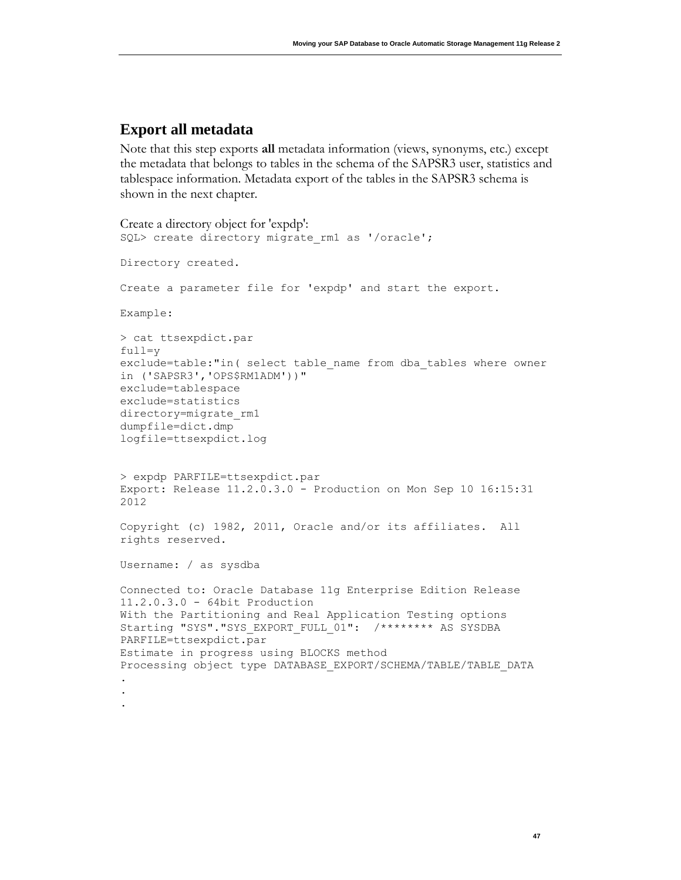## Export all metadata

Note that this step exports **all** metadata information (views, synonyms, etc.) except the metadata that belongs to tables in the schema of the SAPSR3 user, statistics and tablespace information. Metadata export of the tables in the SAPSR3 schema is shown in the next chapter.

Create a directory object for 'expdp':

```
SQL> create directory migrate_rm1 as '/oracle';

Directory created.

Create a parameter file for 'expdp' and start the export.

Example:

> cat ttsexpdict.par
full=y
exclude=table:"in( select table_name from dba_tables where owner
in ('SAPSR3','OPS$RM1ADM'))"
exclude=tablespace
exclude=statistics
directory=migrate_rm1
dumpfile=dict.dmp
logfile=ttsexpdict.log


> expdp PARFILE=ttsexpdict.par
Export: Release 11.2.0.3.0 - Production on Mon Sep 10 16:15:31
2012

Copyright (c) 1982, 2011, Oracle and/or its affiliates.  All
rights reserved.

Username: / as sysdba

Connected to: Oracle Database 11g Enterprise Edition Release
11.2.0.3.0 - 64bit Production
With the Partitioning and Real Application Testing options
Starting "SYS"."SYS_EXPORT_FULL_01":  /******** AS SYSDBA
PARFILE=ttsexpdict.par
Estimate in progress using BLOCKS method
Processing object type DATABASE_EXPORT/SCHEMA/TABLE/TABLE_DATA
.
.
.
```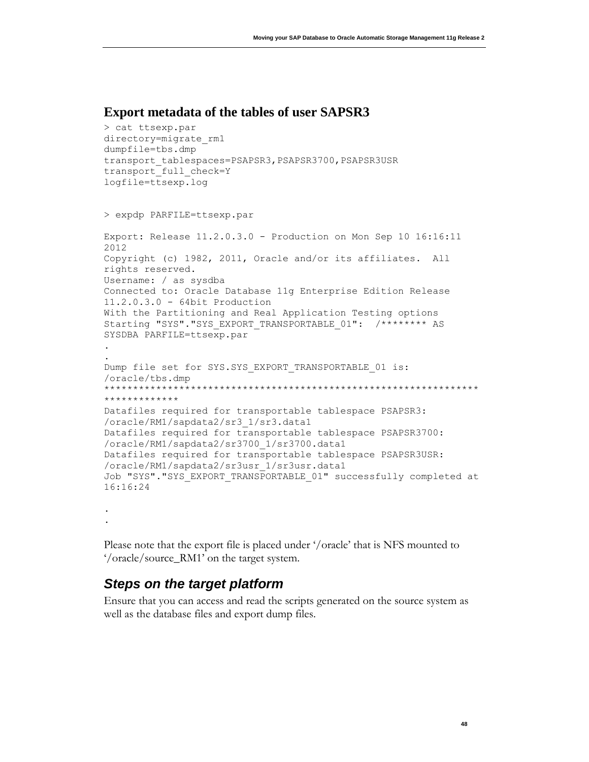## Export metadata of the tables of user SAPSR3

```
> cat ttsexp.par
directory=migrate_rm1
dumpfile=tbs.dmp
transport_tablespaces=PSAPSR3,PSAPSR3700,PSAPSR3USR
transport_full_check=Y
logfile=ttsexp.log


> expdp PARFILE=ttsexp.par

Export: Release 11.2.0.3.0 - Production on Mon Sep 10 16:16:11
2012
Copyright (c) 1982, 2011, Oracle and/or its affiliates.  All
rights reserved.
Username: / as sysdba
Connected to: Oracle Database 11g Enterprise Edition Release
11.2.0.3.0 - 64bit Production
With the Partitioning and Real Application Testing options
Starting "SYS"."SYS_EXPORT_TRANSPORTABLE_01":  /******** AS
SYSDBA PARFILE=ttsexp.par
.
.
Dump file set for SYS.SYS_EXPORT_TRANSPORTABLE_01 is:
/oracle/tbs.dmp
*****************************************************************
*************
Datafiles required for transportable tablespace PSAPSR3:
/oracle/RM1/sapdata2/sr3_1/sr3.data1
Datafiles required for transportable tablespace PSAPSR3700:
/oracle/RM1/sapdata2/sr3700_1/sr3700.data1
Datafiles required for transportable tablespace PSAPSR3USR:
/oracle/RM1/sapdata2/sr3usr_1/sr3usr.data1
Job "SYS"."SYS_EXPORT_TRANSPORTABLE_01" successfully completed at
16:16:24

.
.
```

Please note that the export file is placed under '/oracle' that is NFS mounted to '/oracle/source_RM1' on the target system.

### *Steps on the target platform*

Ensure that you can access and read the scripts generated on the source system as well as the database files and export dump files.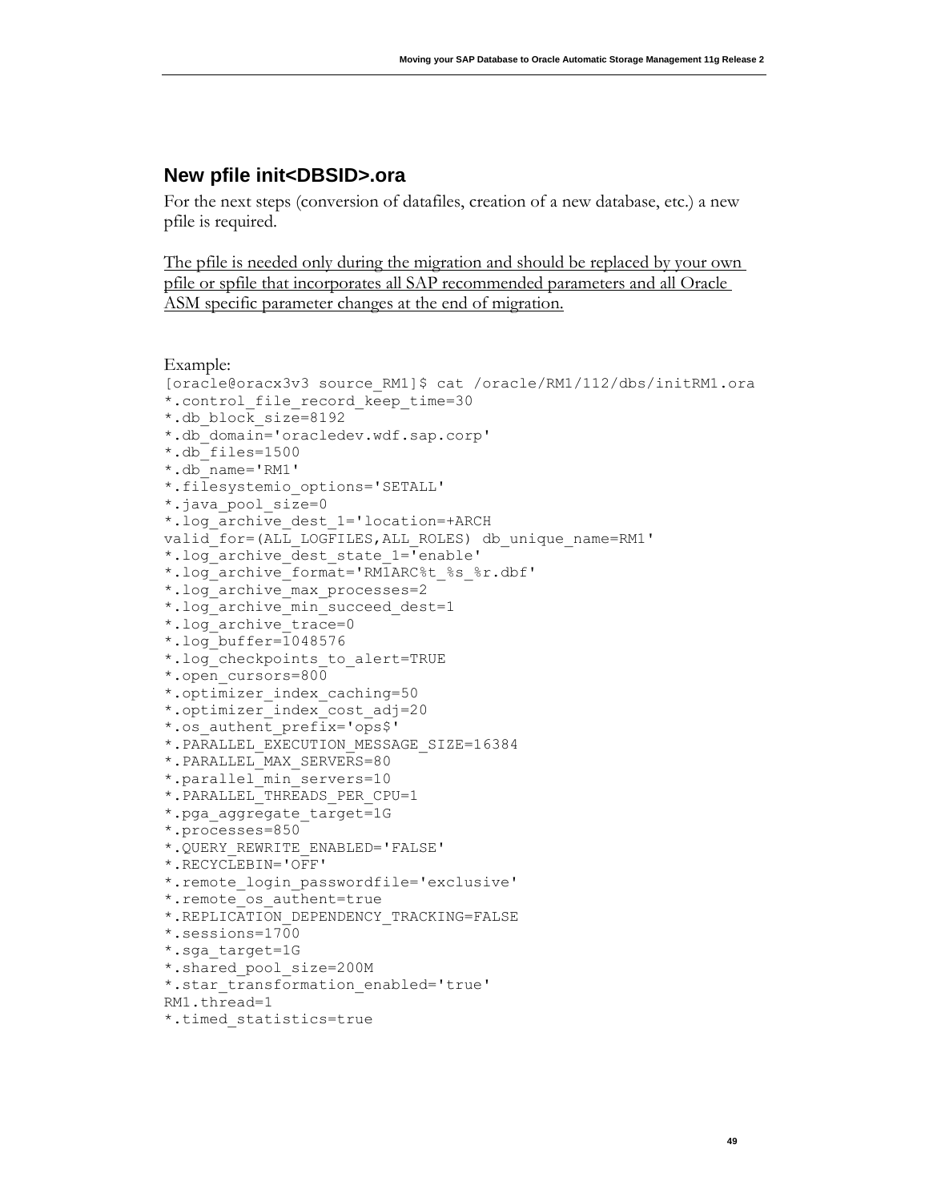## New pfile init<DBSID>.ora

For the next steps (conversion of datafiles, creation of a new database, etc.) a new pfile is required.

<u>The pfile is needed only during the migration and should be replaced by your own pfile or spfile that incorporates all SAP recommended parameters and all Oracle ASM specific parameter changes at the end of migration.</u>

Example:

```
[oracle@oracx3v3 source_RM1]$ cat /oracle/RM1/112/dbs/initRM1.ora
*.control_file_record_keep_time=30
*.db_block_size=8192
*.db_domain='oracledev.wdf.sap.corp'
*.db_files=1500
*.db_name='RM1'
*.filesystemio_options='SETALL'
*.java_pool_size=0
*.log_archive_dest_1='location=+ARCH
valid_for=(ALL_LOGFILES,ALL_ROLES) db_unique_name=RM1'
*.log_archive_dest_state_1='enable'
*.log_archive_format='RM1ARC%t_%s_%r.dbf'
*.log_archive_max_processes=2
*.log_archive_min_succeed_dest=1
*.log_archive_trace=0
*.log_buffer=1048576
*.log_checkpoints_to_alert=TRUE
*.open_cursors=800
*.optimizer_index_caching=50
*.optimizer_index_cost_adj=20
*.os_authent_prefix='ops$'
*.PARALLEL_EXECUTION_MESSAGE_SIZE=16384
*.PARALLEL_MAX_SERVERS=80
*.parallel_min_servers=10
*.PARALLEL_THREADS_PER_CPU=1
*.pga_aggregate_target=1G
*.processes=850
*.QUERY_REWRITE_ENABLED='FALSE'
*.RECYCLEBIN='OFF'
*.remote_login_passwordfile='exclusive'
*.remote_os_authent=true
*.REPLICATION_DEPENDENCY_TRACKING=FALSE
*.sessions=1700
*.sga_target=1G
*.shared_pool_size=200M
*.star_transformation_enabled='true'
RM1.thread=1
*.timed_statistics=true
```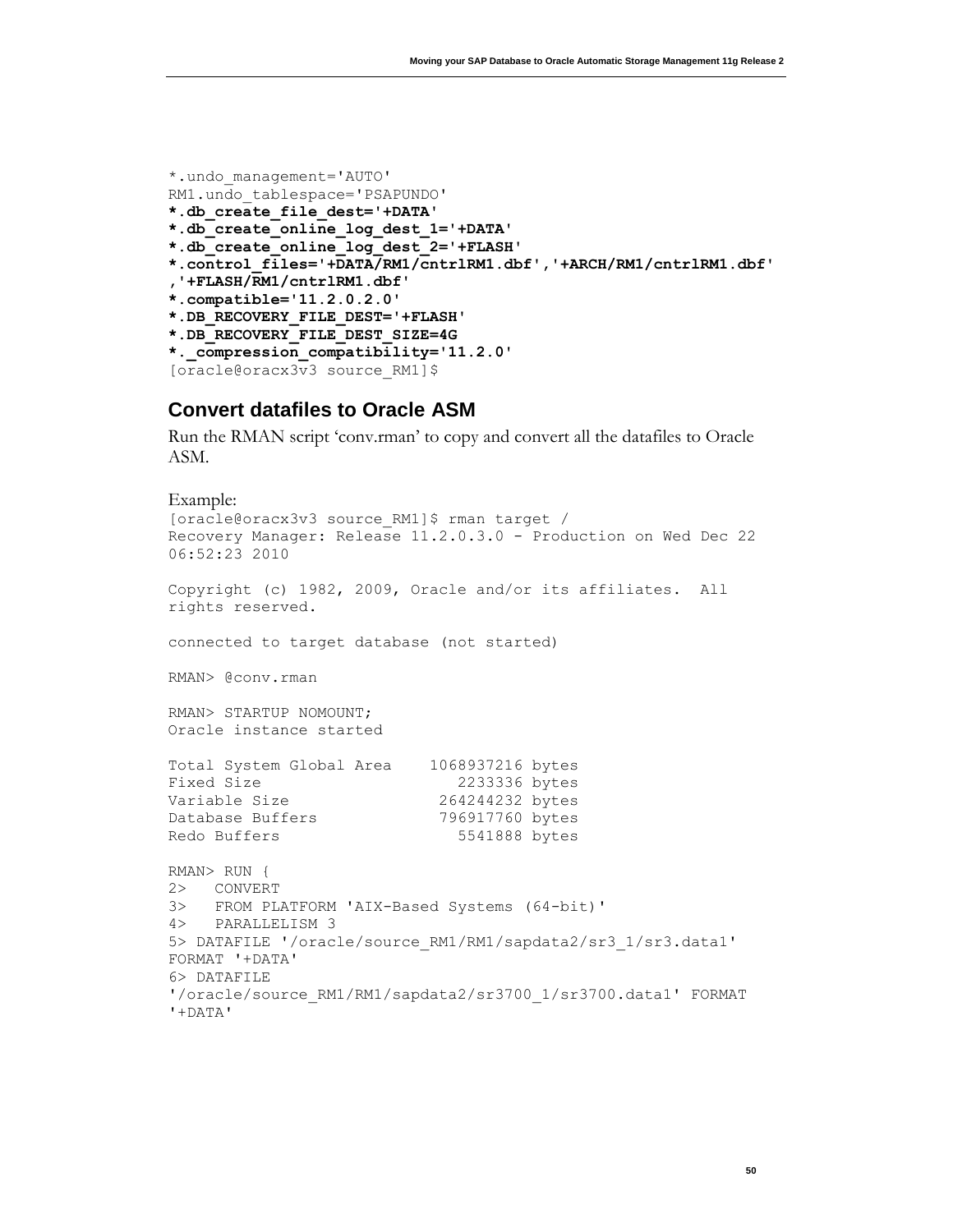```
*.undo_management='AUTO'
RM1.undo_tablespace='PSAPUNDO'
*.db_create_file_dest='+DATA'
*.db_create_online_log_dest_1='+DATA'
*.db_create_online_log_dest_2='+FLASH'
*.control_files='+DATA/RM1/cntrlRM1.dbf','+ARCH/RM1/cntrlRM1.dbf'
,'+FLASH/RM1/cntrlRM1.dbf'
*.compatible='11.2.0.2.0'
*.DB_RECOVERY_FILE_DEST='+FLASH'
*.DB_RECOVERY_FILE_DEST_SIZE=4G
*._compression_compatibility='11.2.0'
[oracle@oracx3v3 source_RM1]$
```

## Convert datafiles to Oracle ASM

Run the RMAN script 'conv.rman' to copy and convert all the datafiles to Oracle ASM.

Example:

```
[oracle@oracx3v3 source_RM1]$ rman target /
Recovery Manager: Release 11.2.0.3.0 - Production on Wed Dec 22
06:52:23 2010

Copyright (c) 1982, 2009, Oracle and/or its affiliates.  All
rights reserved.

connected to target database (not started)

RMAN> @conv.rman

RMAN> STARTUP NOMOUNT;
Oracle instance started

Total System Global Area    1068937216 bytes
Fixed Size                     2233336 bytes
Variable Size                264244232 bytes
Database Buffers             796917760 bytes
Redo Buffers                   5541888 bytes

RMAN> RUN {
2>   CONVERT
3>   FROM PLATFORM 'AIX-Based Systems (64-bit)'
4>   PARALLELISM 3
5> DATAFILE '/oracle/source_RM1/RM1/sapdata2/sr3_1/sr3.data1'
FORMAT '+DATA'
6> DATAFILE
'/oracle/source_RM1/RM1/sapdata2/sr3700_1/sr3700.data1' FORMAT
'+DATA'
```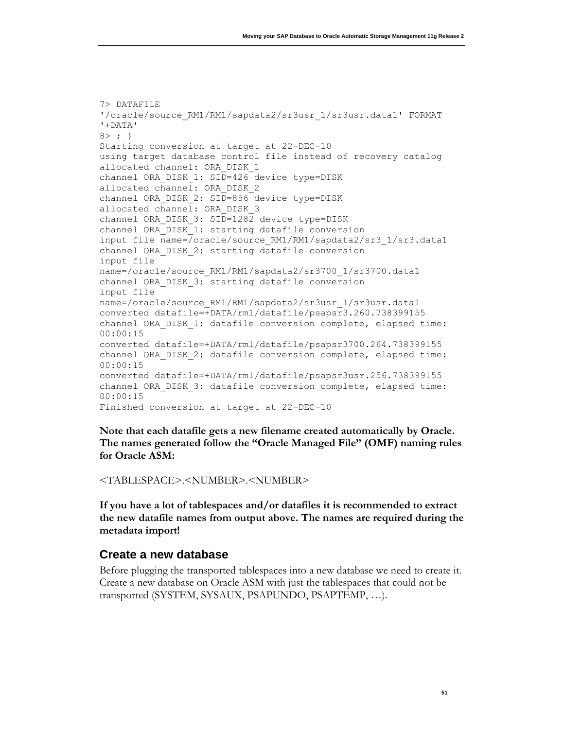```
7> DATAFILE
'/oracle/source_RM1/RM1/sapdata2/sr3usr_1/sr3usr.data1' FORMAT
'+DATA'
8> ; }
Starting conversion at target at 22-DEC-10
using target database control file instead of recovery catalog
allocated channel: ORA_DISK_1
channel ORA_DISK_1: SID=426 device type=DISK
allocated channel: ORA_DISK_2
channel ORA_DISK_2: SID=856 device type=DISK
allocated channel: ORA_DISK_3
channel ORA_DISK_3: SID=1282 device type=DISK
channel ORA_DISK_1: starting datafile conversion
input file name=/oracle/source_RM1/RM1/sapdata2/sr3_1/sr3.data1
channel ORA_DISK_2: starting datafile conversion
input file
name=/oracle/source_RM1/RM1/sapdata2/sr3700_1/sr3700.data1
channel ORA_DISK_3: starting datafile conversion
input file
name=/oracle/source_RM1/RM1/sapdata2/sr3usr_1/sr3usr.data1
converted datafile=+DATA/rm1/datafile/psapsr3.260.738399155
channel ORA_DISK_1: datafile conversion complete, elapsed time:
00:00:15
converted datafile=+DATA/rm1/datafile/psapsr3700.264.738399155
channel ORA_DISK_2: datafile conversion complete, elapsed time:
00:00:15
converted datafile=+DATA/rm1/datafile/psapsr3usr.256.738399155
channel ORA_DISK_3: datafile conversion complete, elapsed time:
00:00:15
Finished conversion at target at 22-DEC-10
```

**Note that each datafile gets a new filename created automatically by Oracle. The names generated follow the "Oracle Managed File" (OMF) naming rules for Oracle ASM:**

<TABLESPACE>.<NUMBER>.<NUMBER>

**If you have a lot of tablespaces and/or datafiles it is recommended to extract the new datafile names from output above. The names are required during the metadata import!**

## Create a new database

Before plugging the transported tablespaces into a new database we need to create it. Create a new database on Oracle ASM with just the tablespaces that could not be transported (SYSTEM, SYSAUX, PSAPUNDO, PSAPTEMP, …).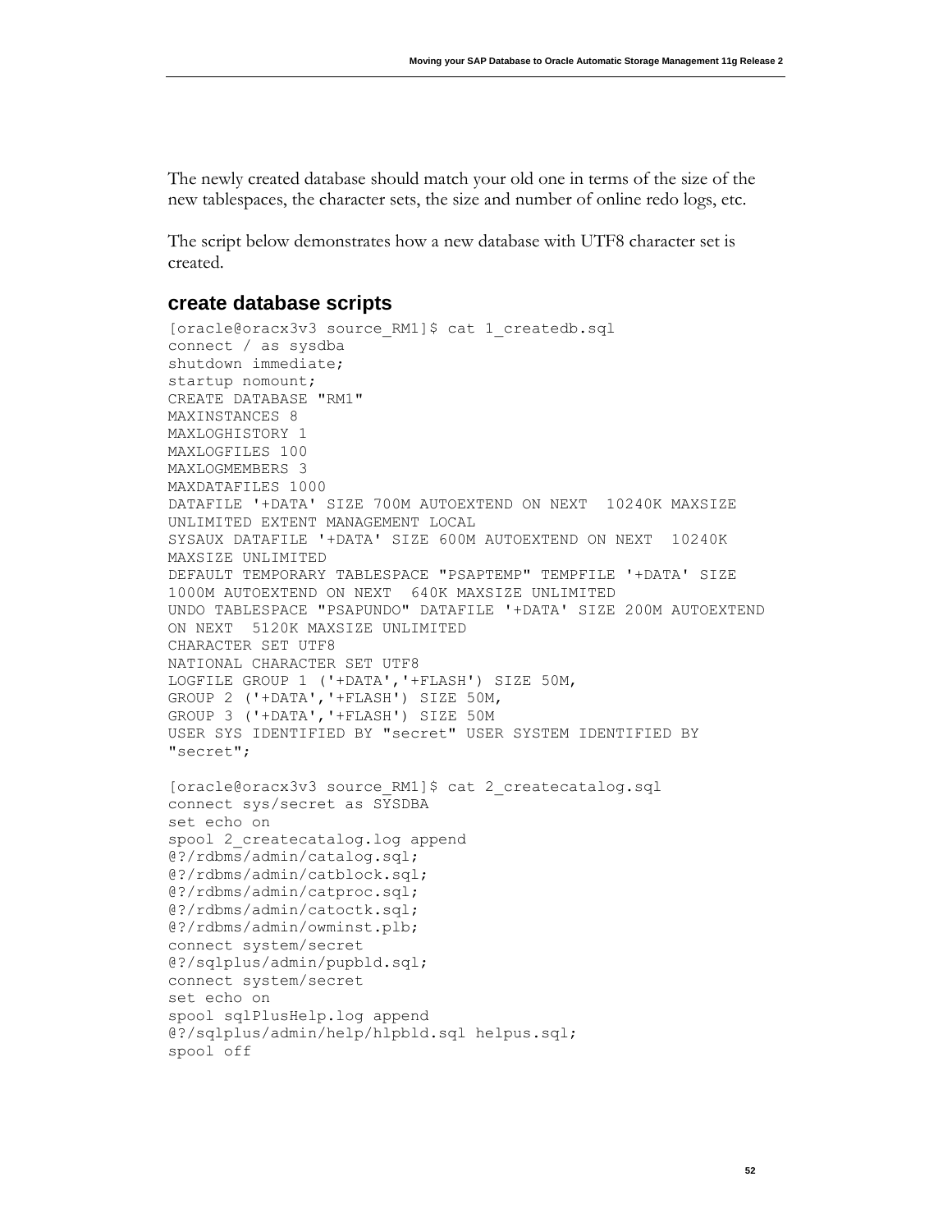The newly created database should match your old one in terms of the size of the new tablespaces, the character sets, the size and number of online redo logs, etc.

The script below demonstrates how a new database with UTF8 character set is created.

## create database scripts

```
[oracle@oracx3v3 source_RM1]$ cat 1_createdb.sql
connect / as sysdba
shutdown immediate;
startup nomount;
CREATE DATABASE "RM1"
MAXINSTANCES 8
MAXLOGHISTORY 1
MAXLOGFILES 100
MAXLOGMEMBERS 3
MAXDATAFILES 1000
DATAFILE '+DATA' SIZE 700M AUTOEXTEND ON NEXT  10240K MAXSIZE
UNLIMITED EXTENT MANAGEMENT LOCAL
SYSAUX DATAFILE '+DATA' SIZE 600M AUTOEXTEND ON NEXT  10240K
MAXSIZE UNLIMITED
DEFAULT TEMPORARY TABLESPACE "PSAPTEMP" TEMPFILE '+DATA' SIZE
1000M AUTOEXTEND ON NEXT  640K MAXSIZE UNLIMITED
UNDO TABLESPACE "PSAPUNDO" DATAFILE '+DATA' SIZE 200M AUTOEXTEND
ON NEXT  5120K MAXSIZE UNLIMITED
CHARACTER SET UTF8
NATIONAL CHARACTER SET UTF8
LOGFILE GROUP 1 ('+DATA','+FLASH') SIZE 50M,
GROUP 2 ('+DATA','+FLASH') SIZE 50M,
GROUP 3 ('+DATA','+FLASH') SIZE 50M
USER SYS IDENTIFIED BY "secret" USER SYSTEM IDENTIFIED BY
"secret";

[oracle@oracx3v3 source_RM1]$ cat 2_createcatalog.sql
connect sys/secret as SYSDBA
set echo on
spool 2_createcatalog.log append
@?/rdbms/admin/catalog.sql;
@?/rdbms/admin/catblock.sql;
@?/rdbms/admin/catproc.sql;
@?/rdbms/admin/catoctk.sql;
@?/rdbms/admin/owminst.plb;
connect system/secret
@?/sqlplus/admin/pupbld.sql;
connect system/secret
set echo on
spool sqlPlusHelp.log append
@?/sqlplus/admin/help/hlpbld.sql helpus.sql;
spool off
```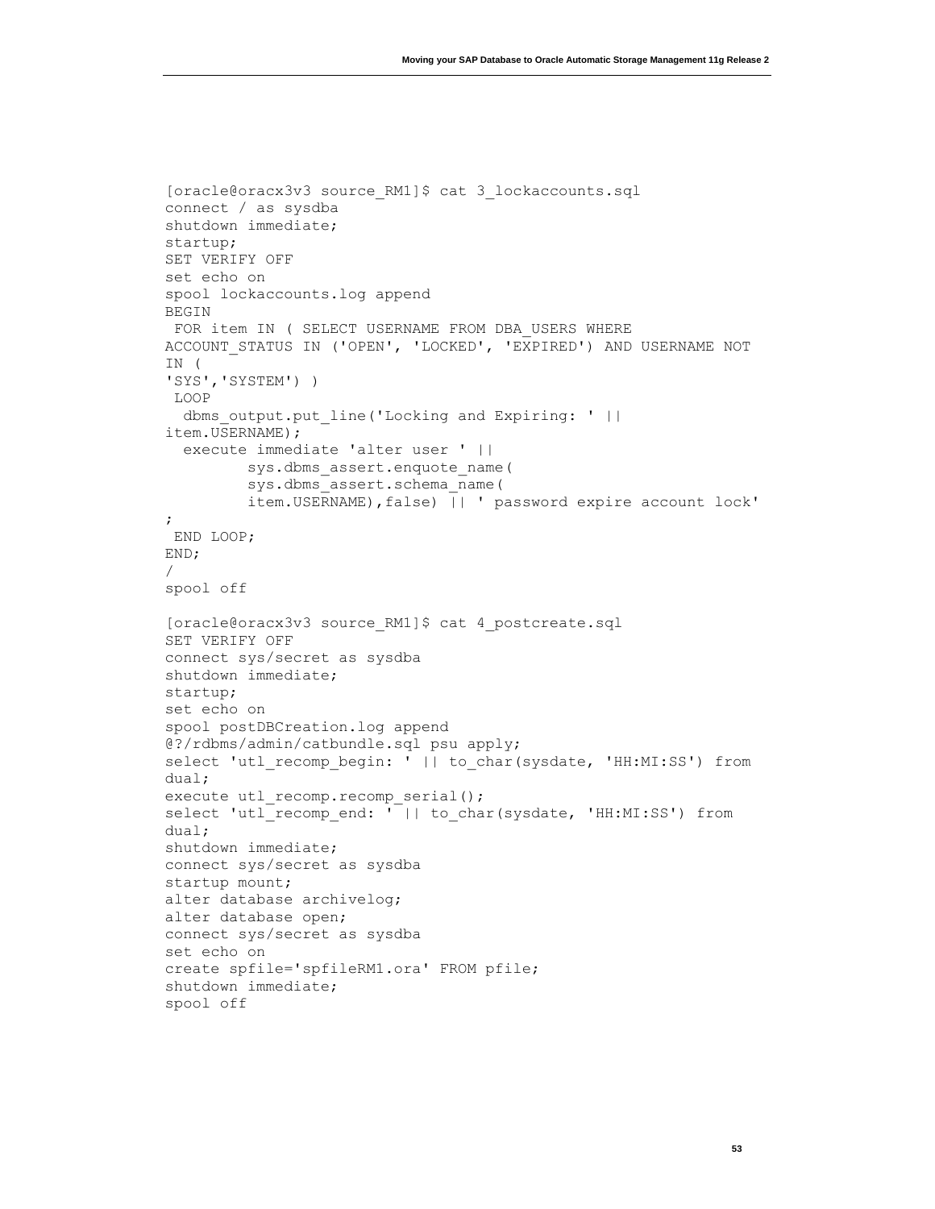```
[oracle@oracx3v3 source_RM1]$ cat 3_lockaccounts.sql
connect / as sysdba
shutdown immediate;
startup;
SET VERIFY OFF
set echo on
spool lockaccounts.log append
BEGIN
 FOR item IN ( SELECT USERNAME FROM DBA_USERS WHERE
ACCOUNT_STATUS IN ('OPEN', 'LOCKED', 'EXPIRED') AND USERNAME NOT
IN (
'SYS','SYSTEM') )
 LOOP
  dbms_output.put_line('Locking and Expiring: ' ||
item.USERNAME);
  execute immediate 'alter user ' ||
         sys.dbms_assert.enquote_name(
         sys.dbms_assert.schema_name(
         item.USERNAME),false) || ' password expire account lock'
;
 END LOOP;
END;
/
spool off

[oracle@oracx3v3 source_RM1]$ cat 4_postcreate.sql
SET VERIFY OFF
connect sys/secret as sysdba
shutdown immediate;
startup;
set echo on
spool postDBCreation.log append
@?/rdbms/admin/catbundle.sql psu apply;
select 'utl_recomp_begin: ' || to_char(sysdate, 'HH:MI:SS') from
dual;
execute utl_recomp.recomp_serial();
select 'utl_recomp_end: ' || to_char(sysdate, 'HH:MI:SS') from
dual;
shutdown immediate;
connect sys/secret as sysdba
startup mount;
alter database archivelog;
alter database open;
connect sys/secret as sysdba
set echo on
create spfile='spfileRM1.ora' FROM pfile;
shutdown immediate;
spool off
```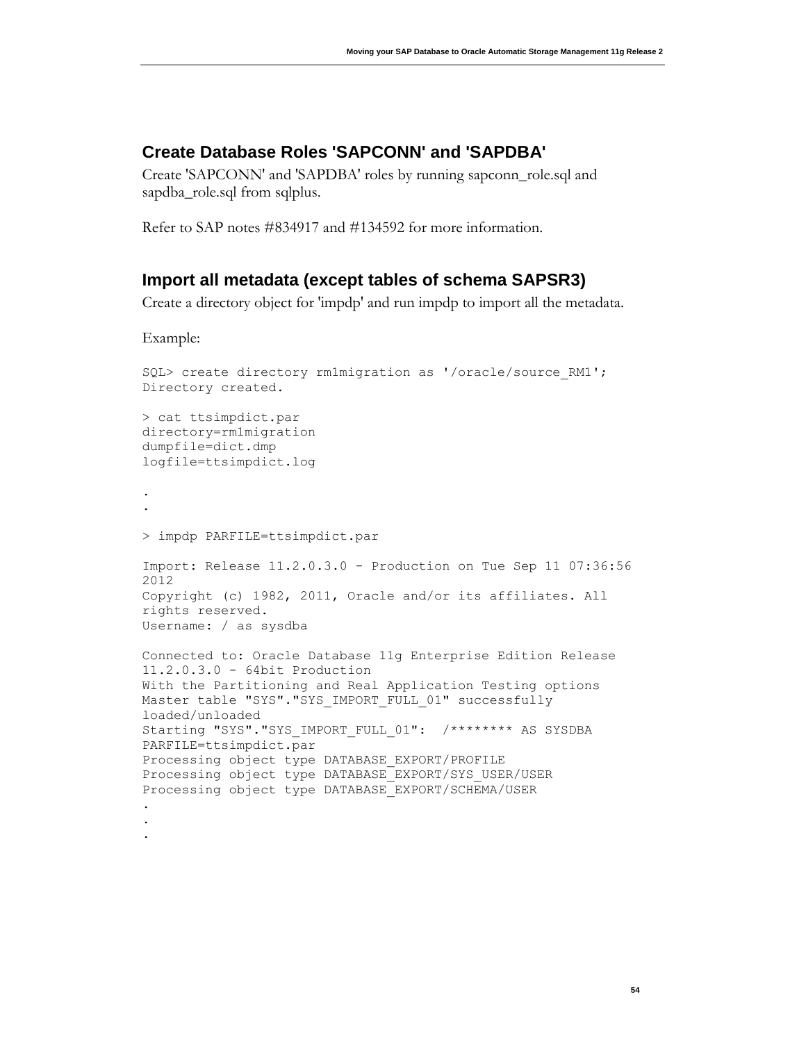## Create Database Roles 'SAPCONN' and 'SAPDBA'

Create 'SAPCONN' and 'SAPDBA' roles by running sapconn_role.sql and sapdba_role.sql from sqlplus.

Refer to SAP notes #834917 and #134592 for more information.

## Import all metadata (except tables of schema SAPSR3)

Create a directory object for 'impdp' and run impdp to import all the metadata.

Example:

```
SQL> create directory rm1migration as '/oracle/source_RM1';
Directory created.

> cat ttsimpdict.par
directory=rm1migration
dumpfile=dict.dmp
logfile=ttsimpdict.log

.
.

> impdp PARFILE=ttsimpdict.par

Import: Release 11.2.0.3.0 - Production on Tue Sep 11 07:36:56
2012
Copyright (c) 1982, 2011, Oracle and/or its affiliates. All
rights reserved.
Username: / as sysdba

Connected to: Oracle Database 11g Enterprise Edition Release
11.2.0.3.0 - 64bit Production
With the Partitioning and Real Application Testing options
Master table "SYS"."SYS_IMPORT_FULL_01" successfully
loaded/unloaded
Starting "SYS"."SYS_IMPORT_FULL_01":  /******** AS SYSDBA
PARFILE=ttsimpdict.par
Processing object type DATABASE_EXPORT/PROFILE
Processing object type DATABASE_EXPORT/SYS_USER/USER
Processing object type DATABASE_EXPORT/SCHEMA/USER
.
.
.
```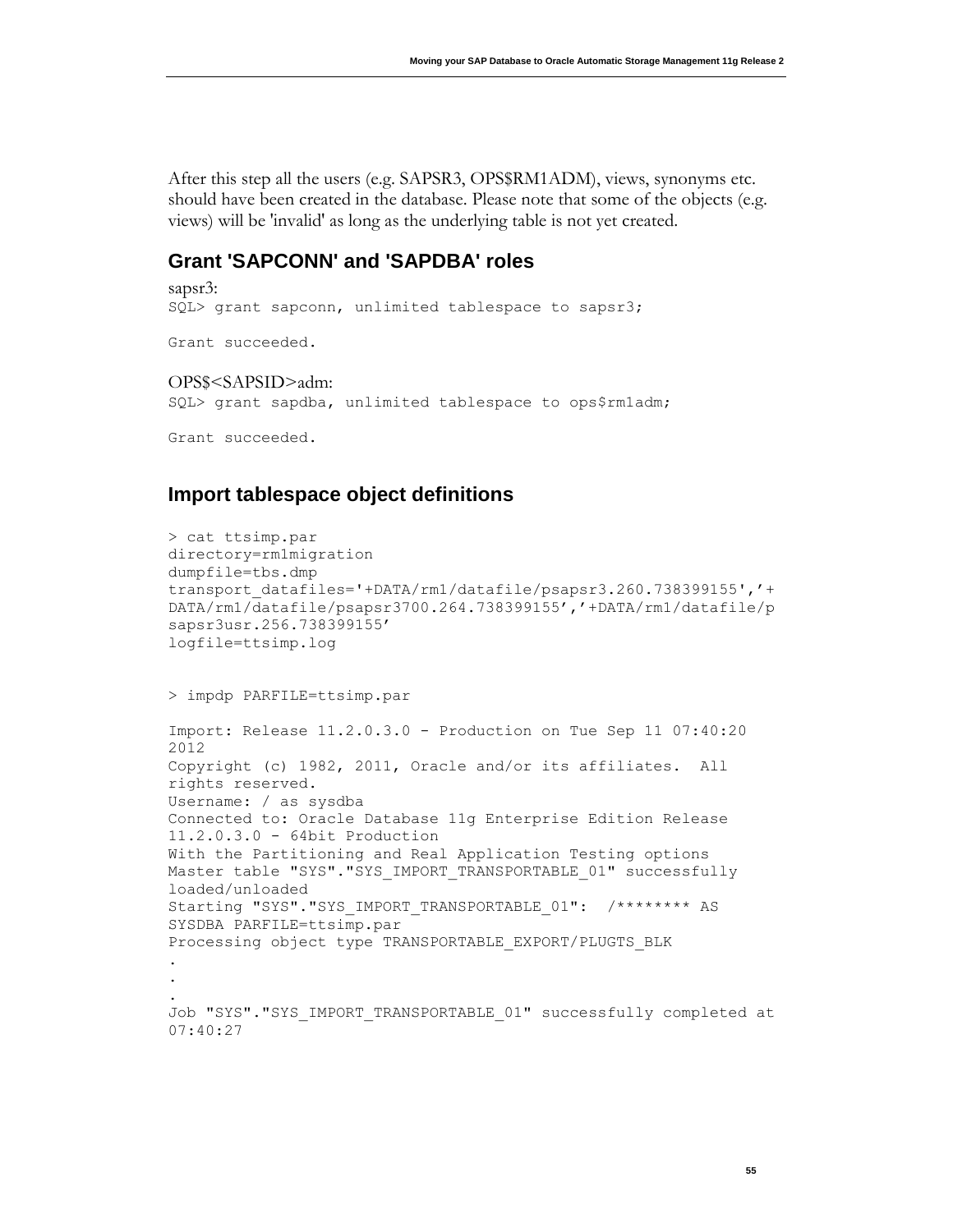After this step all the users (e.g. SAPSR3, OPS$RM1ADM), views, synonyms etc. should have been created in the database. Please note that some of the objects (e.g. views) will be 'invalid' as long as the underlying table is not yet created.

## Grant 'SAPCONN' and 'SAPDBA' roles

sapsr3:

```
SQL> grant sapconn, unlimited tablespace to sapsr3;

Grant succeeded.
```

OPS$<SAPSID>adm:

```
SQL> grant sapdba, unlimited tablespace to ops$rm1adm;

Grant succeeded.
```

## Import tablespace object definitions

```
> cat ttsimp.par
directory=rm1migration
dumpfile=tbs.dmp
transport_datafiles='+DATA/rm1/datafile/psapsr3.260.738399155',’+
DATA/rm1/datafile/psapsr3700.264.738399155’,’+DATA/rm1/datafile/p
sapsr3usr.256.738399155’
logfile=ttsimp.log


> impdp PARFILE=ttsimp.par

Import: Release 11.2.0.3.0 - Production on Tue Sep 11 07:40:20
2012
Copyright (c) 1982, 2011, Oracle and/or its affiliates.  All
rights reserved.
Username: / as sysdba
Connected to: Oracle Database 11g Enterprise Edition Release
11.2.0.3.0 - 64bit Production
With the Partitioning and Real Application Testing options
Master table "SYS"."SYS_IMPORT_TRANSPORTABLE_01" successfully
loaded/unloaded
Starting "SYS"."SYS_IMPORT_TRANSPORTABLE_01":  /******** AS
SYSDBA PARFILE=ttsimp.par
Processing object type TRANSPORTABLE_EXPORT/PLUGTS_BLK
.
.
.
Job "SYS"."SYS_IMPORT_TRANSPORTABLE_01" successfully completed at
07:40:27
```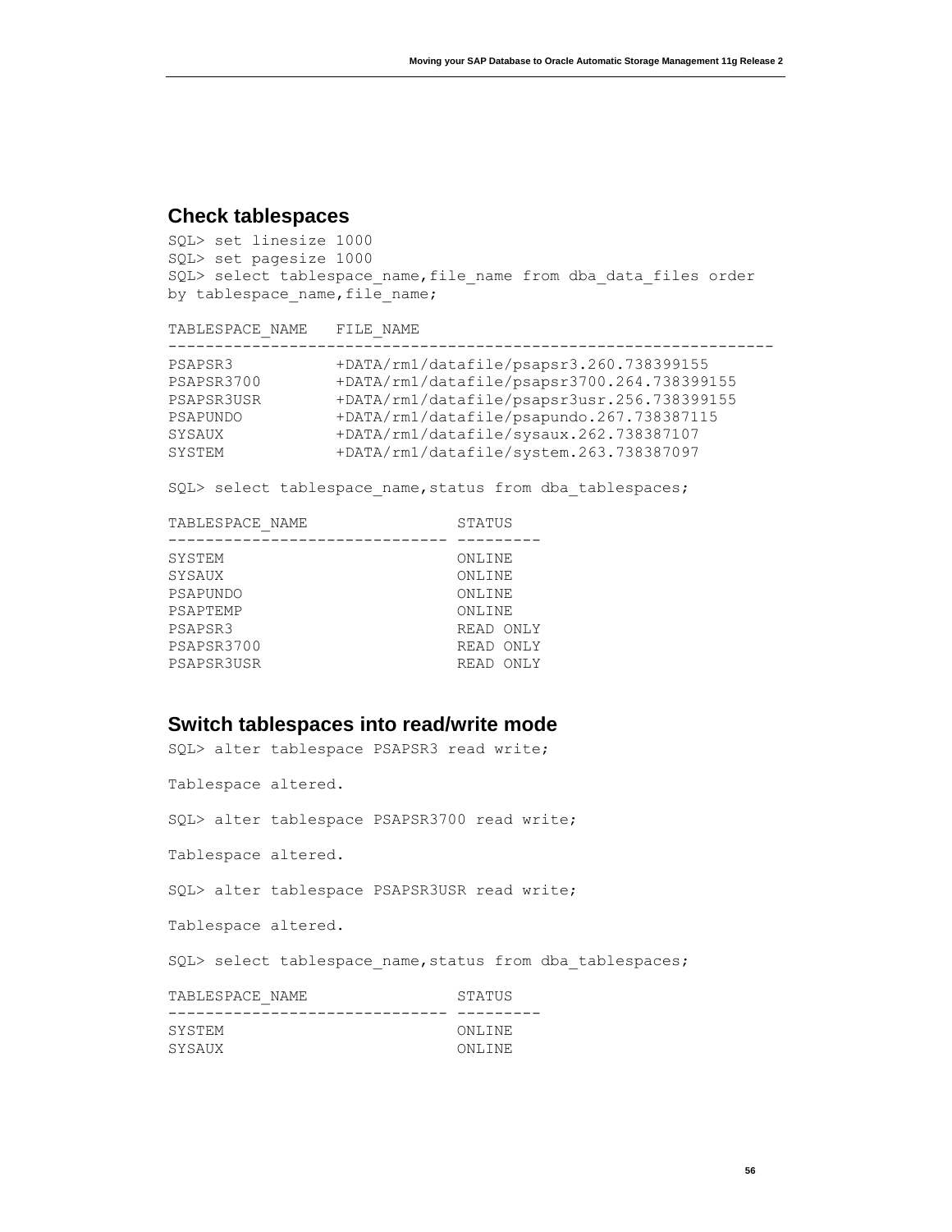## Check tablespaces

```
SQL> set linesize 1000
SQL> set pagesize 1000
SQL> select tablespace_name,file_name from dba_data_files order
by tablespace_name,file_name;

TABLESPACE_NAME   FILE_NAME
------------------------------------------------------------------
PSAPSR3           +DATA/rm1/datafile/psapsr3.260.738399155
PSAPSR3700        +DATA/rm1/datafile/psapsr3700.264.738399155
PSAPSR3USR        +DATA/rm1/datafile/psapsr3usr.256.738399155
PSAPUNDO          +DATA/rm1/datafile/psapundo.267.738387115
SYSAUX            +DATA/rm1/datafile/sysaux.262.738387107
SYSTEM            +DATA/rm1/datafile/system.263.738387097

SQL> select tablespace_name,status from dba_tablespaces;

TABLESPACE_NAME                STATUS
------------------------------ ---------
SYSTEM                         ONLINE
SYSAUX                         ONLINE
PSAPUNDO                       ONLINE
PSAPTEMP                       ONLINE
PSAPSR3                        READ ONLY
PSAPSR3700                     READ ONLY
PSAPSR3USR                     READ ONLY
```

## Switch tablespaces into read/write mode

```
SQL> alter tablespace PSAPSR3 read write;

Tablespace altered.

SQL> alter tablespace PSAPSR3700 read write;

Tablespace altered.

SQL> alter tablespace PSAPSR3USR read write;

Tablespace altered.

SQL> select tablespace_name,status from dba_tablespaces;

TABLESPACE_NAME                STATUS
------------------------------ ---------
SYSTEM                         ONLINE
SYSAUX                         ONLINE
```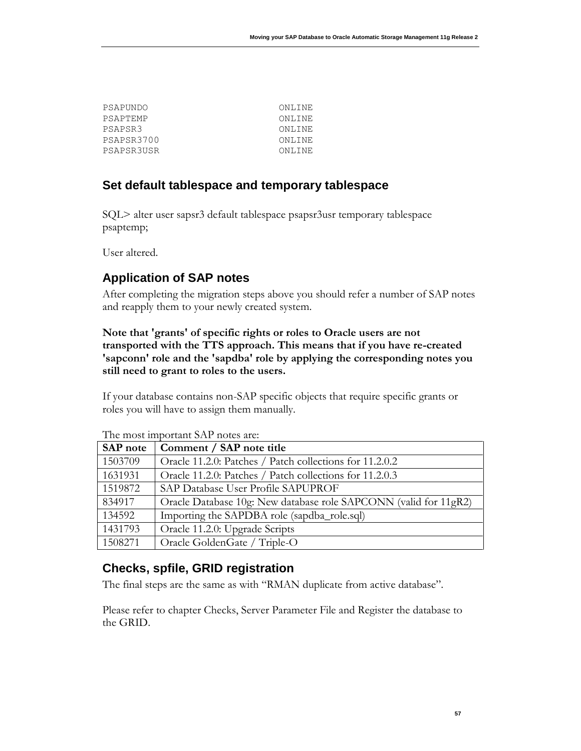```
PSAPUNDO                      ONLINE
PSAPTEMP                      ONLINE
PSAPSR3                       ONLINE
PSAPSR3700                    ONLINE
PSAPSR3USR                    ONLINE
```

## Set default tablespace and temporary tablespace

SQL> alter user sapsr3 default tablespace psapsr3usr temporary tablespace psaptemp;

User altered.

## Application of SAP notes

After completing the migration steps above you should refer a number of SAP notes and reapply them to your newly created system.

**Note that 'grants' of specific rights or roles to Oracle users are not transported with the TTS approach. This means that if you have re-created 'sapconn' role and the 'sapdba' role by applying the corresponding notes you still need to grant to roles to the users.**

If your database contains non-SAP specific objects that require specific grants or roles you will have to assign them manually.

The most important SAP notes are:

| SAP note | Comment / SAP note title |
|---|---|
| 1503709 | Oracle 11.2.0: Patches / Patch collections for 11.2.0.2 |
| 1631931 | Oracle 11.2.0: Patches / Patch collections for 11.2.0.3 |
| 1519872 | SAP Database User Profile SAPUPROF |
| 834917 | Oracle Database 10g: New database role SAPCONN (valid for 11gR2) |
| 134592 | Importing the SAPDBA role (sapdba_role.sql) |
| 1431793 | Oracle 11.2.0: Upgrade Scripts |
| 1508271 | Oracle GoldenGate / Triple-O |

## Checks, spfile, GRID registration

The final steps are the same as with “RMAN duplicate from active database”.

Please refer to chapter Checks, Server Parameter File and Register the database to the GRID.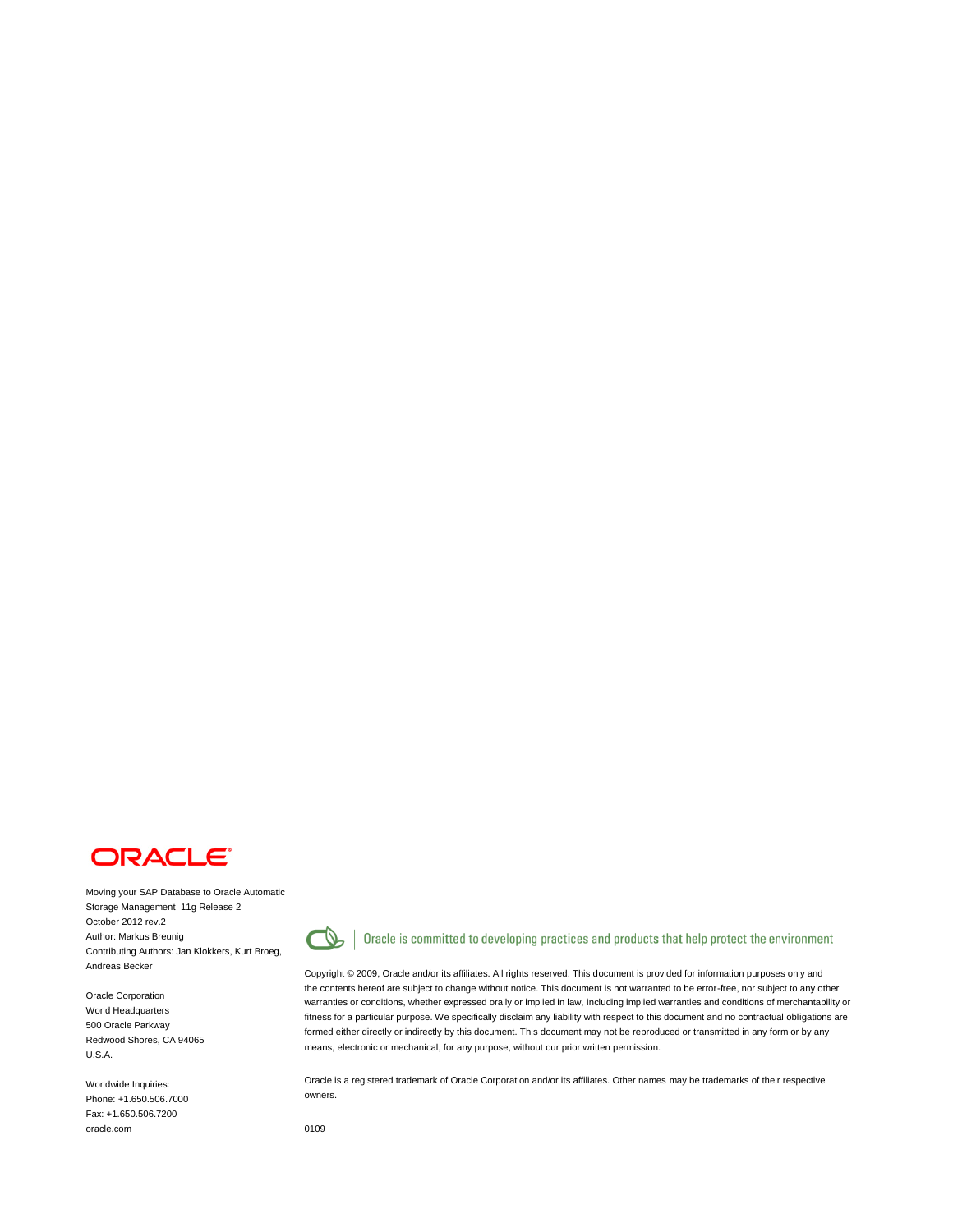ORACLE

Moving your SAP Database to Oracle Automatic Storage Management 11g Release 2
October 2012 rev.2
Author: Markus Breunig
Contributing Authors: Jan Klokkers, Kurt Broeg, Andreas Becker

Oracle Corporation
World Headquarters
500 Oracle Parkway
Redwood Shores, CA 94065
U.S.A.

Worldwide Inquiries:
Phone: +1.650.506.7000
Fax: +1.650.506.7200
oracle.com

Oracle is committed to developing practices and products that help protect the environment

Copyright © 2009, Oracle and/or its affiliates. All rights reserved. This document is provided for information purposes only and the contents hereof are subject to change without notice. This document is not warranted to be error-free, nor subject to any other warranties or conditions, whether expressed orally or implied in law, including implied warranties and conditions of merchantability or fitness for a particular purpose. We specifically disclaim any liability with respect to this document and no contractual obligations are formed either directly or indirectly by this document. This document may not be reproduced or transmitted in any form or by any means, electronic or mechanical, for any purpose, without our prior written permission.

Oracle is a registered trademark of Oracle Corporation and/or its affiliates. Other names may be trademarks of their respective owners.

0109